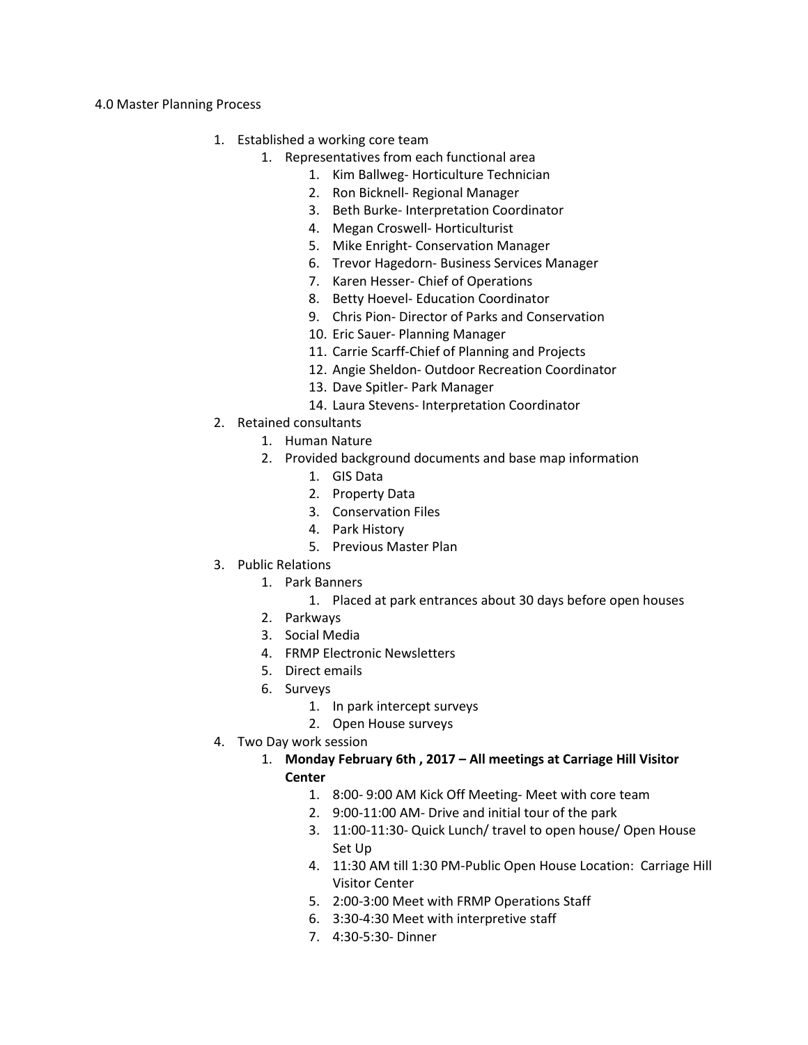4.0 Master Planning Process

1. Established a working core team
    1. Representatives from each functional area
        1. Kim Ballweg- Horticulture Technician
        2. Ron Bicknell- Regional Manager
        3. Beth Burke- Interpretation Coordinator
        4. Megan Croswell- Horticulturist
        5. Mike Enright- Conservation Manager
        6. Trevor Hagedorn- Business Services Manager
        7. Karen Hesser- Chief of Operations
        8. Betty Hoevel- Education Coordinator
        9. Chris Pion- Director of Parks and Conservation
        10. Eric Sauer- Planning Manager
        11. Carrie Scarff-Chief of Planning and Projects
        12. Angie Sheldon- Outdoor Recreation Coordinator
        13. Dave Spitler- Park Manager
        14. Laura Stevens- Interpretation Coordinator
2. Retained consultants
    1. Human Nature
    2. Provided background documents and base map information
        1. GIS Data
        2. Property Data
        3. Conservation Files
        4. Park History
        5. Previous Master Plan
3. Public Relations
    1. Park Banners
        1. Placed at park entrances about 30 days before open houses
    2. Parkways
    3. Social Media
    4. FRMP Electronic Newsletters
    5. Direct emails
    6. Surveys
        1. In park intercept surveys
        2. Open House surveys
4. Two Day work session
    1. **Monday February 6th , 2017 – All meetings at Carriage Hill Visitor Center**
        1. 8:00- 9:00 AM Kick Off Meeting- Meet with core team
        2. 9:00-11:00 AM- Drive and initial tour of the park
        3. 11:00-11:30- Quick Lunch/ travel to open house/ Open House Set Up
        4. 11:30 AM till 1:30 PM-Public Open House Location: Carriage Hill Visitor Center
        5. 2:00-3:00 Meet with FRMP Operations Staff
        6. 3:30-4:30 Meet with interpretive staff
        7. 4:30-5:30- Dinner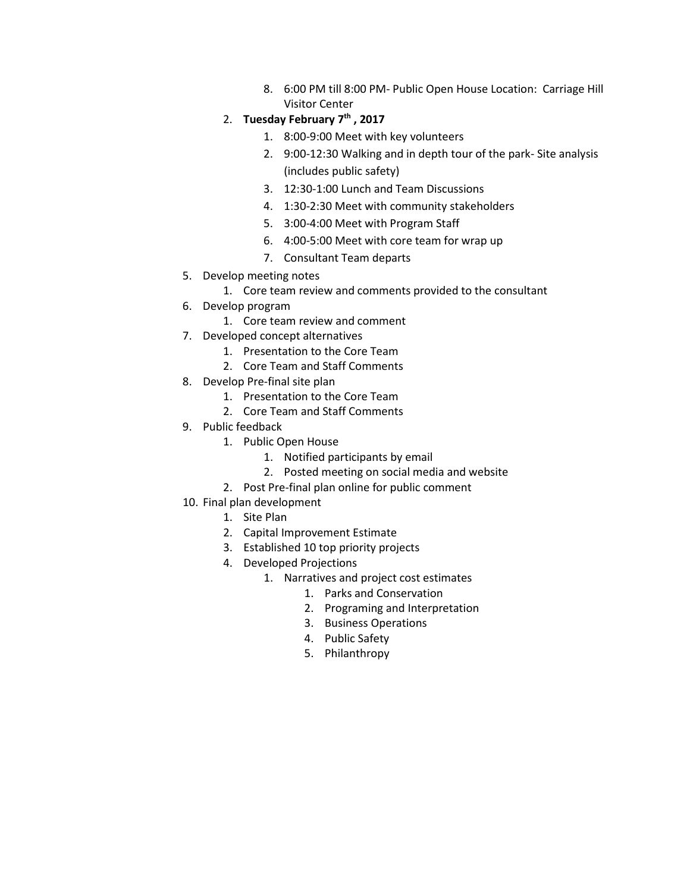8. 6:00 PM till 8:00 PM- Public Open House Location: Carriage Hill Visitor Center
    2. **Tuesday February 7th , 2017**
        1. 8:00-9:00 Meet with key volunteers
        2. 9:00-12:30 Walking and in depth tour of the park- Site analysis (includes public safety)
        3. 12:30-1:00 Lunch and Team Discussions
        4. 1:30-2:30 Meet with community stakeholders
        5. 3:00-4:00 Meet with Program Staff
        6. 4:00-5:00 Meet with core team for wrap up
        7. Consultant Team departs

5. Develop meeting notes
    1. Core team review and comments provided to the consultant
6. Develop program
    1. Core team review and comment
7. Developed concept alternatives
    1. Presentation to the Core Team
    2. Core Team and Staff Comments
8. Develop Pre-final site plan
    1. Presentation to the Core Team
    2. Core Team and Staff Comments
9. Public feedback
    1. Public Open House
        1. Notified participants by email
        2. Posted meeting on social media and website
    2. Post Pre-final plan online for public comment
10. Final plan development
    1. Site Plan
    2. Capital Improvement Estimate
    3. Established 10 top priority projects
    4. Developed Projections
        1. Narratives and project cost estimates
            1. Parks and Conservation
            2. Programing and Interpretation
            3. Business Operations
            4. Public Safety
            5. Philanthropy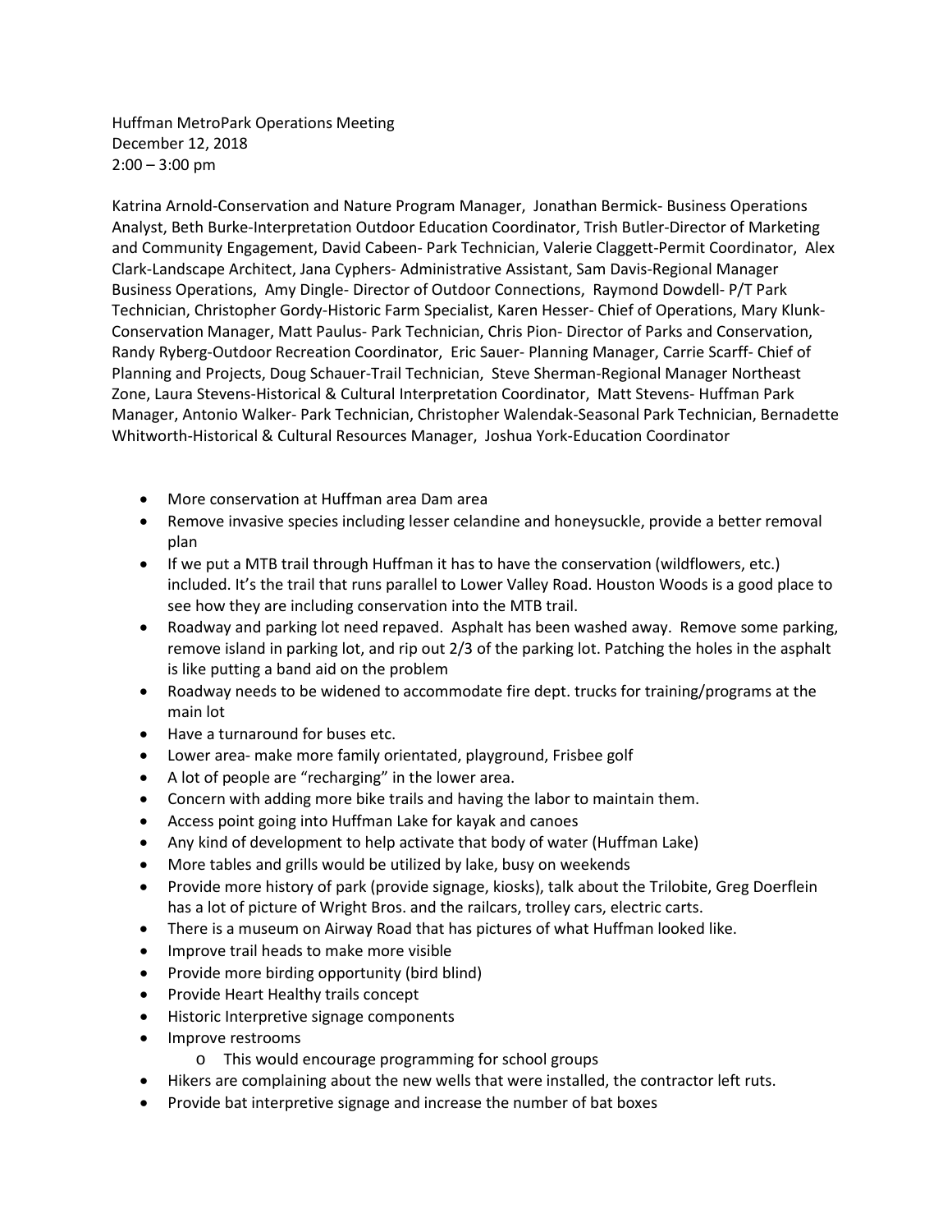Huffman MetroPark Operations Meeting
December 12, 2018
2:00 – 3:00 pm

Katrina Arnold-Conservation and Nature Program Manager, Jonathan Bermick- Business Operations Analyst, Beth Burke-Interpretation Outdoor Education Coordinator, Trish Butler-Director of Marketing and Community Engagement, David Cabeen- Park Technician, Valerie Claggett-Permit Coordinator, Alex Clark-Landscape Architect, Jana Cyphers- Administrative Assistant, Sam Davis-Regional Manager Business Operations, Amy Dingle- Director of Outdoor Connections, Raymond Dowdell- P/T Park Technician, Christopher Gordy-Historic Farm Specialist, Karen Hesser- Chief of Operations, Mary Klunk-Conservation Manager, Matt Paulus- Park Technician, Chris Pion- Director of Parks and Conservation, Randy Ryberg-Outdoor Recreation Coordinator, Eric Sauer- Planning Manager, Carrie Scarff- Chief of Planning and Projects, Doug Schauer-Trail Technician, Steve Sherman-Regional Manager Northeast Zone, Laura Stevens-Historical & Cultural Interpretation Coordinator, Matt Stevens- Huffman Park Manager, Antonio Walker- Park Technician, Christopher Walendak-Seasonal Park Technician, Bernadette Whitworth-Historical & Cultural Resources Manager, Joshua York-Education Coordinator

- More conservation at Huffman area Dam area
- Remove invasive species including lesser celandine and honeysuckle, provide a better removal plan
- If we put a MTB trail through Huffman it has to have the conservation (wildflowers, etc.) included. It's the trail that runs parallel to Lower Valley Road. Houston Woods is a good place to see how they are including conservation into the MTB trail.
- Roadway and parking lot need repaved. Asphalt has been washed away. Remove some parking, remove island in parking lot, and rip out 2/3 of the parking lot. Patching the holes in the asphalt is like putting a band aid on the problem
- Roadway needs to be widened to accommodate fire dept. trucks for training/programs at the main lot
- Have a turnaround for buses etc.
- Lower area- make more family orientated, playground, Frisbee golf
- A lot of people are "recharging" in the lower area.
- Concern with adding more bike trails and having the labor to maintain them.
- Access point going into Huffman Lake for kayak and canoes
- Any kind of development to help activate that body of water (Huffman Lake)
- More tables and grills would be utilized by lake, busy on weekends
- Provide more history of park (provide signage, kiosks), talk about the Trilobite, Greg Doerflein has a lot of picture of Wright Bros. and the railcars, trolley cars, electric carts.
- There is a museum on Airway Road that has pictures of what Huffman looked like.
- Improve trail heads to make more visible
- Provide more birding opportunity (bird blind)
- Provide Heart Healthy trails concept
- Historic Interpretive signage components
- Improve restrooms
  - This would encourage programming for school groups
- Hikers are complaining about the new wells that were installed, the contractor left ruts.
- Provide bat interpretive signage and increase the number of bat boxes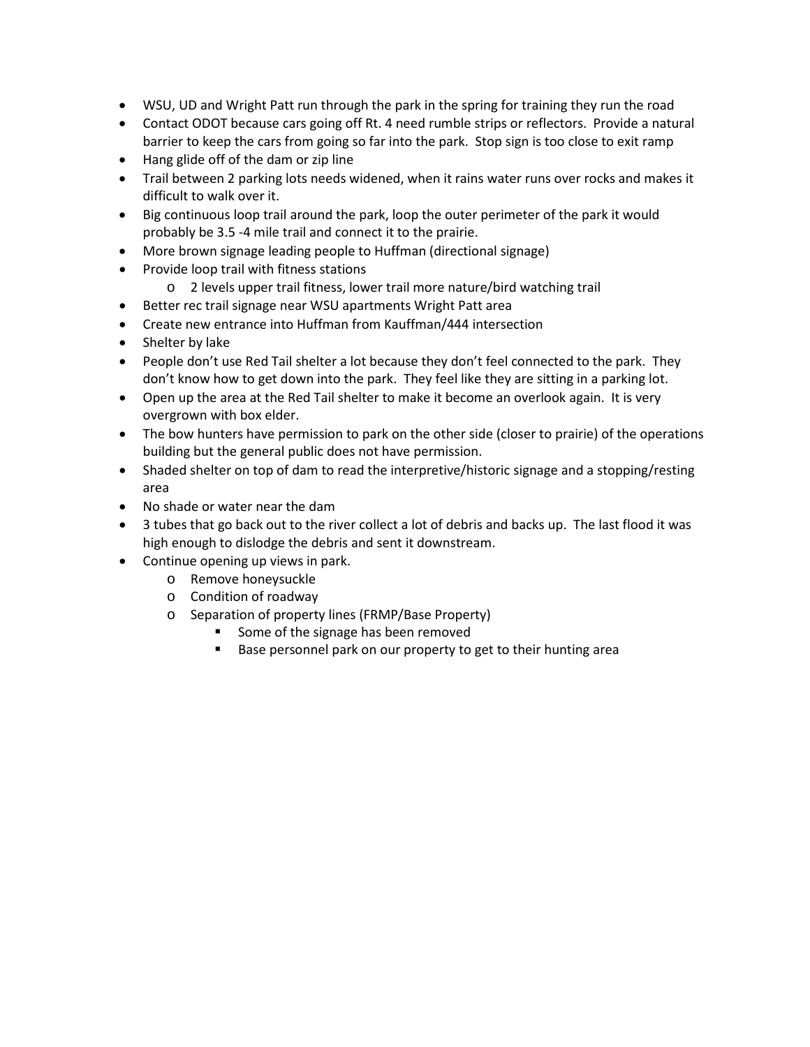- WSU, UD and Wright Patt run through the park in the spring for training they run the road
- Contact ODOT because cars going off Rt. 4 need rumble strips or reflectors. Provide a natural barrier to keep the cars from going so far into the park. Stop sign is too close to exit ramp
- Hang glide off of the dam or zip line
- Trail between 2 parking lots needs widened, when it rains water runs over rocks and makes it difficult to walk over it.
- Big continuous loop trail around the park, loop the outer perimeter of the park it would probably be 3.5 -4 mile trail and connect it to the prairie.
- More brown signage leading people to Huffman (directional signage)
- Provide loop trail with fitness stations
  - 2 levels upper trail fitness, lower trail more nature/bird watching trail
- Better rec trail signage near WSU apartments Wright Patt area
- Create new entrance into Huffman from Kauffman/444 intersection
- Shelter by lake
- People don't use Red Tail shelter a lot because they don't feel connected to the park. They don't know how to get down into the park. They feel like they are sitting in a parking lot.
- Open up the area at the Red Tail shelter to make it become an overlook again. It is very overgrown with box elder.
- The bow hunters have permission to park on the other side (closer to prairie) of the operations building but the general public does not have permission.
- Shaded shelter on top of dam to read the interpretive/historic signage and a stopping/resting area
- No shade or water near the dam
- 3 tubes that go back out to the river collect a lot of debris and backs up. The last flood it was high enough to dislodge the debris and sent it downstream.
- Continue opening up views in park.
  - Remove honeysuckle
  - Condition of roadway
  - Separation of property lines (FRMP/Base Property)
    - Some of the signage has been removed
    - Base personnel park on our property to get to their hunting area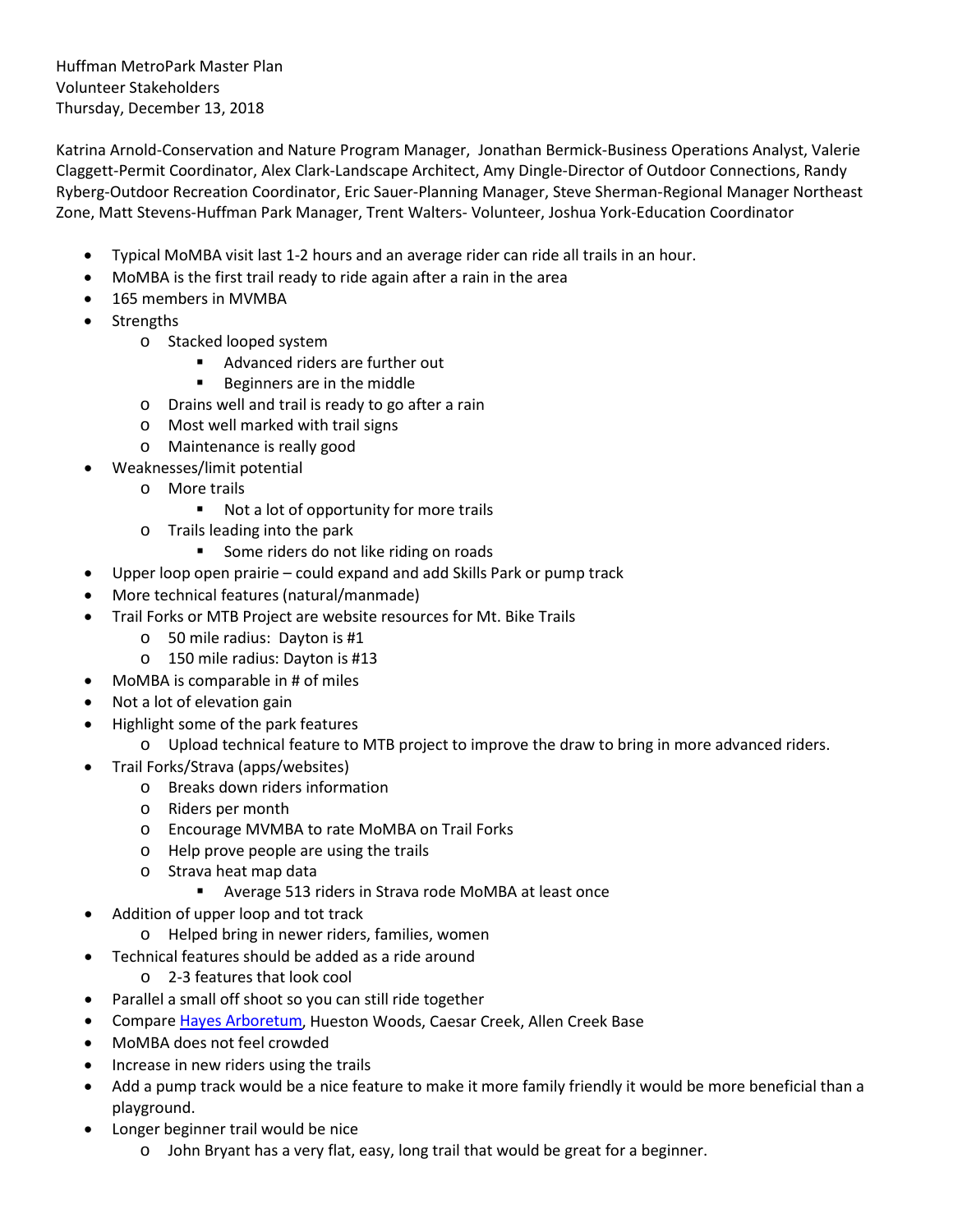Huffman MetroPark Master Plan
Volunteer Stakeholders
Thursday, December 13, 2018

Katrina Arnold-Conservation and Nature Program Manager, Jonathan Bermick-Business Operations Analyst, Valerie Claggett-Permit Coordinator, Alex Clark-Landscape Architect, Amy Dingle-Director of Outdoor Connections, Randy Ryberg-Outdoor Recreation Coordinator, Eric Sauer-Planning Manager, Steve Sherman-Regional Manager Northeast Zone, Matt Stevens-Huffman Park Manager, Trent Walters- Volunteer, Joshua York-Education Coordinator

- Typical MoMBA visit last 1-2 hours and an average rider can ride all trails in an hour.
- MoMBA is the first trail ready to ride again after a rain in the area
- 165 members in MVMBA
- Strengths
  - Stacked looped system
    - Advanced riders are further out
    - Beginners are in the middle
  - Drains well and trail is ready to go after a rain
  - Most well marked with trail signs
  - Maintenance is really good
- Weaknesses/limit potential
  - More trails
    - Not a lot of opportunity for more trails
  - Trails leading into the park
    - Some riders do not like riding on roads
- Upper loop open prairie – could expand and add Skills Park or pump track
- More technical features (natural/manmade)
- Trail Forks or MTB Project are website resources for Mt. Bike Trails
  - 50 mile radius: Dayton is #1
  - 150 mile radius: Dayton is #13
- MoMBA is comparable in # of miles
- Not a lot of elevation gain
- Highlight some of the park features
  - Upload technical feature to MTB project to improve the draw to bring in more advanced riders.
- Trail Forks/Strava (apps/websites)
  - Breaks down riders information
  - Riders per month
  - Encourage MVMBA to rate MoMBA on Trail Forks
  - Help prove people are using the trails
  - Strava heat map data
    - Average 513 riders in Strava rode MoMBA at least once
- Addition of upper loop and tot track
  - Helped bring in newer riders, families, women
- Technical features should be added as a ride around
  - 2-3 features that look cool
- Parallel a small off shoot so you can still ride together
- Compare Hayes Arboretum, Hueston Woods, Caesar Creek, Allen Creek Base
- MoMBA does not feel crowded
- Increase in new riders using the trails
- Add a pump track would be a nice feature to make it more family friendly it would be more beneficial than a playground.
- Longer beginner trail would be nice
  - John Bryant has a very flat, easy, long trail that would be great for a beginner.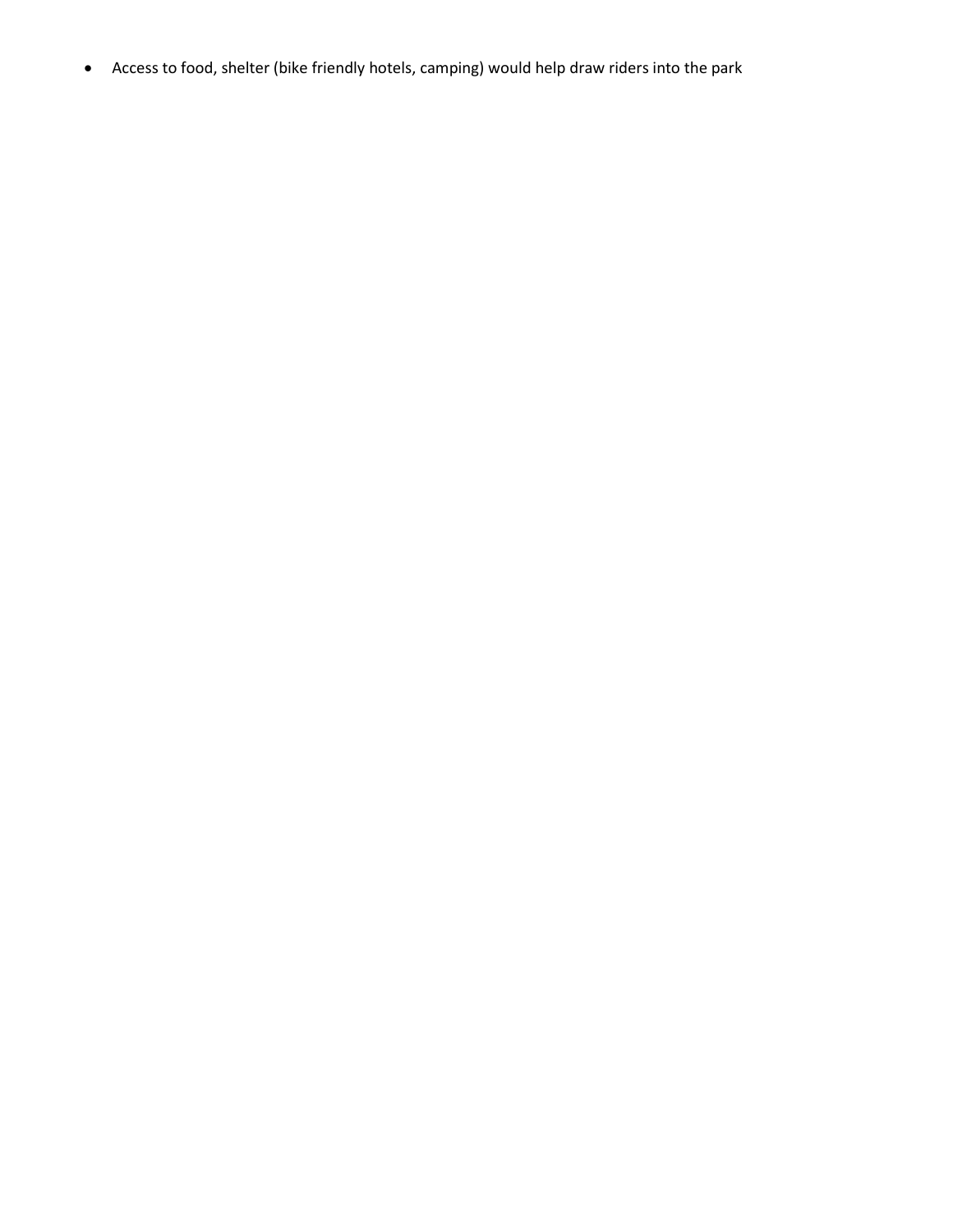- Access to food, shelter (bike friendly hotels, camping) would help draw riders into the park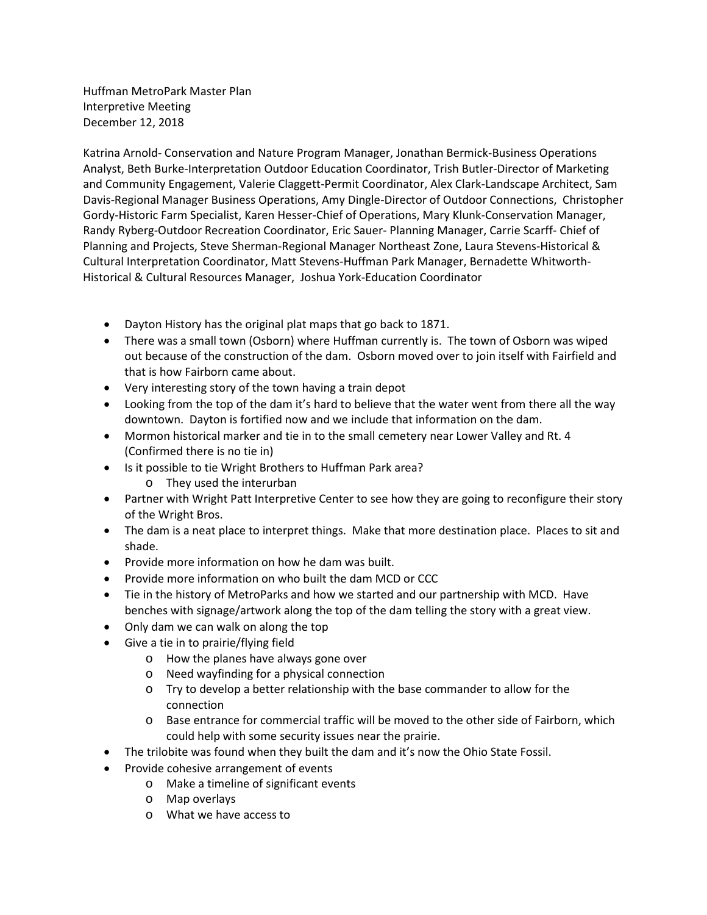Huffman MetroPark Master Plan
Interpretive Meeting
December 12, 2018

Katrina Arnold- Conservation and Nature Program Manager, Jonathan Bermick-Business Operations Analyst, Beth Burke-Interpretation Outdoor Education Coordinator, Trish Butler-Director of Marketing and Community Engagement, Valerie Claggett-Permit Coordinator, Alex Clark-Landscape Architect, Sam Davis-Regional Manager Business Operations, Amy Dingle-Director of Outdoor Connections, Christopher Gordy-Historic Farm Specialist, Karen Hesser-Chief of Operations, Mary Klunk-Conservation Manager, Randy Ryberg-Outdoor Recreation Coordinator, Eric Sauer- Planning Manager, Carrie Scarff- Chief of Planning and Projects, Steve Sherman-Regional Manager Northeast Zone, Laura Stevens-Historical & Cultural Interpretation Coordinator, Matt Stevens-Huffman Park Manager, Bernadette Whitworth-Historical & Cultural Resources Manager, Joshua York-Education Coordinator

- Dayton History has the original plat maps that go back to 1871.
- There was a small town (Osborn) where Huffman currently is. The town of Osborn was wiped out because of the construction of the dam. Osborn moved over to join itself with Fairfield and that is how Fairborn came about.
- Very interesting story of the town having a train depot
- Looking from the top of the dam it's hard to believe that the water went from there all the way downtown. Dayton is fortified now and we include that information on the dam.
- Mormon historical marker and tie in to the small cemetery near Lower Valley and Rt. 4 (Confirmed there is no tie in)
- Is it possible to tie Wright Brothers to Huffman Park area?
  - They used the interurban
- Partner with Wright Patt Interpretive Center to see how they are going to reconfigure their story of the Wright Bros.
- The dam is a neat place to interpret things. Make that more destination place. Places to sit and shade.
- Provide more information on how he dam was built.
- Provide more information on who built the dam MCD or CCC
- Tie in the history of MetroParks and how we started and our partnership with MCD. Have benches with signage/artwork along the top of the dam telling the story with a great view.
- Only dam we can walk on along the top
- Give a tie in to prairie/flying field
  - How the planes have always gone over
  - Need wayfinding for a physical connection
  - Try to develop a better relationship with the base commander to allow for the connection
  - Base entrance for commercial traffic will be moved to the other side of Fairborn, which could help with some security issues near the prairie.
- The trilobite was found when they built the dam and it's now the Ohio State Fossil.
- Provide cohesive arrangement of events
  - Make a timeline of significant events
  - Map overlays
  - What we have access to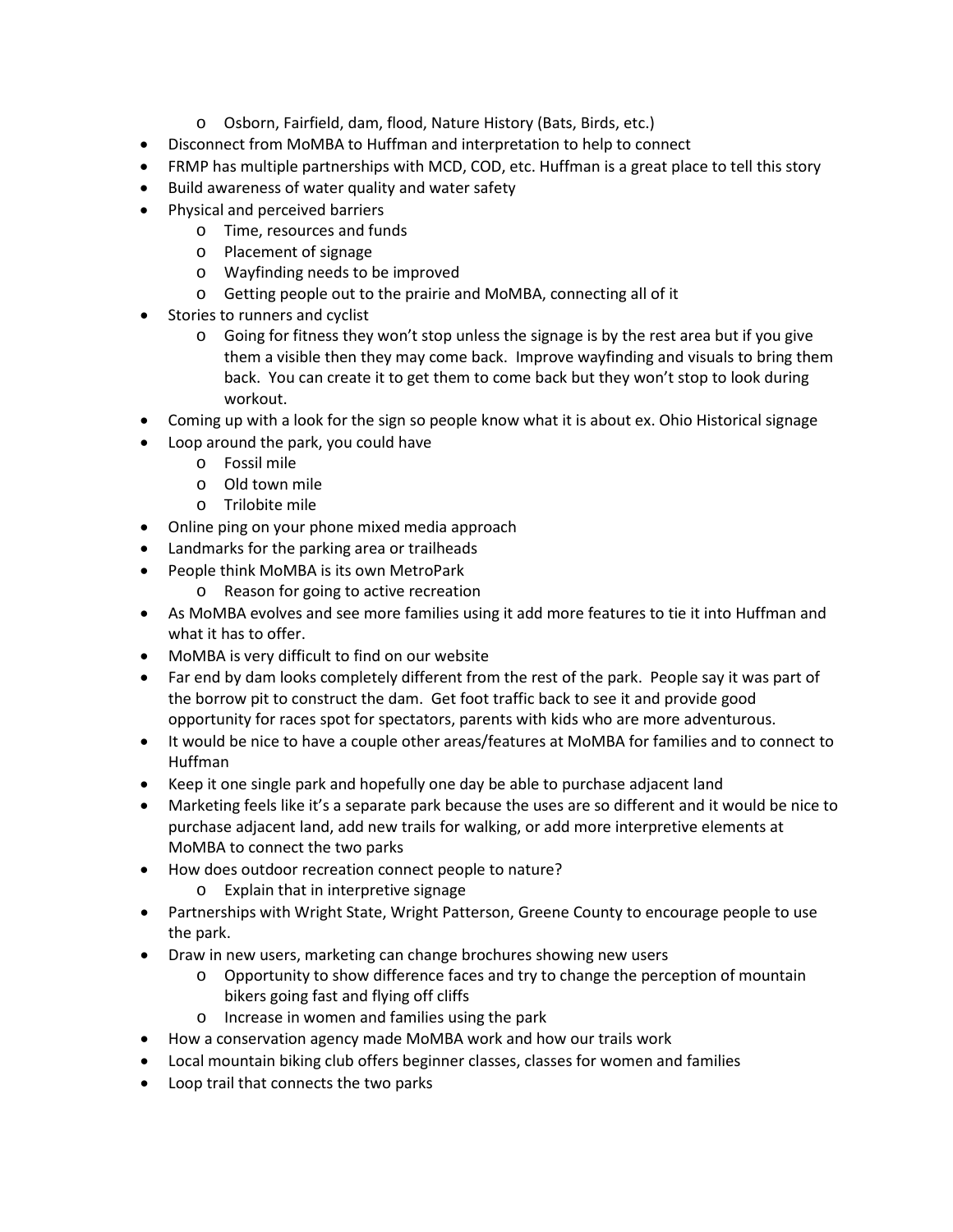- Osborn, Fairfield, dam, flood, Nature History (Bats, Birds, etc.)
- Disconnect from MoMBA to Huffman and interpretation to help to connect
- FRMP has multiple partnerships with MCD, COD, etc. Huffman is a great place to tell this story
- Build awareness of water quality and water safety
- Physical and perceived barriers
  - Time, resources and funds
  - Placement of signage
  - Wayfinding needs to be improved
  - Getting people out to the prairie and MoMBA, connecting all of it
- Stories to runners and cyclist
  - Going for fitness they won't stop unless the signage is by the rest area but if you give them a visible then they may come back. Improve wayfinding and visuals to bring them back. You can create it to get them to come back but they won't stop to look during workout.
- Coming up with a look for the sign so people know what it is about ex. Ohio Historical signage
- Loop around the park, you could have
  - Fossil mile
  - Old town mile
  - Trilobite mile
- Online ping on your phone mixed media approach
- Landmarks for the parking area or trailheads
- People think MoMBA is its own MetroPark
  - Reason for going to active recreation
- As MoMBA evolves and see more families using it add more features to tie it into Huffman and what it has to offer.
- MoMBA is very difficult to find on our website
- Far end by dam looks completely different from the rest of the park. People say it was part of the borrow pit to construct the dam. Get foot traffic back to see it and provide good opportunity for races spot for spectators, parents with kids who are more adventurous.
- It would be nice to have a couple other areas/features at MoMBA for families and to connect to Huffman
- Keep it one single park and hopefully one day be able to purchase adjacent land
- Marketing feels like it's a separate park because the uses are so different and it would be nice to purchase adjacent land, add new trails for walking, or add more interpretive elements at MoMBA to connect the two parks
- How does outdoor recreation connect people to nature?
  - Explain that in interpretive signage
- Partnerships with Wright State, Wright Patterson, Greene County to encourage people to use the park.
- Draw in new users, marketing can change brochures showing new users
  - Opportunity to show difference faces and try to change the perception of mountain bikers going fast and flying off cliffs
  - Increase in women and families using the park
- How a conservation agency made MoMBA work and how our trails work
- Local mountain biking club offers beginner classes, classes for women and families
- Loop trail that connects the two parks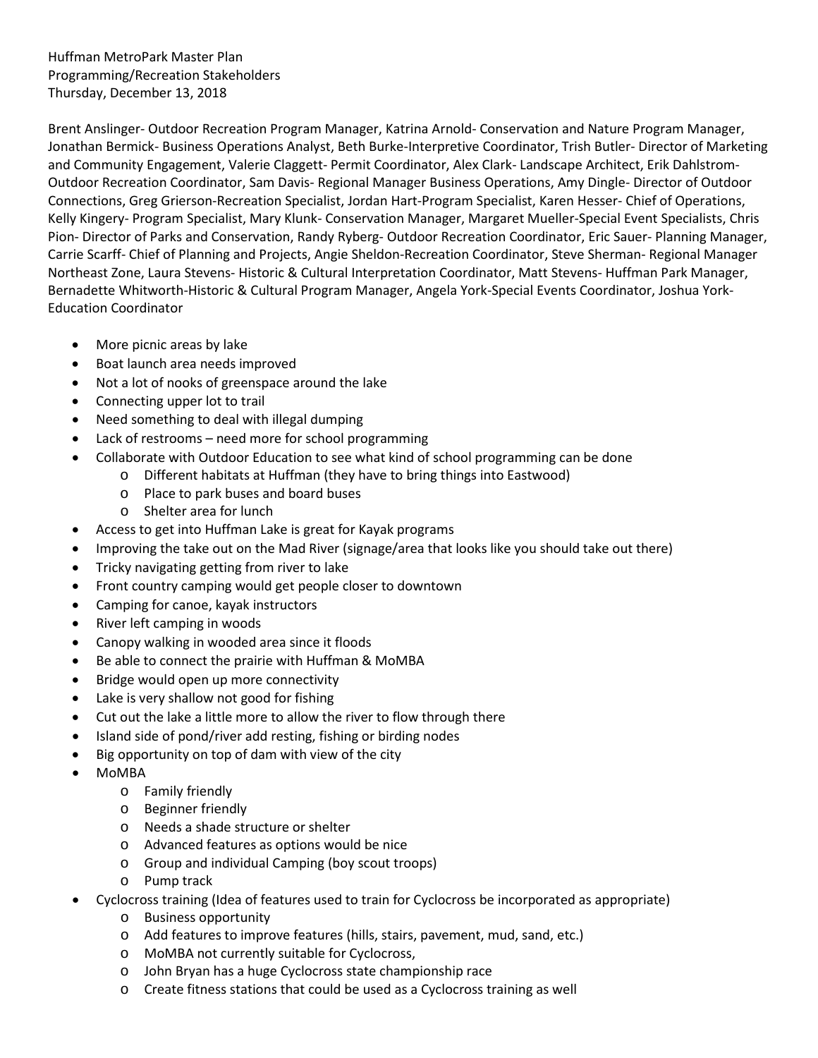Huffman MetroPark Master Plan
Programming/Recreation Stakeholders
Thursday, December 13, 2018

Brent Anslinger- Outdoor Recreation Program Manager, Katrina Arnold- Conservation and Nature Program Manager, Jonathan Bermick- Business Operations Analyst, Beth Burke-Interpretive Coordinator, Trish Butler- Director of Marketing and Community Engagement, Valerie Claggett- Permit Coordinator, Alex Clark- Landscape Architect, Erik Dahlstrom-Outdoor Recreation Coordinator, Sam Davis- Regional Manager Business Operations, Amy Dingle- Director of Outdoor Connections, Greg Grierson-Recreation Specialist, Jordan Hart-Program Specialist, Karen Hesser- Chief of Operations, Kelly Kingery- Program Specialist, Mary Klunk- Conservation Manager, Margaret Mueller-Special Event Specialists, Chris Pion- Director of Parks and Conservation, Randy Ryberg- Outdoor Recreation Coordinator, Eric Sauer- Planning Manager, Carrie Scarff- Chief of Planning and Projects, Angie Sheldon-Recreation Coordinator, Steve Sherman- Regional Manager Northeast Zone, Laura Stevens- Historic & Cultural Interpretation Coordinator, Matt Stevens- Huffman Park Manager, Bernadette Whitworth-Historic & Cultural Program Manager, Angela York-Special Events Coordinator, Joshua York-Education Coordinator

- More picnic areas by lake
- Boat launch area needs improved
- Not a lot of nooks of greenspace around the lake
- Connecting upper lot to trail
- Need something to deal with illegal dumping
- Lack of restrooms – need more for school programming
- Collaborate with Outdoor Education to see what kind of school programming can be done
  - Different habitats at Huffman (they have to bring things into Eastwood)
  - Place to park buses and board buses
  - Shelter area for lunch
- Access to get into Huffman Lake is great for Kayak programs
- Improving the take out on the Mad River (signage/area that looks like you should take out there)
- Tricky navigating getting from river to lake
- Front country camping would get people closer to downtown
- Camping for canoe, kayak instructors
- River left camping in woods
- Canopy walking in wooded area since it floods
- Be able to connect the prairie with Huffman & MoMBA
- Bridge would open up more connectivity
- Lake is very shallow not good for fishing
- Cut out the lake a little more to allow the river to flow through there
- Island side of pond/river add resting, fishing or birding nodes
- Big opportunity on top of dam with view of the city
- MoMBA
  - Family friendly
  - Beginner friendly
  - Needs a shade structure or shelter
  - Advanced features as options would be nice
  - Group and individual Camping (boy scout troops)
  - Pump track
- Cyclocross training (Idea of features used to train for Cyclocross be incorporated as appropriate)
  - Business opportunity
  - Add features to improve features (hills, stairs, pavement, mud, sand, etc.)
  - MoMBA not currently suitable for Cyclocross,
  - John Bryan has a huge Cyclocross state championship race
  - Create fitness stations that could be used as a Cyclocross training as well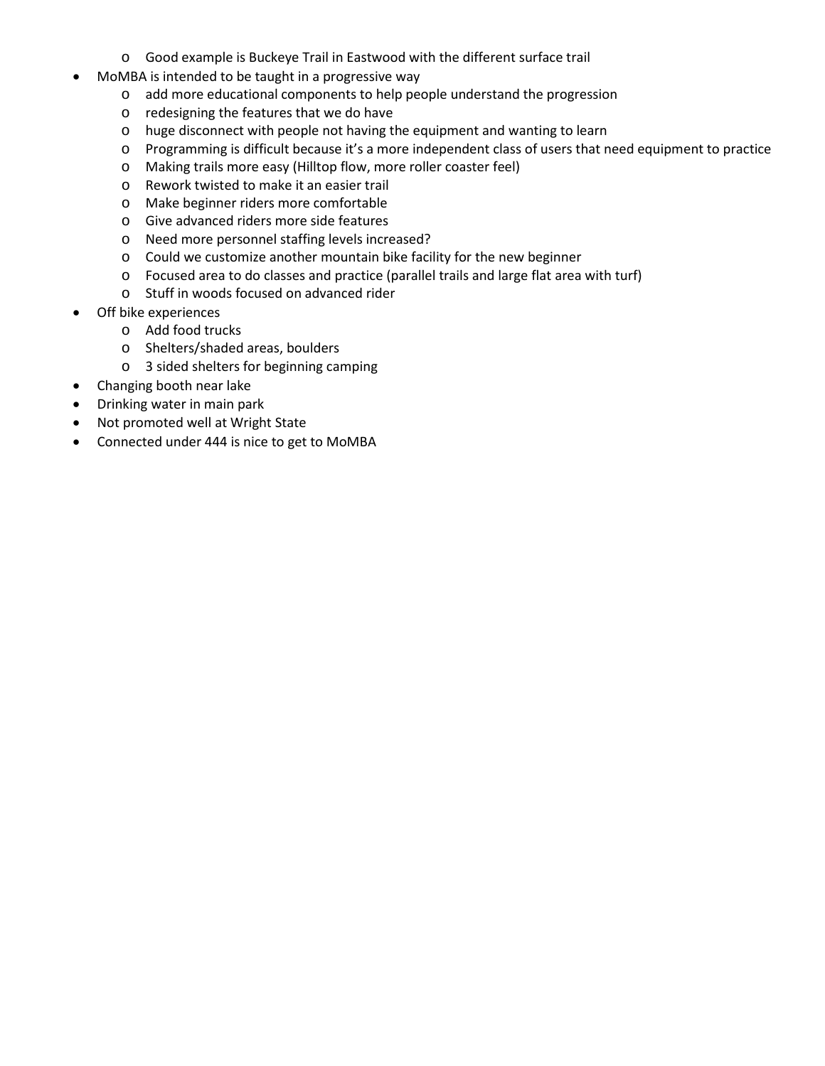- Good example is Buckeye Trail in Eastwood with the different surface trail
- MoMBA is intended to be taught in a progressive way
  - add more educational components to help people understand the progression
  - redesigning the features that we do have
  - huge disconnect with people not having the equipment and wanting to learn
  - Programming is difficult because it's a more independent class of users that need equipment to practice
  - Making trails more easy (Hilltop flow, more roller coaster feel)
  - Rework twisted to make it an easier trail
  - Make beginner riders more comfortable
  - Give advanced riders more side features
  - Need more personnel staffing levels increased?
  - Could we customize another mountain bike facility for the new beginner
  - Focused area to do classes and practice (parallel trails and large flat area with turf)
  - Stuff in woods focused on advanced rider
- Off bike experiences
  - Add food trucks
  - Shelters/shaded areas, boulders
  - 3 sided shelters for beginning camping
- Changing booth near lake
- Drinking water in main park
- Not promoted well at Wright State
- Connected under 444 is nice to get to MoMBA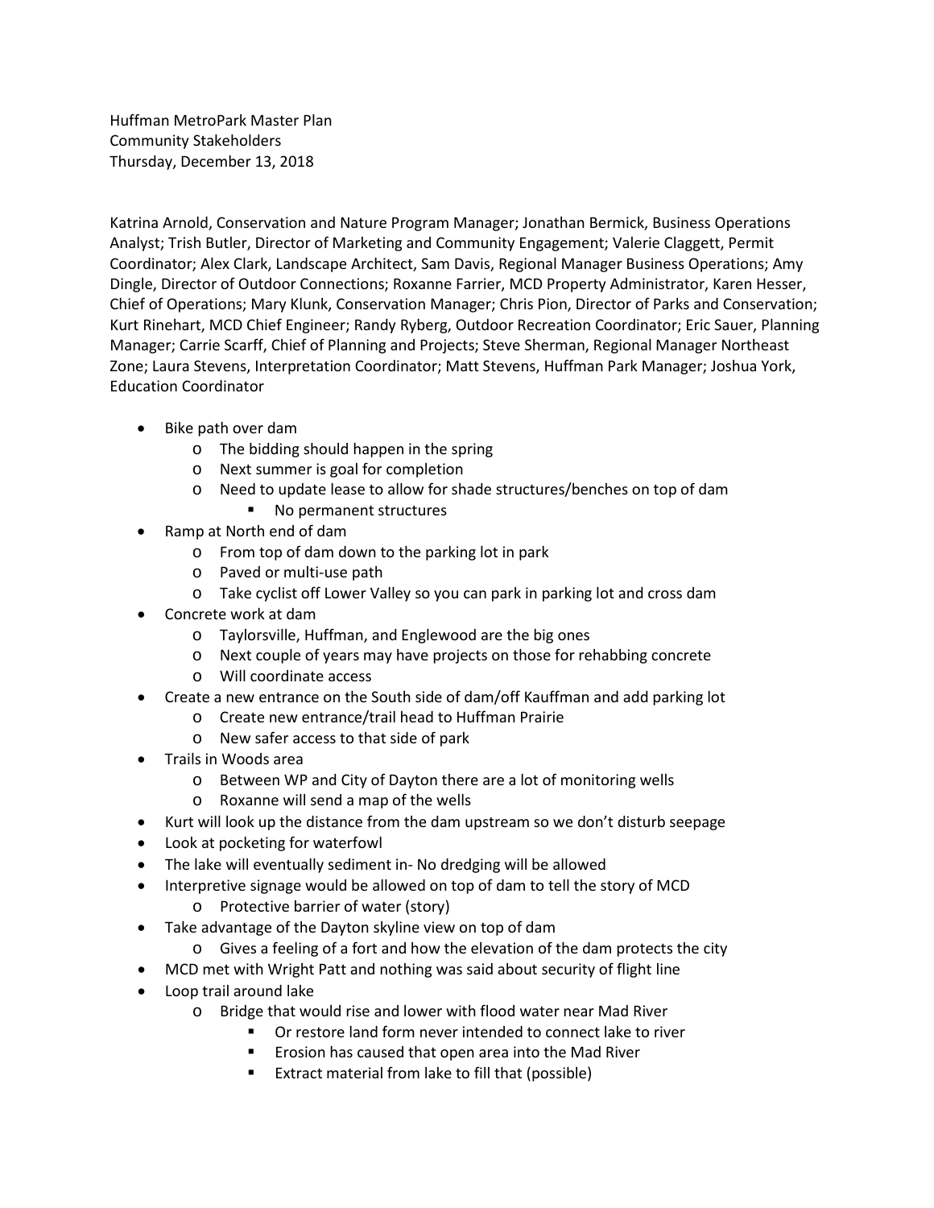Huffman MetroPark Master Plan
Community Stakeholders
Thursday, December 13, 2018

Katrina Arnold, Conservation and Nature Program Manager; Jonathan Bermick, Business Operations Analyst; Trish Butler, Director of Marketing and Community Engagement; Valerie Claggett, Permit Coordinator; Alex Clark, Landscape Architect, Sam Davis, Regional Manager Business Operations; Amy Dingle, Director of Outdoor Connections; Roxanne Farrier, MCD Property Administrator, Karen Hesser, Chief of Operations; Mary Klunk, Conservation Manager; Chris Pion, Director of Parks and Conservation; Kurt Rinehart, MCD Chief Engineer; Randy Ryberg, Outdoor Recreation Coordinator; Eric Sauer, Planning Manager; Carrie Scarff, Chief of Planning and Projects; Steve Sherman, Regional Manager Northeast Zone; Laura Stevens, Interpretation Coordinator; Matt Stevens, Huffman Park Manager; Joshua York, Education Coordinator

- Bike path over dam
  - The bidding should happen in the spring
  - Next summer is goal for completion
  - Need to update lease to allow for shade structures/benches on top of dam
    - No permanent structures
- Ramp at North end of dam
  - From top of dam down to the parking lot in park
  - Paved or multi-use path
  - Take cyclist off Lower Valley so you can park in parking lot and cross dam
- Concrete work at dam
  - Taylorsville, Huffman, and Englewood are the big ones
  - Next couple of years may have projects on those for rehabbing concrete
  - Will coordinate access
- Create a new entrance on the South side of dam/off Kauffman and add parking lot
  - Create new entrance/trail head to Huffman Prairie
  - New safer access to that side of park
- Trails in Woods area
  - Between WP and City of Dayton there are a lot of monitoring wells
  - Roxanne will send a map of the wells
- Kurt will look up the distance from the dam upstream so we don't disturb seepage
- Look at pocketing for waterfowl
- The lake will eventually sediment in- No dredging will be allowed
- Interpretive signage would be allowed on top of dam to tell the story of MCD
  - Protective barrier of water (story)
- Take advantage of the Dayton skyline view on top of dam
  - Gives a feeling of a fort and how the elevation of the dam protects the city
- MCD met with Wright Patt and nothing was said about security of flight line
- Loop trail around lake
  - Bridge that would rise and lower with flood water near Mad River
    - Or restore land form never intended to connect lake to river
    - Erosion has caused that open area into the Mad River
    - Extract material from lake to fill that (possible)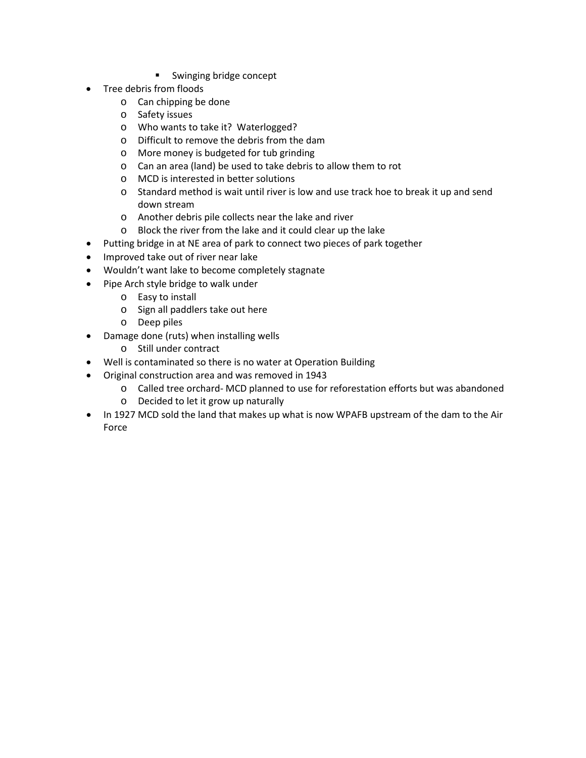- Swinging bridge concept
- Tree debris from floods
    - Can chipping be done
    - Safety issues
    - Who wants to take it?  Waterlogged?
    - Difficult to remove the debris from the dam
    - More money is budgeted for tub grinding
    - Can an area (land) be used to take debris to allow them to rot
    - MCD is interested in better solutions
    - Standard method is wait until river is low and use track hoe to break it up and send down stream
    - Another debris pile collects near the lake and river
    - Block the river from the lake and it could clear up the lake
- Putting bridge in at NE area of park to connect two pieces of park together
- Improved take out of river near lake
- Wouldn't want lake to become completely stagnate
- Pipe Arch style bridge to walk under
    - Easy to install
    - Sign all paddlers take out here
    - Deep piles
- Damage done (ruts) when installing wells
    - Still under contract
- Well is contaminated so there is no water at Operation Building
- Original construction area and was removed in 1943
    - Called tree orchard- MCD planned to use for reforestation efforts but was abandoned
    - Decided to let it grow up naturally
- In 1927 MCD sold the land that makes up what is now WPAFB upstream of the dam to the Air Force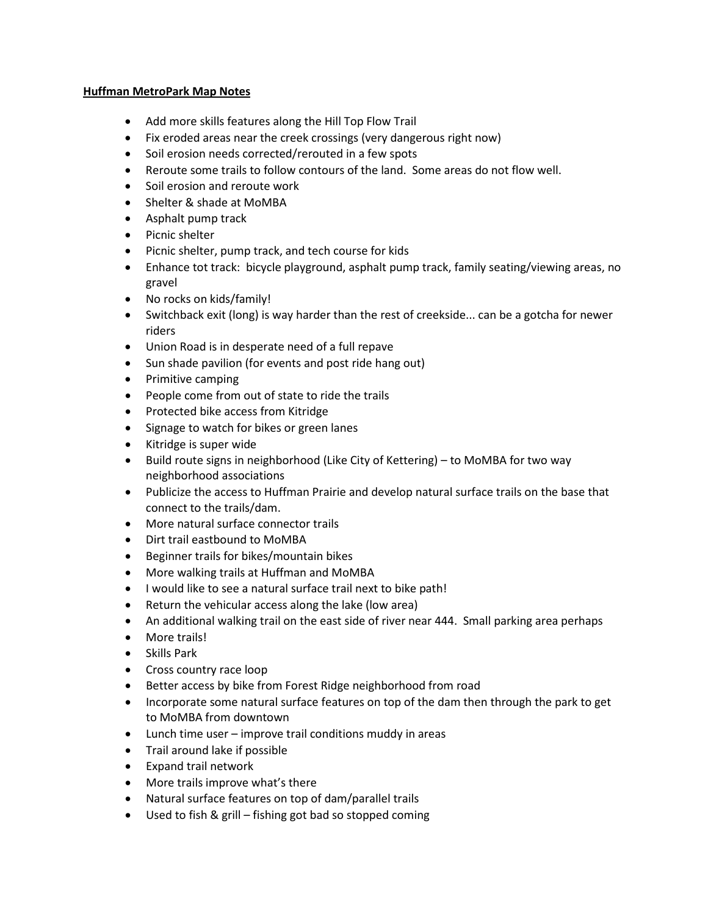**Huffman MetroPark Map Notes**

- Add more skills features along the Hill Top Flow Trail
- Fix eroded areas near the creek crossings (very dangerous right now)
- Soil erosion needs corrected/rerouted in a few spots
- Reroute some trails to follow contours of the land. Some areas do not flow well.
- Soil erosion and reroute work
- Shelter & shade at MoMBA
- Asphalt pump track
- Picnic shelter
- Picnic shelter, pump track, and tech course for kids
- Enhance tot track: bicycle playground, asphalt pump track, family seating/viewing areas, no gravel
- No rocks on kids/family!
- Switchback exit (long) is way harder than the rest of creekside... can be a gotcha for newer riders
- Union Road is in desperate need of a full repave
- Sun shade pavilion (for events and post ride hang out)
- Primitive camping
- People come from out of state to ride the trails
- Protected bike access from Kitridge
- Signage to watch for bikes or green lanes
- Kitridge is super wide
- Build route signs in neighborhood (Like City of Kettering) – to MoMBA for two way neighborhood associations
- Publicize the access to Huffman Prairie and develop natural surface trails on the base that connect to the trails/dam.
- More natural surface connector trails
- Dirt trail eastbound to MoMBA
- Beginner trails for bikes/mountain bikes
- More walking trails at Huffman and MoMBA
- I would like to see a natural surface trail next to bike path!
- Return the vehicular access along the lake (low area)
- An additional walking trail on the east side of river near 444. Small parking area perhaps
- More trails!
- Skills Park
- Cross country race loop
- Better access by bike from Forest Ridge neighborhood from road
- Incorporate some natural surface features on top of the dam then through the park to get to MoMBA from downtown
- Lunch time user – improve trail conditions muddy in areas
- Trail around lake if possible
- Expand trail network
- More trails improve what's there
- Natural surface features on top of dam/parallel trails
- Used to fish & grill – fishing got bad so stopped coming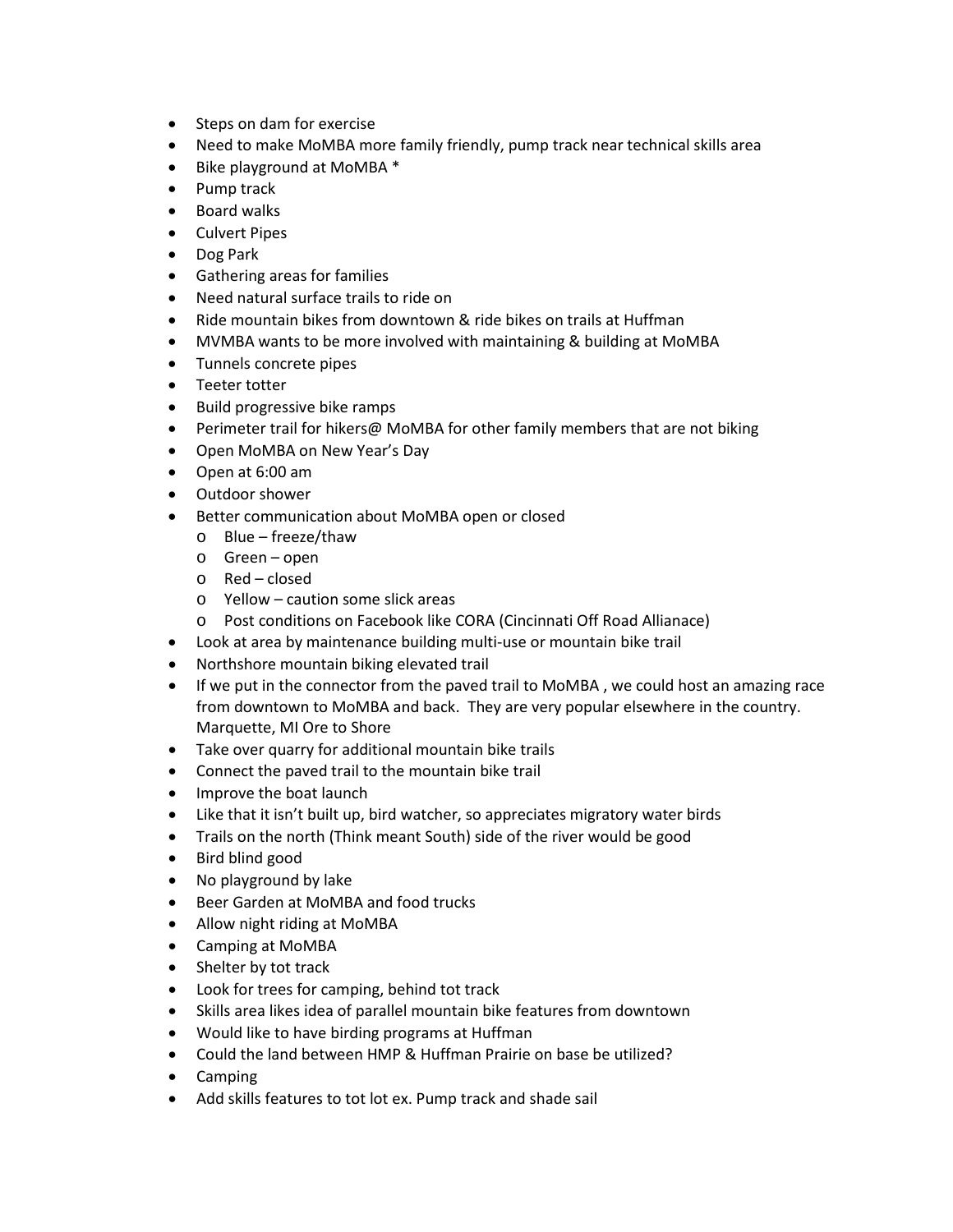- Steps on dam for exercise
- Need to make MoMBA more family friendly, pump track near technical skills area
- Bike playground at MoMBA *
- Pump track
- Board walks
- Culvert Pipes
- Dog Park
- Gathering areas for families
- Need natural surface trails to ride on
- Ride mountain bikes from downtown & ride bikes on trails at Huffman
- MVMBA wants to be more involved with maintaining & building at MoMBA
- Tunnels concrete pipes
- Teeter totter
- Build progressive bike ramps
- Perimeter trail for hikers@ MoMBA for other family members that are not biking
- Open MoMBA on New Year's Day
- Open at 6:00 am
- Outdoor shower
- Better communication about MoMBA open or closed
  - Blue – freeze/thaw
  - Green – open
  - Red – closed
  - Yellow – caution some slick areas
  - Post conditions on Facebook like CORA (Cincinnati Off Road Allianace)
- Look at area by maintenance building multi-use or mountain bike trail
- Northshore mountain biking elevated trail
- If we put in the connector from the paved trail to MoMBA , we could host an amazing race from downtown to MoMBA and back. They are very popular elsewhere in the country. Marquette, MI Ore to Shore
- Take over quarry for additional mountain bike trails
- Connect the paved trail to the mountain bike trail
- Improve the boat launch
- Like that it isn't built up, bird watcher, so appreciates migratory water birds
- Trails on the north (Think meant South) side of the river would be good
- Bird blind good
- No playground by lake
- Beer Garden at MoMBA and food trucks
- Allow night riding at MoMBA
- Camping at MoMBA
- Shelter by tot track
- Look for trees for camping, behind tot track
- Skills area likes idea of parallel mountain bike features from downtown
- Would like to have birding programs at Huffman
- Could the land between HMP & Huffman Prairie on base be utilized?
- Camping
- Add skills features to tot lot ex. Pump track and shade sail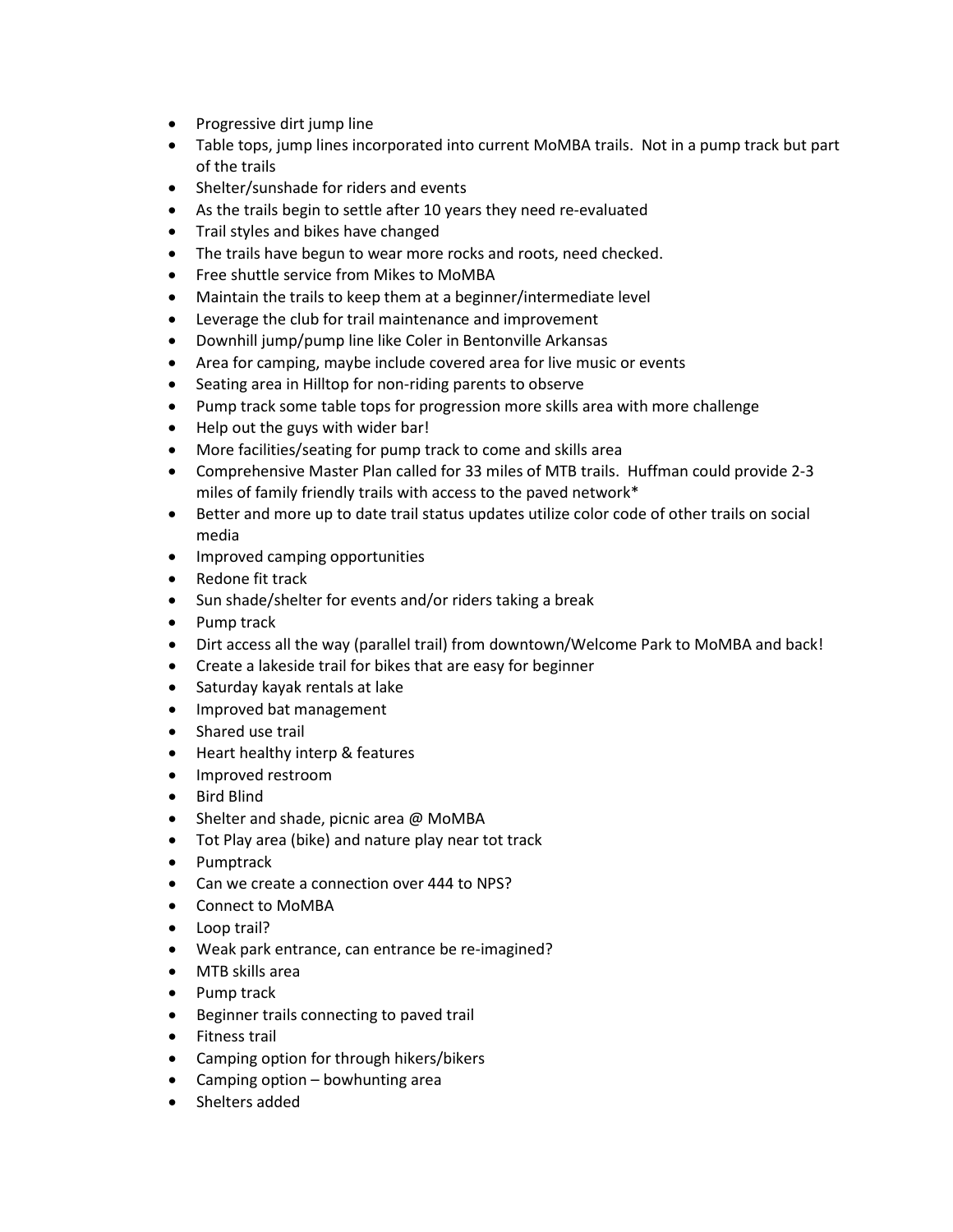- Progressive dirt jump line
- Table tops, jump lines incorporated into current MoMBA trails.  Not in a pump track but part of the trails
- Shelter/sunshade for riders and events
- As the trails begin to settle after 10 years they need re-evaluated
- Trail styles and bikes have changed
- The trails have begun to wear more rocks and roots, need checked.
- Free shuttle service from Mikes to MoMBA
- Maintain the trails to keep them at a beginner/intermediate level
- Leverage the club for trail maintenance and improvement
- Downhill jump/pump line like Coler in Bentonville Arkansas
- Area for camping, maybe include covered area for live music or events
- Seating area in Hilltop for non-riding parents to observe
- Pump track some table tops for progression more skills area with more challenge
- Help out the guys with wider bar!
- More facilities/seating for pump track to come and skills area
- Comprehensive Master Plan called for 33 miles of MTB trails.  Huffman could provide 2-3 miles of family friendly trails with access to the paved network*
- Better and more up to date trail status updates utilize color code of other trails on social media
- Improved camping opportunities
- Redone fit track
- Sun shade/shelter for events and/or riders taking a break
- Pump track
- Dirt access all the way (parallel trail) from downtown/Welcome Park to MoMBA and back!
- Create a lakeside trail for bikes that are easy for beginner
- Saturday kayak rentals at lake
- Improved bat management
- Shared use trail
- Heart healthy interp & features
- Improved restroom
- Bird Blind
- Shelter and shade, picnic area @ MoMBA
- Tot Play area (bike) and nature play near tot track
- Pumptrack
- Can we create a connection over 444 to NPS?
- Connect to MoMBA
- Loop trail?
- Weak park entrance, can entrance be re-imagined?
- MTB skills area
- Pump track
- Beginner trails connecting to paved trail
- Fitness trail
- Camping option for through hikers/bikers
- Camping option – bowhunting area
- Shelters added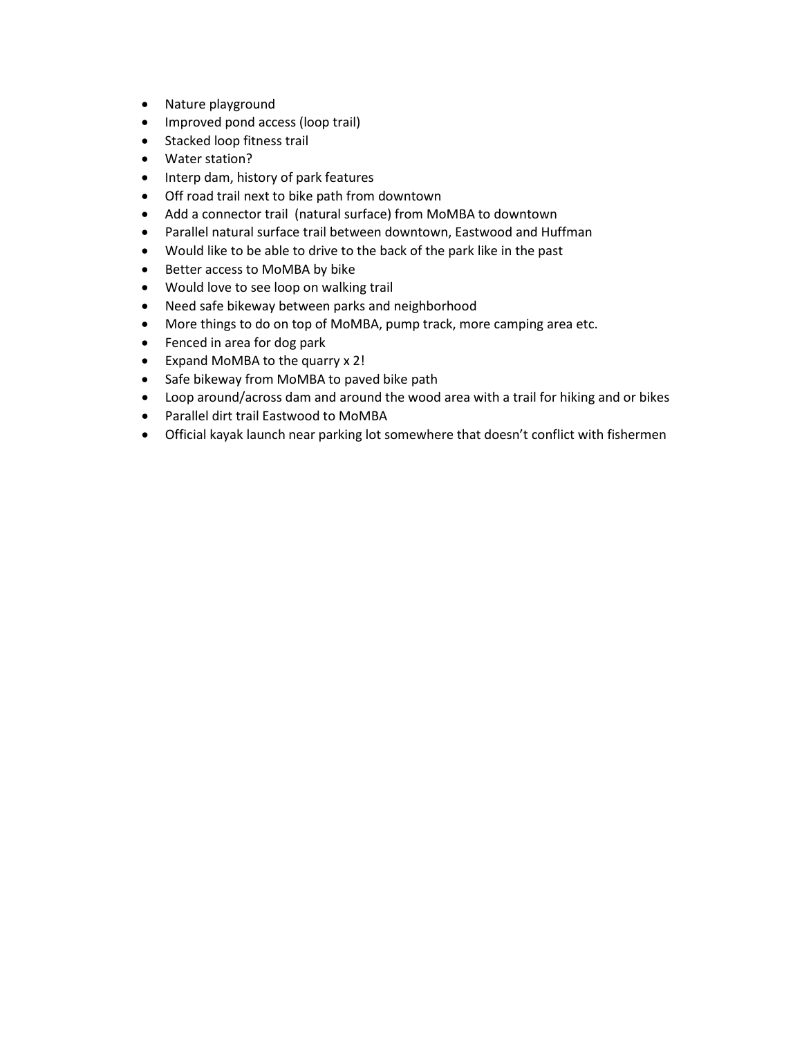- Nature playground
- Improved pond access (loop trail)
- Stacked loop fitness trail
- Water station?
- Interp dam, history of park features
- Off road trail next to bike path from downtown
- Add a connector trail  (natural surface) from MoMBA to downtown
- Parallel natural surface trail between downtown, Eastwood and Huffman
- Would like to be able to drive to the back of the park like in the past
- Better access to MoMBA by bike
- Would love to see loop on walking trail
- Need safe bikeway between parks and neighborhood
- More things to do on top of MoMBA, pump track, more camping area etc.
- Fenced in area for dog park
- Expand MoMBA to the quarry x 2!
- Safe bikeway from MoMBA to paved bike path
- Loop around/across dam and around the wood area with a trail for hiking and or bikes
- Parallel dirt trail Eastwood to MoMBA
- Official kayak launch near parking lot somewhere that doesn't conflict with fishermen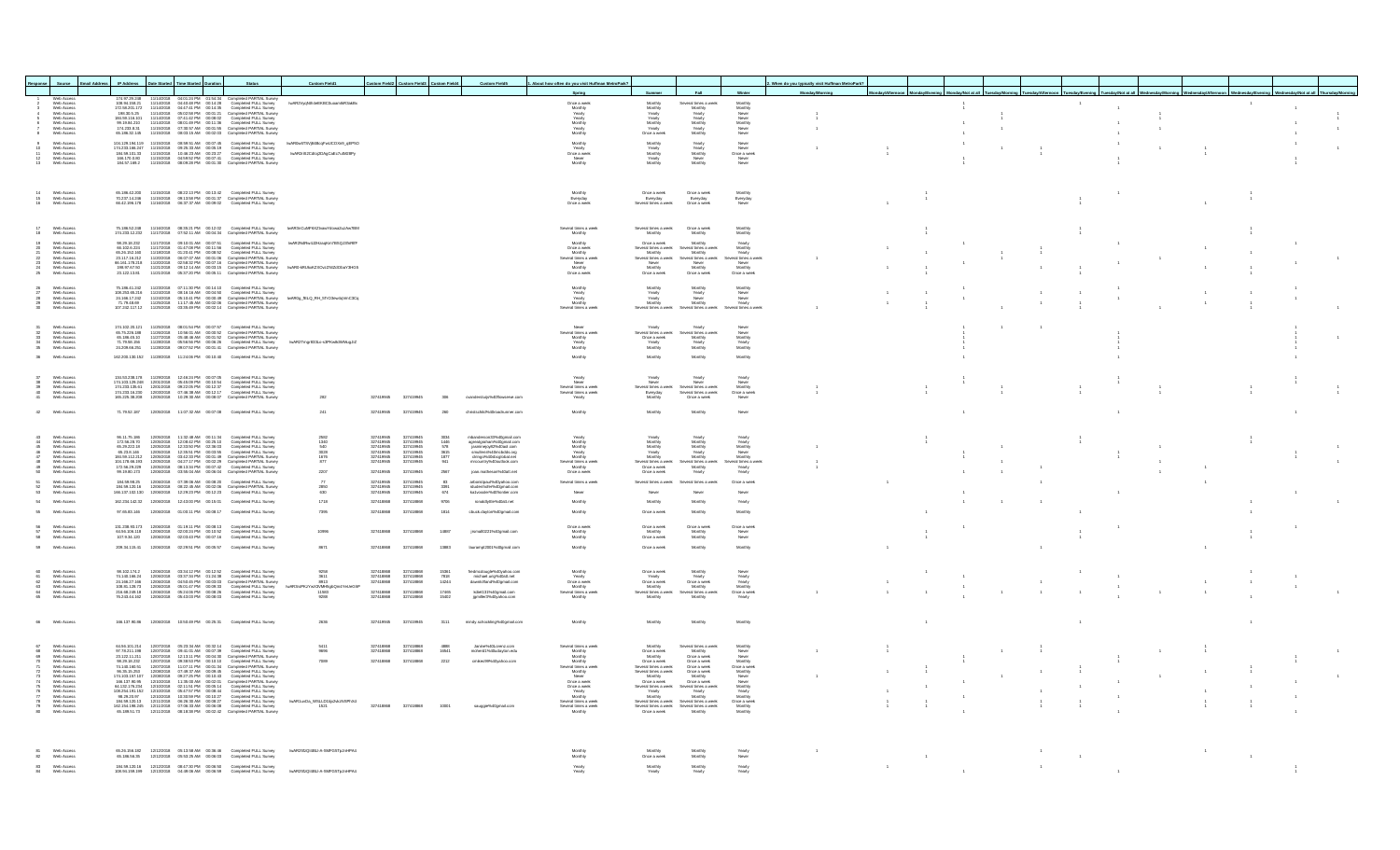| Response | Source | Status | 1. About how often do you visit Huffman MetroPark? Spring | Summer | Fall | Winter |
|---|---|---|---|---|---|---|
| 1 | Web Access | Completed FULL Survey | Spring | Monthly | Several times a week | Monthly |
| 2 | Web Access | Completed FULL Survey | Once a week | Monthly | Monthly | Monthly |
| 3 | Web Access | Completed FULL Survey | Monthly | Monthly | Monthly | Monthly |
| 4 | Web Access | Completed PARTIAL Survey | Yearly | Yearly | Yearly | Never |
| 5 | Web Access | Completed FULL Survey | Yearly | Yearly | Yearly | Never |
| 6 | Web Access | Completed FULL Survey | Monthly | Monthly | Monthly | Monthly |
| 7 | Web Access | Completed PARTIAL Survey | Yearly | Yearly | Yearly | Never |
| 8 | Web Access | Completed PARTIAL Survey | Monthly | Once a week | Monthly | Never |
| 9 | Web Access | Completed FULL Survey | Monthly | Monthly | Yearly | Never |
| 10 | Web Access | Completed FULL Survey | Yearly | Yearly | Yearly | Never |
| 11 | Web Access | Completed FULL Survey | Once a week | Monthly | Monthly | Once a week |
| 12 | Web Access | Completed FULL Survey | Never | Yearly | Never | Never |
| 13 | Web Access | Completed PARTIAL Survey | Monthly | Monthly | Monthly | Never |
| 14 | Web Access | Completed FULL Survey | Monthly | Once a week | Once a week | Monthly |
| 15 | Web Access | Completed PARTIAL Survey | Everyday | Everyday | Everyday | Everyday |
| 16 | Web Access | Completed PARTIAL Survey | Once a week | Several times a week | Once a week | Never |
| 17 | Web Access | Completed FULL Survey | Several times a week | Several times a week | Once a week | Never |
| 18 | Web Access | Completed PARTIAL Survey | Monthly | Monthly | Monthly | Monthly |
| 19 | Web Access | Completed FULL Survey | Monthly | Once a week | Monthly | Yearly |
| 20 | Web Access | Completed FULL Survey | Once a week | Several times a week | Several times a week | Never |
| 21 | Web Access | Completed FULL Survey | Monthly | Monthly | Monthly | Monthly |
| 22 | Web Access | Completed PARTIAL Survey | Several times a week | Several times a week | Several times a week | Several times a week |
| 23 | Web Access | Completed PARTIAL Survey | Never | Never | Never | Never |
| 24 | Web Access | Completed FULL Survey | Monthly | Monthly | Monthly | Monthly |
| 25 | Web Access | Completed PARTIAL Survey | Once a week | Once a week | Once a week | Once a week |
| 26 | Web Access | Completed FULL Survey | Monthly | Monthly | Monthly | Monthly |
| 27 | Web Access | Completed FULL Survey | Yearly | Yearly | Yearly | Never |
| 28 | Web Access | Completed PARTIAL Survey | Yearly | Yearly | Never | Never |
| 29 | Web Access | Completed PARTIAL Survey | Monthly | Monthly | Monthly | Yearly |
| 30 | Web Access | Completed PARTIAL Survey | Several times a week | Several times a week | Several times a week | Several times a week |
| 31 | Web Access | Completed FULL Survey | Never | Yearly | Yearly | Never |
| 32 | Web Access | Completed PARTIAL Survey | Several times a week | Several times a week | Several times a week | Never |
| 33 | Web Access | Completed PARTIAL Survey | Monthly | Once a week | Monthly | Never |
| 34 | Web Access | Completed FULL Survey | Yearly | Yearly | Yearly | Never |
| 35 | Web Access | Completed FULL Survey | Monthly | Monthly | Monthly | Monthly |
| 36 | Web Access | Completed FULL Survey | Monthly | Monthly | Monthly | Monthly |
| 37 | Web Access | Completed FULL Survey | Yearly | Yearly | Yearly | Yearly |
| 38 | Web Access | Completed FULL Survey | Never | Never | Never | Never |
| 39 | Web Access | Completed FULL Survey | Several times a week | Several times a week | Several times a week | Monthly |
| 40 | Web Access | Completed FULL Survey | Several times a week | Everyday | Several times a week | Once a week |
| 41 | Web Access | Completed PARTIAL Survey | Yearly | Monthly | Once a week | Never |
| 42 | Web Access | Completed PARTIAL Survey | Monthly | Monthly | Monthly | Never |
| 43 | Web Access | Completed FULL Survey | Yearly | Yearly | Yearly | Yearly |
| 44 | Web Access | Completed FULL Survey | Monthly | Monthly | Monthly | Yearly |
| 45 | Web Access | Completed FULL Survey | Monthly | Monthly | Monthly | Monthly |
| 46 | Web Access | Completed FULL Survey | Yearly | Yearly | Yearly | Never |
| 47 | Web Access | Completed PARTIAL Survey | Monthly | Monthly | Monthly | Monthly |
| 48 | Web Access | Completed PARTIAL Survey | Several times a week | Several times a week | Several times a week | Several times a week |
| 49 | Web Access | Completed FULL Survey | Monthly | Once a week | Monthly | Yearly |
| 50 | Web Access | Completed PARTIAL Survey | Once a week | Once a week | Yearly | Yearly |
| 51 | Web Access | Completed FULL Survey | Several times a week | Several times a week | Once a week | Never |
| 52 | Web Access | Completed FULL Survey | | | | |
| 53 | Web Access | Completed FULL Survey | Never | Never | Never | Never |
| 54 | Web Access | Completed PARTIAL Survey | Monthly | Monthly | Monthly | Yearly |
| 55 | Web Access | Completed FULL Survey | Monthly | Once a week | Monthly | Monthly |
| 56 | Web Access | Completed FULL Survey | Once a week | Once a week | Once a week | Once a week |
| 57 | Web Access | Completed FULL Survey | Monthly | Monthly | Monthly | Never |
| 58 | Web Access | Completed FULL Survey | Monthly | Once a week | Monthly | Never |
| 59 | Web Access | Completed PARTIAL Survey | Monthly | Once a week | Monthly | Monthly |
| 60 | Web Access | Completed FULL Survey | Monthly | Once a week | Monthly | Yearly |
| 61 | Web Access | Completed FULL Survey | Yearly | Yearly | Yearly | Yearly |
| 62 | Web Access | Completed PARTIAL Survey | Monthly | Once a week | Once a week | Yearly |
| 63 | Web Access | Completed FULL Survey | Monthly | Monthly | Monthly | Monthly |
| 64 | Web Access | Completed FULL Survey | Several times a week | Several times a week | Several times a week | Once a week |
| 65 | Web Access | Completed FULL Survey | Monthly | Monthly | Monthly | Yearly |
| 66 | Web Access | Completed PARTIAL Survey | Monthly | Monthly | Monthly | Monthly |
| 67 | Web Access | Completed FULL Survey | Several times a week | Monthly | Several times a week | Never |
| 68 | Web Access | Completed FULL Survey | Monthly | Once a week | Monthly | Never |
| 69 | Web Access | Completed PARTIAL Survey | Monthly | Monthly | Once a week | Never |
| 70 | Web Access | Completed PARTIAL Survey | Monthly | Once a week | Once a week | Never |
| 71 | Web Access | Completed FULL Survey | Several times a week | Several times a week | Several times a week | Once a week |
| 72 | Web Access | Completed FULL Survey | Monthly | Several times a week | Once a week | Monthly |
| 73 | Web Access | Completed FULL Survey | Never | Monthly | Never | Never |
| 74 | Web Access | Completed PARTIAL Survey | Once a week | Once a week | Once a week | Never |
| 75 | Web Access | Completed PARTIAL Survey | Once a week | Several times a week | Several times a week | Never |
| 76 | Web Access | Completed FULL Survey | Yearly | Yearly | Yearly | Yearly |
| 77 | Web Access | Completed FULL Survey | Monthly | Monthly | Monthly | Monthly |
| 78 | Web Access | Completed FULL Survey | Several times a week | Several times a week | Several times a week | Once a week |
| 79 | Web Access | Completed FULL Survey | Several times a week | Several times a week | Several times a week | Never |
| 80 | Web Access | Completed PARTIAL Survey | Monthly | Once a week | Monthly | Monthly |
| 81 | Web Access | Completed FULL Survey | Monthly | Monthly | Monthly | Yearly |
| 82 | Web Access | Completed PARTIAL Survey | Monthly | Monthly | Monthly | Never |
| 83 | Web Access | Completed FULL Survey | Yearly | Monthly | Yearly | Never |
| 84 | Web Access | Completed FULL Survey | Yearly | Yearly | Yearly | Yearly |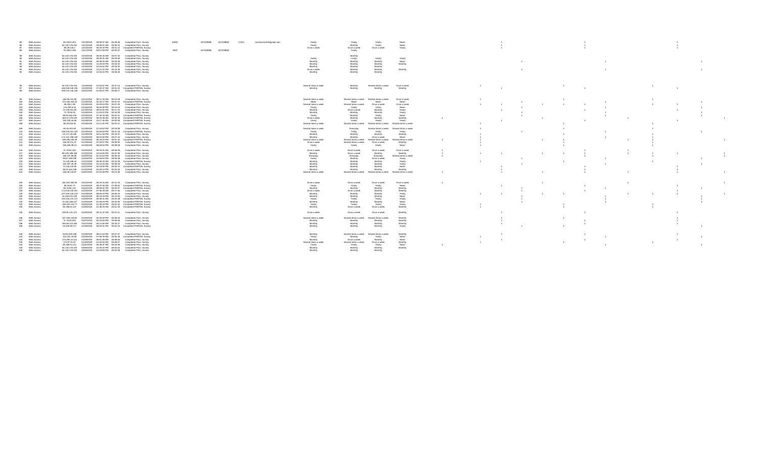| # | Source | IP Address | Date | Time | Duration | Status | | | | | | | | | |
|---|---|---|---|---|---|---|---|---|---|---|---|---|---|---|---|
| 89 | Web Access | 66.102.6.223 | 12/10/2018 | 09:00:07 AM | 00:33:36 | Completed FULL Survey | 10092 | 327418668 | 327418668 | 17163 | noreasonrest@gmail.com | Yearly | Yearly | Yearly | Never |
| 86 | Web Access | 64.132.179.234 | 12/10/2018 | 09:06:51 AM | 00:05:32 | Completed FULL Survey | | | | | | Yearly | Monthly | Yearly | Never |
| 87 | Web Access | 98.28.134.2 | 12/10/2018 | 09:18:15 PM | 00:01:12 | Completed PARTIAL Survey | | | | | | Once a week | Once a week | Once a week | Yearly |
| 88 | Web Access | 75.186.0.255 | 12/17/2018 | 03:57:09 PM | 00:00:47 | Completed FULL Survey | 4830 | 327418668 | 327418668 | | | | Yearly | | |
| 89 | Web Access | 64.132.179.234 | 12/18/2018 | 08:25:41 AM | 00:07:42 | Completed FULL Survey | | | | | | | Monthly | | |
| 90 | Web Access | 64.132.179.234 | 12/18/2018 | 08:32:31 AM | 00:02:55 | Completed FULL Survey | | | | | | Yearly | Yearly | Yearly | Yearly |
| 91 | Web Access | 64.132.179.234 | 12/18/2018 | 08:38:03 AM | 00:03:45 | Completed FULL Survey | | | | | | Monthly | Monthly | Monthly | Never |
| 92 | Web Access | 64.132.179.234 | 12/18/2018 | 12:20:03 PM | 00:03:02 | Completed FULL Survey | | | | | | Monthly | Monthly | Monthly | Monthly |
| 93 | Web Access | 64.132.179.234 | 12/18/2018 | 12:09:42 PM | 00:05:32 | Completed FULL Survey | | | | | | Monthly | Monthly | Monthly | |
| 94 | Web Access | 64.132.179.234 | 12/18/2018 | 12:15:22 PM | 00:13:16 | Completed FULL Survey | | | | | | Once a week | Monthly | Monthly | Monthly |
| 95 | Web Access | 64.132.179.234 | 12/18/2018 | 12:46:10 PM | 00:06:40 | Completed FULL Survey | | | | | | Monthly | Monthly | Monthly | |
| 96 | Web Access | 64.132.179.234 | 12/18/2018 | 12:53:37 PM | 00:07:14 | Completed FULL Survey | | | | | | Several times a week | Monthly | Several times a week | Once a week |
| 97 | Web Access | 166.216.145.236 | 12/30/2018 | 07:32:27 AM | 00:01:22 | Completed PARTIAL Survey | | | | | | Monthly | Monthly | Monthly | Monthly |
| 98 | Web Access | 209.212.140.140 | 01/03/2019 | 12:49:07 PM | 00:08:17 | Completed FULL Survey | | | | | | | | | |
| 99 | Web Access | 192.58.131.88 | 01/16/2019 | 08:11:33 AM | 00:13:26 | Completed FULL Survey | | | | | | Several times a week | Several times a week | Several times a week | Once a week |
| 100 | Web Access | 173.233.183.30 | 01/16/2019 | 02:16:17 PM | 00:01:22 | Completed PARTIAL Survey | | | | | | Never | Never | Never | Never |
| 101 | Web Access | 98.103.1.55 | 01/16/2019 | 04:55:24 PM | 00:07:29 | Completed FULL Survey | | | | | | Several times a week | Several times a week | Once a week | Once a week |
| 102 | Web Access | 174.103.8.10 | 01/16/2019 | 06:56:39 PM | 00:10:23 | Completed FULL Survey | | | | | | Yearly | Yearly | Yearly | Never |
| 103 | Web Access | 73.143.101.95 | 01/16/2019 | 09:54:25 PM | 00:11:22 | Completed FULL Survey | | | | | | Monthly | Once a week | Monthly | Yearly |
| 104 | Web Access | 71.79.58.25 | 01/18/2019 | 11:54:23 PM | 00:16:29 | Completed FULL Survey | | | | | | Monthly | Monthly | Monthly | Yearly |
| 105 | Web Access | 98.29.160.233 | 01/19/2019 | 07:33:15 AM | 00:01:21 | Completed PARTIAL Survey | | | | | | Yearly | Monthly | Yearly | Never |
| 106 | Web Access | 163.57.178.148 | 01/19/2019 | 08:22:56 AM | 00:02:33 | Completed PARTIAL Survey | | | | | | Once a week | Monthly | Monthly | Monthly |
| 107 | Web Access | 162.226.44.56 | 01/19/2019 | 10:17:48 AM | 00:02:56 | Completed PARTIAL Survey | | | | | | Yearly | Yearly | Yearly | Yearly |
| 108 | Web Access | 98.29.210.30 | 01/19/2019 | 12:11:01 PM | 00:02:21 | Completed PARTIAL Survey | | | | | | Several times a week | Several times a week | Several times a week | Several times a week |
| 109 | Web Access | 65.26.202.50 | 01/19/2019 | 12:18:52 PM | 00:16:08 | Completed FULL Survey | | | | | | Several times a week | Everyday | Several times a week | Several times a week |
| 110 | Web Access | 108.218.141.143 | 01/19/2019 | 02:50:59 PM | 00:01:16 | Completed PARTIAL Survey | | | | | | Yearly | Yearly | Yearly | Yearly |
| 111 | Web Access | 23.117.23.236 | 01/19/2019 | 02:51:49 PM | 00:10:37 | Completed FULL Survey | | | | | | Monthly | Monthly | Monthly | Monthly |
| 112 | Web Access | 173.101.188.130 | 01/19/2019 | 06:03:48 PM | 00:07:24 | Completed FULL Survey | | | | | | Monthly | Monthly | Once a week | Never |
| 113 | Web Access | 105.235.134.39 | 01/19/2019 | 06:18:23 PM | 00:01:42 | Completed PARTIAL Survey | | | | | | Several times a week | Several times a week | Several times a week | Several times a week |
| 114 | Web Access | 184.58.111.37 | 01/19/2019 | 07:20:57 PM | 00:08:50 | Completed FULL Survey | | | | | | Once a week | Several times a week | Once a week | Monthly |
| 115 | Web Access | 166.156.28.13 | 01/19/2019 | 08:48:54 PM | 00:08:09 | Completed FULL Survey | | | | | | Yearly | Yearly | Yearly | Never |
| 116 | Web Access | 71.79.64.216 | 01/20/2019 | 09:15:01 AM | 00:08:29 | Completed FULL Survey | | | | | | Once a week | Once a week | Once a week | Once a week |
| 117 | Web Access | 65.131.188.168 | 01/20/2019 | 12:04:05 PM | 00:07:35 | Completed FULL Survey | | | | | | Monthly | Once a week | Monthly | Monthly |
| 118 | Web Access | 168.137.80.99 | 01/20/2019 | 01:44:43 PM | 00:06:32 | Completed FULL Survey | | | | | | Everyday | Everyday | Everyday | Several times a week |
| 119 | Web Access | 99.67.169.235 | 01/20/2019 | 10:48:03 PM | 00:05:29 | Completed FULL Survey | | | | | | Yearly | Monthly | Once a week | Yearly |
| 120 | Web Access | 73.143.186.41 | 01/21/2019 | 08:30:23 AM | 00:02:05 | Completed PARTIAL Survey | | | | | | Monthly | Monthly | Monthly | Yearly |
| 121 | Web Access | 162.207.25.48 | 01/21/2019 | 10:14:24 AM | 00:08:31 | Completed FULL Survey | | | | | | Monthly | Monthly | Monthly | Yearly |
| 122 | Web Access | 74.140.210.90 | 01/21/2019 | 02:23:06 PM | 00:02:13 | Completed PARTIAL Survey | | | | | | Monthly | Monthly | Monthly | Never |
| 123 | Web Access | 98.29.164.149 | 01/21/2019 | 04:09:13 PM | 00:22:33 | Completed FULL Survey | | | | | | Monthly | Monthly | Monthly | Monthly |
| 124 | Web Access | 184.58.116.47 | 01/21/2019 | 07:02:09 PM | 00:13:30 | Completed FULL Survey | | | | | | Several times a week | Several times a week | Several times a week | Several times a week |
| 125 | Web Access | 162.154.200.55 | 01/22/2019 | 06:15:24 AM | 00:12:34 | Completed FULL Survey | | | | | | Once a week | Once a week | Once a week | Once a week |
| 126 | Web Access | 98.18.61.77 | 01/22/2019 | 08:47:40 AM | 00:28:52 | Completed PARTIAL Survey | | | | | | Yearly | Yearly | Yearly | Never |
| 127 | Web Access | 98.18.85.112 | 01/22/2019 | 08:58:41 PM | 00:02:07 | Completed PARTIAL Survey | | | | | | Monthly | Monthly | Monthly | Monthly |
| 128 | Web Access | 173.233.132.187 | 01/22/2019 | 07:56:29 AM | 00:17:52 | Completed FULL Survey | | | | | | Once a week | Once a week | Monthly | Monthly |
| 129 | Web Access | 107.205.125.119 | 01/22/2019 | 08:55:23 PM | 00:06:15 | Completed FULL Survey | | | | | | Monthly | Monthly | Monthly | Yearly |
| 130 | Web Access | 24.166.222.199 | 01/22/2019 | 08:23:54 PM | 00:13:50 | Completed FULL Survey | | | | | | Monthly | Monthly | Monthly | Never |
| 131 | Web Access | 162.234.141.147 | 01/23/2019 | 06:58:11 AM | 00:02:38 | Completed PARTIAL Survey | | | | | | Yearly | Yearly | Yearly | Never |
| 132 | Web Access | 74.140.188.127 | 01/23/2019 | 01:58:23 PM | 00:02:55 | Completed PARTIAL Survey | | | | | | Monthly | Monthly | Monthly | Never |
| 133 | Web Access | 108.222.115.77 | 01/23/2019 | 11:36:23 PM | 00:02:42 | Completed PARTIAL Survey | | | | | | Yearly | Yearly | Yearly | Yearly |
| 134 | Web Access | 65.186.61.147 | 01/24/2019 | 12:48:23 AM | 00:01:43 | Completed PARTIAL Survey | | | | | | Monthly | Once a week | Once a week | Monthly |
| 135 | Web Access | 108.81.131.121 | 01/26/2019 | 06:41:22 AM | 00:12:11 | Completed FULL Survey | | | | | | Once a week | Once a week | Once a week | Monthly |
| 136 | Web Access | 107.208.118.60 | 01/26/2019 | 01:03:08 PM | 00:06:53 | Completed FULL Survey | | | | | | Several times a week | Several times a week | Several times a week | Monthly |
| 137 | Web Access | 71.79.63.202 | 01/27/2019 | 02:19:44 PM | 00:05:56 | Completed FULL Survey | | | | | | Monthly | Monthly | Monthly | Monthly |
| 138 | Web Access | 184.59.113.168 | 01/27/2019 | 05:12:46 PM | 00:30:27 | Completed FULL Survey | | | | | | Monthly | Monthly | Monthly | Monthly |
| 139 | Web Access | 24.208.68.177 | 01/28/2019 | 08:10:21 PM | 00:02:15 | Completed PARTIAL Survey | | | | | | Monthly | Monthly | Monthly | Yearly |
| 140 | Web Access | 64.83.218.188 | 01/28/2019 | 09:51:51 PM | 00:07:57 | Completed FULL Survey | | | | | | Monthly | Several times a week | Several times a week | Monthly |
| 141 | Web Access | 104.231.15.66 | 01/29/2019 | 07:58:34 AM | 00:01:45 | Completed PARTIAL Survey | | | | | | Yearly | Monthly | Yearly | Never |
| 142 | Web Access | 173.255.14.111 | 01/29/2019 | 09:55:58 AM | 00:08:54 | Completed FULL Survey | | | | | | Monthly | Once a week | Monthly | Never |
| 143 | Web Access | 174.97.31.67 | 01/30/2019 | 01:02:04 AM | 00:06:57 | Completed FULL Survey | | | | | | Several times a week | Several times a week | Once a week | Monthly |
| 144 | Web Access | 65.186.61.211 | 01/31/2019 | 06:48:37 AM | 00:54:38 | Completed FULL Survey | | | | | | Yearly | Yearly | Yearly | Never |
| 145 | Web Access | 64.132.179.234 | 02/06/2019 | 12:28:19 PM | 00:04:54 | Completed FULL Survey | | | | | | Monthly | Monthly | Monthly | Monthly |
| 146 | Web Access | 64.132.179.234 | 02/06/2019 | 12:33:09 PM | 00:02:38 | Completed FULL Survey | | | | | | Monthly | Monthly | Monthly | |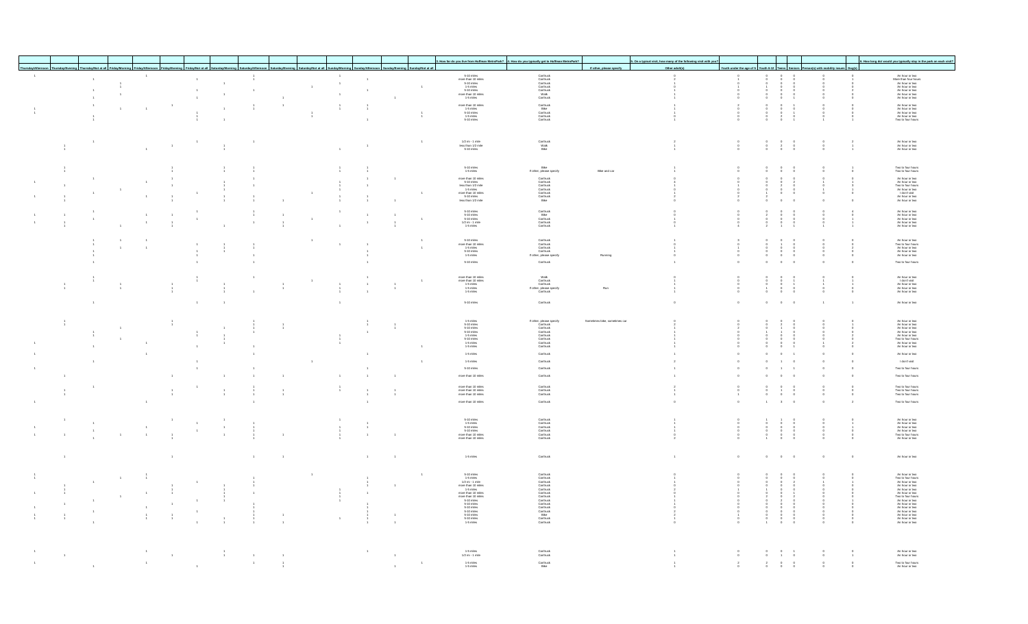| Thursday/Afternoon | Thursday/Evening | Thursday/Not at all | Friday/Morning | Friday/Afternoon | Friday/Evening | Friday/Not at all | Saturday/Morning | Saturday/Afternoon | Saturday/Evening | Saturday/Not at all | Sunday/Morning | Sunday/Afternoon | Sunday/Evening | Sunday/Not at all | 3. How far do you live from Hoffman MetroPark? | 4. How do you typically get to Hoffman MetroPark? | If other, please specify | 5. On a typical visit, how many of the following visit with you? Other adult(s) | Youth under the age of 5 | Youth 6-12 | Teens | Seniors | Person(s) with mobility issues | Dog(s) | 6. How long do you typically stay in the park on each visit? |
|---|---|---|---|---|---|---|---|---|---|---|---|---|---|---|---|---|---|---|---|---|---|---|---|---|---|
| 1 | | | | 1 | | | | 1 | | | 1 | | | | 5-10 miles | Car/truck | | 0 | 0 | 0 | 0 | 0 | 0 | 0 | An hour or two |
| | 1 | | | | | 1 | | 1 | | | | 1 | | | more than 10 miles | Car/truck | | 2 | 1 | 0 | 0 | 0 | 0 | 1 | More than four hours |
| | | | 1 | | | | 1 | | | | 1 | | | | 5-10 miles | Car/truck | | 1 | 0 | 0 | 0 | 0 | 0 | 0 | An hour or two |
| | | 1 | 1 | | | | | | | 1 | | | | 1 | 1-5 miles | Car/truck | | 0 | 1 | 1 | 0 | 0 | 0 | 0 | An hour or two |
| | | 1 | | | | 1 | | 1 | | | | 1 | | | 5-10 miles | Car/truck | | 1 | 0 | 0 | 0 | 0 | 0 | 2 | An hour or two |
| | | | 1 | | | | 1 | | | | 1 | | | | more than 10 miles | Walk | | 1 | 0 | 0 | 0 | 0 | 0 | 0 | An hour or two |
| | | 1 | | | | 1 | | | 1 | | | | 1 | | 1-5 miles | Car/truck | | 1 | 0 | 0 | 0 | 1 | 0 | 0 | An hour or two |
| | | 1 | | | 1 | | | 1 | 1 | | 1 | 1 | | | more than 10 miles | Car/truck | | 2 | 0 | 0 | 0 | 1 | 0 | 0 | An hour or two |
| 1 | | | 1 | 1 | | | 1 | 1 | | | 1 | 1 | | | 1-5 miles | Bike | | 1 | 0 | 0 | 1 | 0 | 0 | 0 | An hour or two |
| 1 | | | | | | 1 | | | | 1 | | | | 1 | 5-10 miles | Car/truck | | 1 | 0 | 0 | 0 | 1 | 0 | 0 | An hour or two |
| | | 1 | | | | 1 | | | | 1 | | | | 1 | 1-5 miles | Car/truck | | 0 | 0 | 0 | 2 | 0 | 0 | 0 | An hour or two |
| | | 1 | | | | 1 | 1 | | | | | 1 | | | 5-10 miles | Car/truck | | 1 | 0 | 0 | 0 | 1 | 1 | 1 | Two to four hours |
| | | 1 | | | | 1 | | 1 | | | | | | 1 | 1/2 m - 1 mile | Car/truck | | 2 | 0 | 0 | 0 | 0 | 0 | 2 | An hour or two |
| | 1 | | | | 1 | | 1 | | | | | 1 | | | less than 1/2 mile | Walk | | 1 | 0 | 0 | 2 | 0 | 0 | 1 | An hour or two |
| | 1 | | | 1 | | | 1 | | | | 1 | | | | 5-10 miles | Bike | | 1 | 0 | 0 | 0 | 0 | 0 | 1 | An hour or two |
| | 1 | | | | 1 | | 1 | 1 | | | 1 | 1 | | | 5-10 miles | Bike | | 1 | 0 | 0 | 0 | 0 | 0 | 1 | Two to four hours |
| | 1 | | | | 1 | | 1 | 1 | | | 1 | 1 | | | 1-5 miles | If other, please specify | Bike and car | 1 | 0 | 0 | 0 | 0 | 0 | 0 | Two to four hours |
| | | 1 | | | 1 | | | 1 | | | 1 | 1 | 1 | | more than 10 miles | Car/truck | | 0 | 0 | 0 | 0 | 0 | 0 | 0 | An hour or two |
| 1 | | | | 1 | | | 1 | 1 | | | 1 | | | | 5-10 miles | Car/truck | | 4 | 0 | 0 | 0 | 2 | 0 | 1 | An hour or two |
| | 1 | | | | 1 | | 1 | 1 | | | 1 | 1 | | | less than 1/2 mile | Car/truck | | 1 | 1 | 0 | 2 | 0 | 1 | 3 | Two to four hours |
| | | | 1 | | | | 1 | | | | 1 | | | | 1-5 miles | Car/truck | | 0 | 0 | 0 | 0 | 0 | 1 | 1 | An hour or two |
| | | 1 | | | | 1 | | 1 | | 1 | | | | 1 | more than 10 miles | Car/truck | | 1 | 0 | 1 | 0 | 0 | 0 | 1 | I don't visit |
| 1 | 1 | | | 1 | 1 | | 1 | 1 | | | 1 | 1 | | | 5-10 miles | Car/truck | | 2 | 2 | 2 | | | | | An hour or two |
| | 1 | | | | 1 | | 1 | 1 | 1 | | 1 | 1 | 1 | | less than 1/2 mile | Bike | | 0 | 0 | 0 | 0 | 0 | 0 | 0 | An hour or two |
| | | 1 | | | | | | 1 | | | 1 | | | | 5-10 miles | Car/truck | | 0 | 0 | 0 | 0 | 0 | 0 | 0 | An hour or two |
| 1 | 1 | | | 1 | 1 | | | 1 | 1 | | | 1 | 1 | | 5-10 miles | Bike | | 0 | 0 | 2 | 0 | 0 | 0 | 0 | An hour or two |
| | | 1 | | | | 1 | | | | 1 | | | | 1 | 5-10 miles | Car/truck | | 1 | 0 | 0 | 0 | 0 | 0 | 1 | An hour or two |
| 1 | 1 | | | 1 | 1 | | 1 | 1 | 1 | | 1 | 1 | 1 | | 1/2 m - 1 mile | Car/truck | | 0 | 0 | 0 | 0 | 0 | 0 | 1 | An hour or two |
| | 1 | | 1 | | 1 | | | | 1 | | | 1 | 1 | | 1-5 miles | Car/truck | | 1 | 4 | 0 | 1 | 1 | 1 | 1 | An hour or two |
| | | 1 | 1 | 1 | | | | | | 1 | | | | 1 | 5-10 miles | Car/truck | | 1 | 0 | 0 | 0 | 0 | 0 | 0 | An hour or two |
| | | 1 | 1 | 1 | | 1 | 1 | 1 | | | 1 | 1 | | | more than 10 miles | Car/truck | | 0 | 0 | 0 | 1 | 0 | 0 | 0 | Two to four hours |
| | | 1 | | | | 1 | 1 | | | | | 1 | | 1 | 1-5 miles | Car/truck | | 1 | 0 | 0 | 0 | 0 | 0 | 2 | An hour or two |
| | | 1 | | | | 1 | | 1 | | | | 1 | | | 5-10 miles | Car/truck | | 1 | 0 | 0 | 0 | 0 | 0 | 0 | An hour or two |
| | | 1 | | | | 1 | | 1 | | | | 1 | | | 1-5 miles | If other, please specify | Running | 0 | 0 | 0 | 0 | 0 | 0 | 0 | An hour or two |
| | | 1 | | | | 1 | | 1 | | | | 1 | | | 5-10 miles | Car/truck | | 1 | 0 | 0 | 0 | 0 | 0 | 0 | Two to four hours |
| | | 1 | | | | 1 | | 1 | | | | 1 | | | more than 10 miles | Walk | | 0 | 0 | 0 | 0 | 0 | 0 | 0 | An hour or two |
| | | 1 | | | | 1 | | | | 1 | | 1 | | 1 | more than 10 miles | Car/truck | | 1 | 0 | 0 | 0 | 1 | 0 | 1 | I don't visit |
| | 1 | | 1 | | 1 | | 1 | | 1 | | 1 | 1 | 1 | | 1-5 miles | Car/truck | | 1 | 0 | 0 | 0 | 1 | 1 | 2 | An hour or two |
| | 1 | | 1 | | 1 | | 1 | | 1 | | 1 | 1 | 1 | | 1-5 miles | If other, please specify | Run | 1 | 0 | 1 | 0 | 0 | 0 | 0 | An hour or two |
| | | | | | 1 | | 1 | 1 | | | 1 | 1 | | | 1-5 miles | Car/truck | | 1 | 0 | 0 | 0 | 0 | 0 | 0 | An hour or two |
| | | 1 | | | | 1 | 1 | | | | 1 | | | | 5-10 miles | Car/truck | | 0 | 0 | 0 | 0 | 0 | 1 | 1 | An hour or two |
| | 1 | | | | 1 | | | 1 | 1 | | | 1 | 1 | | 1-5 miles | If other, please specify | Sometimes bike, sometimes car | 0 | 0 | 0 | 0 | 0 | 0 | 0 | An hour or two |
| | 1 | | | | 1 | | 1 | 1 | 1 | | | 1 | 1 | | 5-10 miles | Car/truck | | 2 | 0 | 0 | 2 | 0 | 0 | 1 | An hour or two |
| | | 1 | 1 | | | 1 | | 1 | | | | 1 | | | 5-10 miles | Car/truck | | 1 | 2 | 0 | 1 | 0 | 0 | 0 | An hour or two |
| | | 1 | | | | 1 | 1 | 1 | | | 1 | | | | 5-10 miles | Car/truck | | 1 | 0 | 1 | 1 | 0 | 0 | 0 | An hour or two |
| | | | 1 | | | | 1 | 1 | | | 1 | | | | 1-5 miles | Car/truck | | 1 | 0 | 0 | 0 | 0 | 0 | 2 | An hour or two |
| 1 | | | | 1 | | | 1 | | | | 1 | | | | 5-10 miles | Car/truck | | 1 | 0 | 0 | 0 | 0 | 0 | 0 | Two to four hours |
| | | 1 | | | | 1 | | 1 | | | | | | 1 | 1-5 miles | Car/truck | | 1 | 0 | 0 | 0 | 0 | 1 | 2 | An hour or two |
| | | 1 | | | | 1 | | 1 | | | | | | 1 | 1-5 miles | Car/truck | | 1 | 0 | 0 | 0 | 1 | 0 | 0 | An hour or two |
| 1 | | | | 1 | | | | 1 | | | | 1 | | | 1-5 miles | Car/truck | | 1 | 0 | 0 | 0 | 1 | 0 | 0 | An hour or two |
| | 1 | | | | | 1 | | | | 1 | | | | 1 | 1-5 miles | Car/truck | | 2 | 0 | 0 | 1 | 0 | 0 | 0 | I don't visit |
| 1 | | | | | | 1 | | 1 | | | | 1 | | | 5-10 miles | Car/truck | | 1 | 0 | 0 | 1 | 1 | 0 | 0 | Two to four hours |
| | 1 | | | | 1 | | 1 | 1 | 1 | | 1 | 1 | 1 | | more than 10 miles | Car/truck | | 1 | 0 | 0 | 0 | 0 | 0 | 0 | Two to four hours |
| | | 1 | | | | 1 | | 1 | | | 1 | | | | more than 10 miles | Car/truck | | 2 | 0 | 0 | 0 | 0 | 0 | 0 | Two to four hours |
| | 1 | | | | 1 | | 1 | 1 | 1 | | | 1 | 1 | | more than 10 miles | Car/truck | | 0 | 0 | 0 | 1 | 0 | 0 | 0 | Two to four hours |
| | 1 | | | | 1 | | 1 | 1 | 1 | | | 1 | 1 | | more than 10 miles | Car/truck | | 1 | 1 | 0 | 0 | 0 | 0 | 0 | Two to four hours |
| 1 | | | | 1 | | | | 1 | | | | 1 | | | more than 10 miles | Car/truck | | 0 | 0 | 1 | 3 | 0 | 0 | 2 | Two to four hours |
| | 1 | | | | 1 | | 1 | | | | 1 | | | | 5-10 miles | Car/truck | | 1 | 0 | 1 | 1 | 0 | 0 | 0 | An hour or two |
| | | 1 | | 1 | | | | 1 | | | 1 | 1 | | | 1-5 miles | Car/truck | | 1 | 0 | 0 | 0 | 0 | 0 | 1 | An hour or two |
| 1 | | | | 1 | | 1 | | 1 | | | 1 | 1 | | | 5-10 miles | Car/truck | | 1 | 0 | 0 | 0 | 0 | 0 | 1 | An hour or two |
| | | 1 | | | | | 1 | 1 | | | 1 | | | | 5-10 miles | Car/truck | | 1 | 0 | 0 | 0 | 0 | 0 | 0 | An hour or two |
| 1 | 1 | | 1 | 1 | 1 | | 1 | 1 | 1 | | 1 | 1 | 1 | | more than 10 miles | Car/truck | | 0 | 0 | 0 | 0 | 0 | 0 | 0 | Two to four hours |
| | | 1 | | | 1 | | | 1 | | | 1 | | | | more than 10 miles | Car/truck | | 2 | 0 | 1 | 0 | 0 | 0 | 0 | An hour or two |
| | 1 | | | | 1 | | | 1 | 1 | | | 1 | 1 | | 1-5 miles | Car/truck | | 1 | 0 | 0 | 0 | 0 | 0 | 0 | An hour or two |
| 1 | | | | 1 | | | | 1 | | 1 | | | | 1 | 5-10 miles | Car/truck | | 0 | 0 | 0 | 0 | 0 | 0 | 0 | An hour or two |
| 1 | | | 1 | 1 | | | | 1 | | | | 1 | | | 1-5 miles | Car/truck | | 1 | 0 | 0 | 0 | 0 | 0 | 0 | Two to four hours |
| | | 1 | | | | 1 | | 1 | | | | 1 | | | 1/2 m - 1 mile | Car/truck | | 1 | 0 | 0 | 2 | 0 | 1 | 1 | An hour or two |
| | 1 | | | | 1 | | 1 | | | | | 1 | 1 | | more than 10 miles | Car/truck | | 0 | 0 | 0 | 0 | 0 | 0 | 0 | An hour or two |
| | 1 | | | | 1 | | 1 | | | | 1 | | | | 1-5 miles | Car/truck | | 2 | 1 | 1 | 0 | 0 | 0 | 0 | An hour or two |
| 1 | 1 | | | 1 | 1 | | 1 | 1 | | | 1 | 1 | | | more than 10 miles | Car/truck | | 0 | 0 | 0 | 1 | 0 | 0 | 0 | An hour or two |
| | | | 1 | | | | | | | | 1 | | | | more than 10 miles | Car/truck | | 1 | 2 | 0 | 2 | 0 | 0 | 0 | Two to four hours |
| | | 1 | | | | 1 | 1 | | | | 1 | | | | 5-10 miles | Car/truck | | 1 | 0 | 2 | 0 | 0 | 0 | 1 | An hour or two |
| 1 | | | | 1 | | | | 1 | | | | 1 | | | 5-10 miles | Car/truck | | 1 | 0 | 0 | 0 | 0 | 0 | 0 | An hour or two |
| | 1 | | | | | 1 | | 1 | | | | 1 | | | 5-10 miles | Car/truck | | 0 | 0 | 0 | 0 | 0 | 0 | 0 | An hour or two |
| | | 1 | | | | 1 | | 1 | | | | 1 | | | 5-10 miles | Car/truck | | 2 | 0 | 0 | 0 | 0 | 0 | 0 | An hour or two |
| 1 | 1 | | | 1 | 1 | | | 1 | 1 | | | 1 | 1 | | 5-10 miles | Bike | | 2 | 1 | 0 | 0 | 0 | 0 | 0 | An hour or two |
| 1 | 1 | | | 1 | 1 | | 1 | 1 | | | 1 | 1 | | | 5-10 miles | Car/truck | | 1 | 0 | 0 | 0 | 0 | 0 | 0 | An hour or two |
| | | 1 | | | | 1 | 1 | 1 | 1 | | | 1 | 1 | | 1-5 miles | Car/truck | | 0 | 0 | 1 | 0 | 0 | 0 | 0 | An hour or two |
| 1 | | | | 1 | | | 1 | | | | 1 | | | | 1-5 miles | Car/truck | | 1 | 0 | 0 | 0 | 1 | 0 | 0 | An hour or two |
| | 1 | | | | 1 | | 1 | 1 | 1 | | | | 1 | | 1/2 m - 1 mile | Car/truck | | 1 | 0 | 0 | 1 | 0 | 0 | 1 | An hour or two |
| 1 | | | | 1 | | | | 1 | 1 | | | | | 1 | 1-5 miles | Car/truck | | 1 | 2 | 0 | 0 | 0 | 0 | 0 | Two to four hours |
| | | 1 | | | | 1 | | | 1 | | | | 1 | | 1-5 miles | Bike | | 1 | 0 | 0 | 0 | 0 | 0 | 0 | An hour or two |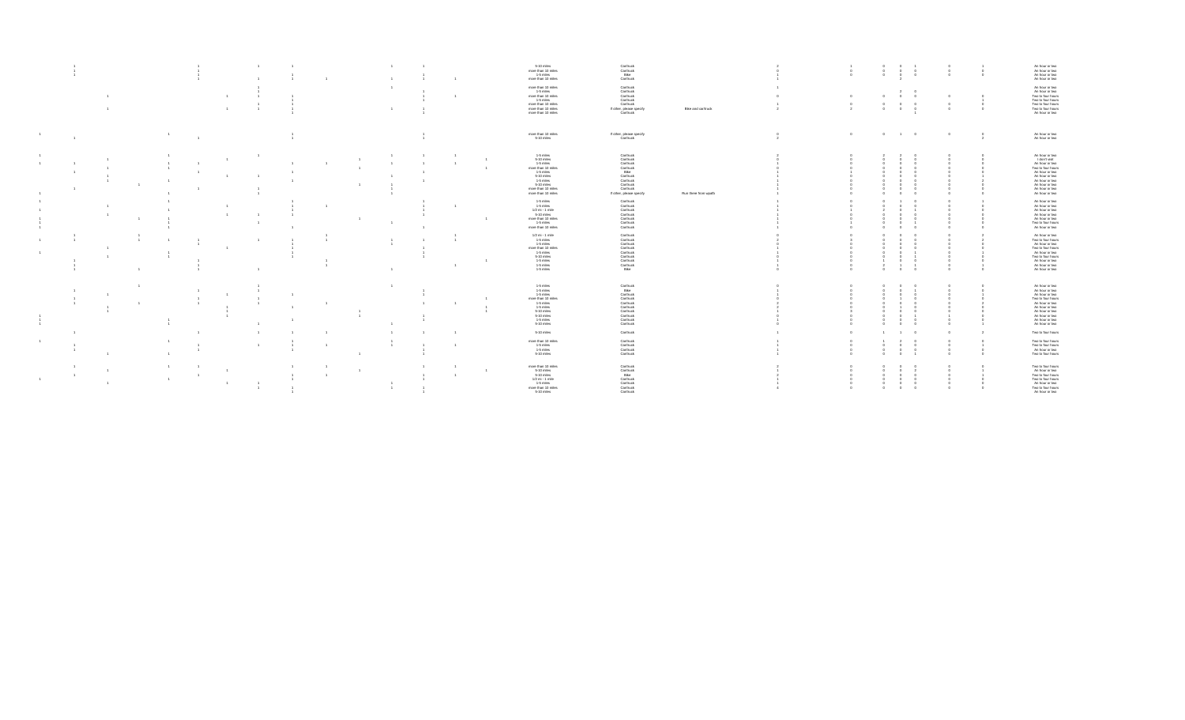| | | | | | | | | | | | | | | | | | | | | | | | | | |
|---|---|---|---|---|---|---|---|---|---|---|---|---|---|---|---|---|---|---|---|---|---|---|---|---|---|
| | 1 | | | | 1 | | 1 | 1 | | | 1 | 1 | | | 5-10 miles | Car/truck | | 2 | 1 | 0 | 0 | 1 | 0 | 1 | An hour or less |
| | 1 | | | | 1 | | | | | | | | | | more than 10 miles | Car/truck | | 0 | 0 | 0 | 0 | 0 | 0 | 0 | An hour or less |
| | 1 | | | | 1 | | | 1 | | | | 1 | | | 1-5 miles | Bike | | 1 | 0 | 0 | 0 | 0 | 0 | 0 | An hour or less |
| | | | | | 1 | | 1 | 1 | 1 | | 1 | 1 | 1 | | more than 10 miles | Car/truck | | 1 | | | 2 | | | | An hour or less |
| | | | | | | | 1 | | | | 1 | | | | more than 10 miles | Car/truck | | 1 | | | | | | | An hour or less |
| | | | | | | | 1 | | | | | 1 | | | 1-5 miles | Car/truck | | | | | 2 | 0 | | | An hour or less |
| | | 1 | | | | 1 | 1 | 1 | | | | 1 | 1 | | more than 10 miles | Car/truck | | 0 | 0 | 0 | 0 | 0 | 0 | 0 | Two to four hours |
| | | | | | | | | 1 | | | | 1 | | | 1-5 miles | Car/truck | | | | | | | | 1 | Two to four hours |
| | | | | | | | 1 | 1 | | | | | | | more than 10 miles | Car/truck | | 1 | 0 | 0 | 0 | 0 | 0 | 0 | Two to four hours |
| | | 1 | | | | 1 | 1 | 1 | | | 1 | 1 | | | more than 10 miles | If other, please specify | Bike and car/truck | 2 | 2 | 0 | 0 | 0 | 0 | 0 | Two to four hours |
| | | | | | | | | 1 | | | | 1 | | | more than 10 miles | Car/truck | | | | | | 1 | | | An hour or less |
| 1 | | | | 1 | | | | 1 | | | | 1 | | | more than 10 miles | If other, please specify | | 0 | 0 | 0 | 1 | 0 | 0 | 0 | An hour or less |
| | 1 | | | | 1 | | | 1 | | | | 1 | | | 5-10 miles | Car/truck | | 2 | | | | | | 2 | An hour or less |
| 1 | | | | 1 | | | 1 | | | | 1 | 1 | 1 | | 1-5 miles | Car/truck | | 2 | 0 | 2 | 2 | 0 | 0 | 0 | An hour or less |
| | | 1 | | | | 1 | | | | 1 | | | | 1 | 5-10 miles | Car/truck | | 0 | 0 | 0 | 0 | 0 | 0 | 0 | I don't visit |
| 1 | 1 | | | 1 | 1 | | | 1 | 1 | | 1 | 1 | 1 | | 1-5 miles | Car/truck | | 1 | 0 | 0 | 0 | 0 | 0 | 0 | An hour or less |
| | | 1 | | 1 | | | | | | 1 | | | | 1 | more than 10 miles | Car/truck | | 0 | 0 | 0 | 0 | 0 | 0 | 0 | Two to four hours |
| | 1 | | | | 1 | | | 1 | | | | 1 | | | 1-5 miles | Bike | | 1 | 0 | 0 | 0 | 0 | 0 | 0 | An hour or less |
| | | 1 | | | | 1 | 1 | | | | 1 | | | | 5-10 miles | Car/truck | | 1 | 0 | 0 | 0 | 0 | 0 | 1 | An hour or less |
| | | 1 | | 1 | | | | 1 | | | | 1 | | | 1-5 miles | Car/truck | | 1 | 0 | 0 | 0 | 0 | 0 | 2 | An hour or less |
| | | | 1 | | | | | | | 1 | 1 | | | | 5-10 miles | Car/truck | | 1 | 0 | 0 | 0 | 0 | 0 | 0 | An hour or less |
| | 1 | | | | 1 | | 1 | | | | 1 | | | | more than 10 miles | Car/truck | | 1 | 0 | 0 | 0 | 0 | 0 | 0 | An hour or less |
| 1 | | | | 1 | | | 1 | | | | 1 | | | | more than 10 miles | If other, please specify | Run there from uplafs | 1 | 0 | 0 | 0 | 0 | 0 | 0 | An hour or less |
| 1 | | | | 1 | | | | 1 | | | | 1 | | | 1-5 miles | Car/truck | | 1 | 0 | 0 | 1 | 0 | 0 | 1 | An hour or less |
| | | 1 | | | | 1 | | 1 | 1 | | | 1 | 1 | | 1-5 miles | Car/truck | | 1 | 0 | 0 | 0 | 0 | 0 | 0 | An hour or less |
| 1 | | | | 1 | | | | 1 | | | | 1 | | | 1/2 mi - 1 mile | Car/truck | | 1 | 1 | 2 | 0 | 1 | 0 | 0 | An hour or less |
| | | 1 | | | | 1 | 1 | 1 | | | | 1 | | | 5-10 miles | Car/truck | | 1 | 0 | 0 | 0 | 0 | 0 | 0 | An hour or less |
| 1 | | | 1 | 1 | | | | | | 1 | | | | 1 | more than 10 miles | Car/truck | | 1 | 0 | 0 | 0 | 0 | 0 | 0 | An hour or less |
| 1 | | | | 1 | | | 1 | | | | 1 | | | | 1-5 miles | Car/truck | | 1 | 1 | 0 | 0 | 1 | 0 | 0 | Two to four hours |
| 1 | | | | 1 | | | | 1 | | | | 1 | | | more than 10 miles | Car/truck | | 1 | 0 | 0 | 0 | 0 | 0 | 0 | An hour or less |
| | 1 | | 1 | | | | | | 1 | | | | 1 | | 1/2 mi - 1 mile | Car/truck | | 0 | 0 | 0 | 0 | 0 | 0 | 2 | An hour or less |
| 1 | 1 | | 1 | 1 | 1 | | 1 | 1 | 1 | | 1 | 1 | 1 | | 1-5 miles | Car/truck | | 2 | 3 | 0 | 0 | 0 | 0 | 2 | Two to four hours |
| | | | | | 1 | | | 1 | | | 1 | | | | 1-5 miles | Car/truck | | 0 | 0 | 0 | 0 | 0 | 0 | 0 | An hour or less |
| | | 1 | | | | 1 | | 1 | | | | 1 | | | more than 10 miles | Car/truck | | 1 | 0 | 0 | 0 | 0 | 0 | 0 | Two to four hours |
| 1 | | | | 1 | | | | 1 | | | | 1 | | | 1-5 miles | Car/truck | | 1 | 0 | 0 | 0 | 1 | 0 | 1 | An hour or less |
| | | 1 | | 1 | | | | 1 | | | | 1 | | | 5-10 miles | Car/truck | | 0 | 0 | 0 | 0 | 1 | 0 | 0 | Two to four hours |
| | 1 | | | | 1 | | | | 1 | | | | | 1 | 1-5 miles | Car/truck | | 1 | 0 | 1 | 0 | 0 | 0 | 0 | An hour or less |
| | 1 | | | | 1 | | | | 1 | | | | 1 | | 1-5 miles | Car/truck | | 1 | 0 | 2 | 1 | 1 | 0 | 1 | An hour or less |
| | 1 | | 1 | | 1 | | 1 | | | | 1 | | | | 1-5 miles | Bike | | 0 | 0 | 0 | 0 | 0 | 0 | 0 | An hour or less |
| | | | 1 | | | | 1 | | | | 1 | | | | 1-5 miles | Car/truck | | 0 | 0 | 0 | 0 | 0 | 0 | 0 | An hour or less |
| | 1 | | | | 1 | | 1 | | | | | 1 | | | 1-5 miles | Bike | | 1 | 0 | 0 | 0 | 1 | 0 | 0 | An hour or less |
| | | 1 | | | 1 | 1 | 1 | 1 | | | | 1 | | | 1-5 miles | Car/truck | | 1 | 0 | 0 | 1 | 0 | 0 | 1 | An hour or less |
| | 1 | | | | 1 | | 1 | | | | | | | 1 | more than 10 miles | Car/truck | | 0 | 0 | 0 | 1 | 0 | 0 | 0 | Two to four hours |
| | 1 | | 1 | | 1 | | 1 | | 1 | | | 1 | 1 | | 1-5 miles | Car/truck | | 2 | 0 | 0 | 0 | 0 | 0 | 2 | An hour or less |
| | | 1 | | | | 1 | | 1 | | | | | | 1 | 1-5 miles | Car/truck | | 2 | 0 | 0 | 1 | 0 | 0 | 0 | An hour or less |
| | | 1 | | | | 1 | | | | 1 | | | | 1 | 5-10 miles | Car/truck | | 1 | 3 | 0 | 0 | 0 | 0 | 0 | An hour or less |
| 1 | | | | 1 | | 1 | | | | 1 | | 1 | | | 5-10 miles | Car/truck | | 0 | 0 | 0 | 0 | 1 | 1 | 0 | An hour or less |
| 1 | | | | 1 | | | | 1 | | | | 1 | | | 1-5 miles | Car/truck | | 1 | 0 | 0 | 0 | 0 | 0 | 0 | An hour or less |
| 1 | | | | 1 | | | 1 | | | | 1 | | | | 5-10 miles | Car/truck | | 0 | 0 | 0 | 0 | 0 | 0 | 1 | An hour or less |
| | 1 | | | | 1 | | 1 | 1 | 1 | | 1 | 1 | 1 | | 5-10 miles | Car/truck | | 1 | 0 | 1 | 1 | 0 | 0 | 2 | Two to four hours |
| 1 | | | | 1 | | | | | | | 1 | | | | more than 10 miles | Car/truck | | 1 | 0 | 1 | 2 | 0 | 0 | 0 | Two to four hours |
| | 1 | | | | 1 | | 1 | 1 | 1 | | 1 | 1 | 1 | | 1-5 miles | Car/truck | | 1 | 0 | 0 | 0 | 0 | 0 | 1 | Two to four hours |
| | 1 | | | | 1 | | | 1 | | | | 1 | | | 1-5 miles | Car/truck | | 1 | 0 | 0 | 0 | 0 | 0 | 0 | An hour or less |
| | | 1 | | 1 | | | | 1 | | 1 | | 1 | | | 5-10 miles | Car/truck | | 1 | 0 | 0 | 0 | 1 | 0 | 0 | Two to four hours |
| | 1 | | | 1 | 1 | | | 1 | 1 | | | 1 | 1 | | more than 10 miles | Car/truck | | 2 | 0 | 0 | 0 | 0 | 0 | 0 | Two to four hours |
| | | 1 | | | | 1 | | 1 | | 1 | | | | 1 | 5-10 miles | Car/truck | | 1 | 0 | 0 | 0 | 2 | 0 | 0 | An hour or less |
| | 1 | | | | 1 | | | 1 | 1 | | | 1 | 1 | | 5-10 miles | Bike | | 2 | 0 | 0 | 0 | 0 | 0 | 1 | Two to four hours |
| 1 | | | | 1 | | | | 1 | | | | 1 | | | 1/2 mi - 1 mile | Car/truck | | 1 | 0 | 0 | 0 | 0 | 0 | 0 | Two to four hours |
| | | 1 | | | | 1 | 1 | | | | 1 | | | | 1-5 miles | Car/truck | | 1 | 0 | 0 | 0 | 0 | 0 | 0 | An hour or less |
| | | | | | | | 1 | 1 | | | 1 | 1 | | | more than 10 miles | Car/truck | | 4 | 0 | 0 | 0 | 0 | 0 | 0 | Two to four hours |
| | | | | | | | | 1 | | | | 1 | | | 5-10 miles | | | | | | | | | | An hour or less |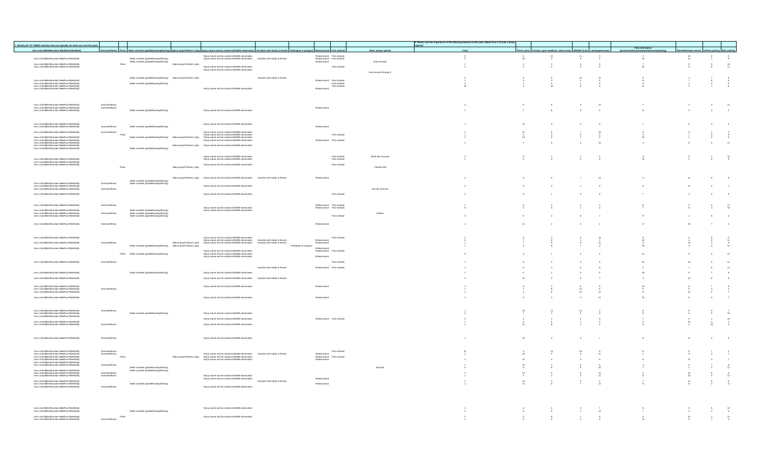| 7. Identify UP TO THREE activities that you typically do when you visit this park. | | | | | | | | | | | 8. Please rank the importance of the following features at this park: (Rank from 1-12 with 1 being highest) | | | | | | | | |
|---|---|---|---|---|---|---|---|---|---|---|---|---|---|---|---|---|---|---|---|
| Use a trail (Bike/Mountain Bike/Run/Hike/Walk) | Exercise/fitness | Picnic | Water activities (paddle/boating/fishing) | Nature play/Children's play | Enjoy nature and be outdoors/Wildlife observation | Socialize with family & friends | Participate in program | Relax/unwind | Find solitude | Other, please specify | Trails | Picnic areas | Forests, open meadows, native areas | Wildlife/ birds | Landscaped areas | Park information (brochures/kiosks/interpretation/wayfinding) | Riverfront/water access | Vehicle parking | Bike parking |
| Use a trail (Bike/Mountain Bike/Run/Hike/Walk) | | | Water activities (paddle/boating/fishing) | | Enjoy nature and be outdoors/Wildlife observation | Socialize with family & friends | | Relax/unwind | Find solitude | | 9 | 5 | 12 | 11 | 3 | 2 | 10 | 8 | 4 |
| Use a trail (Bike/Mountain Bike/Run/Hike/Walk) | | | Water activities (paddle/boating/fishing) | | Enjoy nature and be outdoors/Wildlife observation | | | Relax/unwind | Find solitude | | 5 | 10 | 2 | 3 | 4 | 12 | 11 | 1 | 6 |
| Use a trail (Bike/Mountain Bike/Run/Hike/Walk) | | Picnic | | Nature play/Children's play | Enjoy nature and be outdoors/Wildlife observation | | | Relax/unwind | Find solitude | Drive through | 1 | 3 | 2 | 4 | 8 | 7 | 9 | 6 | 10 |
| Use a trail (Bike/Mountain Bike/Run/Hike/Walk) | | | | | Enjoy nature and be outdoors/Wildlife observation | | | | | | 1 | 4 | 2 | 3 | 9 | 10 | 5 | 8 | 11 |
| | | | | | | | | | | Drive around through it | | | | | | | | | |
| Use a trail (Bike/Mountain Bike/Run/Hike/Walk) | | | Water activities (paddle/boating/fishing) | Nature play/Children's play | | Socialize with family & friends | | | | | 3 | 4 | 5 | 10 | 11 | 6 | 1 | 7 | 8 |
| Use a trail (Bike/Mountain Bike/Run/Hike/Walk) | | | | | | | | Relax/unwind | Find solitude | | 1 | 4 | 3 | 2 | 5 | 9 | 7 | 8 | 6 |
| Use a trail (Bike/Mountain Bike/Run/Hike/Walk) | | | Water activities (paddle/boating/fishing) | | | | | | Find solitude | | 3 | 7 | 5 | 2 | 6 | 8 | 1 | 4 | 9 |
| Use a trail (Bike/Mountain Bike/Run/Hike/Walk) | | | | | Enjoy nature and be outdoors/Wildlife observation | | | Relax/unwind | Find solitude | | 12 | 3 | 10 | 9 | 4 | 6 | 5 | 7 | 6 |
| Use a trail (Bike/Mountain Bike/Run/Hike/Walk) | Exercise/fitness | | | | | | | | | | 4 | 9 | 5 | 6 | 12 | 7 | 2 | 3 | 11 |
| Use a trail (Bike/Mountain Bike/Run/Hike/Walk) | Exercise/fitness | | Water activities (paddle/boating/fishing) | | Enjoy nature and be outdoors/Wildlife observation | | | Relax/unwind | | | 1 | 7 | 8 | 9 | 6 | 11 | 2 | 4 | 3 |
| Use a trail (Bike/Mountain Bike/Run/Hike/Walk) | | | | | Enjoy nature and be outdoors/Wildlife observation | | | | | | | | | | | | | | |
| Use a trail (Bike/Mountain Bike/Run/Hike/Walk) | Exercise/fitness | | Water activities (paddle/boating/fishing) | | | | | Relax/unwind | | | 1 | 12 | 3 | 2 | 6 | 7 | 8 | 4 | 5 |
| Use a trail (Bike/Mountain Bike/Run/Hike/Walk) | Exercise/fitness | | | | Enjoy nature and be outdoors/Wildlife observation | | | | | | 1 | 11 | 9 | 7 | 10 | 8 | 9 | 4 | 2 |
| Use a trail (Bike/Mountain Bike/Run/Hike/Walk) | | Picnic | | | Enjoy nature and be outdoors/Wildlife observation | | | | Find solitude | | 1 | 2 | 5 | 4 | 6 | 3 | 7 | 8 | 9 |
| Use a trail (Bike/Mountain Bike/Run/Hike/Walk) | | | Water activities (paddle/boating/fishing) | Nature play/Children's play | Enjoy nature and be outdoors/Wildlife observation | | | | | | 2 | 12 | 9 | 7 | 5 | 10 | 1 | 8 | 3 |
| Use a trail (Bike/Mountain Bike/Run/Hike/Walk) | | | | | Enjoy nature and be outdoors/Wildlife observation | | | Relax/unwind | Find solitude | | 1 | 7 | 6 | 9 | 10 | 4 | 8 | 3 | 11 |
| Use a trail (Bike/Mountain Bike/Run/Hike/Walk) | | | Water activities (paddle/boating/fishing) | Nature play/Children's play | Enjoy nature and be outdoors/Wildlife observation | | | | | | | | | | | | | | |
| Use a trail (Bike/Mountain Bike/Run/Hike/Walk) | | | | | Enjoy nature and be outdoors/Wildlife observation | | | | Find solitude | Walk with my park | 3 | 8 | 2 | 1 | 9 | 6 | 5 | 7 | 10 |
| Use a trail (Bike/Mountain Bike/Run/Hike/Walk) | | | | | Enjoy nature and be outdoors/Wildlife observation | | | | Find solitude | | 1 | 5 | 3 | 2 | 6 | 10 | 2 | 8 | 9 |
| Use a trail (Bike/Mountain Bike/Run/Hike/Walk) | | | | | Enjoy nature and be outdoors/Wildlife observation | | | | Find solitude | | | | | | | | | | |
| | | Picnic | | Nature play/Children's play | | | | | | Frisbee Golf | | | | | | | | | |
| | | | | Nature play/Children's play | Enjoy nature and be outdoors/Wildlife observation | Socialize with family & friends | | Relax/unwind | | | 2 | 5 | 6 | 7 | 12 | 4 | 11 | 8 | 9 |
| Use a trail (Bike/Mountain Bike/Run/Hike/Walk) | Exercise/fitness | | Water activities (paddle/boating/fishing) | | | | | | | | | | | | | | | | |
| Use a trail (Bike/Mountain Bike/Run/Hike/Walk) | | | Water activities (paddle/boating/fishing) | | Enjoy nature and be outdoors/Wildlife observation | | | | | | 2 | 8 | 3 | 1 | 9 | 6 | 11 | 5 | 7 |
| Use a trail (Bike/Mountain Bike/Run/Hike/Walk) | Exercise/fitness | | | | | | | | | Use the restroom | | | | | | | | | |
| Use a trail (Bike/Mountain Bike/Run/Hike/Walk) | | | | | Enjoy nature and be outdoors/Wildlife observation | | | | Find solitude | | 2 | 6 | 1 | 3 | 8 | 7 | 4 | 5 | 9 |
| Use a trail (Bike/Mountain Bike/Run/Hike/Walk) | Exercise/fitness | | | | | | | Relax/unwind | Find solitude | | 1 | 5 | 2 | 4 | 7 | 8 | 3 | 9 | 11 |
| Use a trail (Bike/Mountain Bike/Run/Hike/Walk) | | | Water activities (paddle/boating/fishing) | | Enjoy nature and be outdoors/Wildlife observation | | | Relax/unwind | Find solitude | | 6 | 3 | 5 | 1 | 2 | 7 | 8 | 4 | 10 |
| Use a trail (Bike/Mountain Bike/Run/Hike/Walk) | Exercise/fitness | | Water activities (paddle/boating/fishing) | | Enjoy nature and be outdoors/Wildlife observation | | | | | | | | | | | | | | |
| Use a trail (Bike/Mountain Bike/Run/Hike/Walk) | | | Water activities (paddle/boating/fishing) | | | | | | Find solitude | Frisbee | 3 | 5 | 2 | 8 | 7 | 9 | 1 | 6 | 4 |
| Use a trail (Bike/Mountain Bike/Run/Hike/Walk) | Exercise/fitness | | | | | | | Relax/unwind | | | 1 | 11 | 2 | 3 | 4 | 9 | 10 | 7 | 5 |
| Use a trail (Bike/Mountain Bike/Run/Hike/Walk) | | | | | Enjoy nature and be outdoors/Wildlife observation | | | | Find solitude | | 1 | 5 | 4 | 9 | 10 | 8 | 3 | 8 | 2 |
| Use a trail (Bike/Mountain Bike/Run/Hike/Walk) | Exercise/fitness | | | Nature play/Children's play | Enjoy nature and be outdoors/Wildlife observation | Socialize with family & friends | | Relax/unwind | | | 6 | 7 | 5 | 1 | 2 | 10 | 4 | 9 | 11 |
| Use a trail (Bike/Mountain Bike/Run/Hike/Walk) | | | Water activities (paddle/boating/fishing) | Nature play/Children's play | Enjoy nature and be outdoors/Wildlife observation | Socialize with family & friends | | Relax/unwind | | | 1 | 7 | 6 | 9 | 11 | 5 | 10 | 3 | 8 |
| Use a trail (Bike/Mountain Bike/Run/Hike/Walk) | | | | | | | Participate in program | Relax/unwind | | | 2 | 8 | 8 | 7 | 9 | 10 | 3 | 4 | 12 |
| | | | | | Enjoy nature and be outdoors/Wildlife observation | | | Relax/unwind | Find solitude | | | | | | | | | | |
| | | Picnic | Water activities (paddle/boating/fishing) | | Enjoy nature and be outdoors/Wildlife observation | | | Relax/unwind | | | 9 | 3 | 1 | 2 | 4 | 12 | 5 | 8 | 11 |
| Use a trail (Bike/Mountain Bike/Run/Hike/Walk) | Exercise/fitness | | | | | | | | Find solitude | | 1 | 8 | 2 | 3 | 9 | 12 | 10 | 5 | 11 |
| | | | | | | Socialize with family & friends | | Relax/unwind | Find solitude | | 1 | 9 | 3 | 4 | 8 | 2 | 7 | 6 | 11 |
| Use a trail (Bike/Mountain Bike/Run/Hike/Walk) | | | Water activities (paddle/boating/fishing) | | Enjoy nature and be outdoors/Wildlife observation | | | | | | 1 | 4 | 2 | 3 | 5 | 10 | 6 | 7 | 8 |
| Use a trail (Bike/Mountain Bike/Run/Hike/Walk) | | | | | Enjoy nature and be outdoors/Wildlife observation | Socialize with family & friends | | | | | 1 | 11 | 2 | 9 | 7 | 3 | 12 | 8 | 9 |
| Use a trail (Bike/Mountain Bike/Run/Hike/Walk) | | | | | Enjoy nature and be outdoors/Wildlife observation | | | Relax/unwind | | | 1 | 8 | 2 | 5 | 9 | 10 | 6 | 7 | 3 |
| Use a trail (Bike/Mountain Bike/Run/Hike/Walk) | Exercise/fitness | | | | | | | | | | 1 | 7 | 8 | 12 | 6 | 5 | 9 | 5 | 2 |
| Use a trail (Bike/Mountain Bike/Run/Hike/Walk) | | | | | | | | | | | 1 | 4 | 8 | 10 | 11 | 9 | 12 | 5 | 7 |
| Use a trail (Bike/Mountain Bike/Run/Hike/Walk) | | | | | Enjoy nature and be outdoors/Wildlife observation | | | Relax/unwind | | | 1 | 9 | 2 | 4 | 11 | 10 | 5 | 6 | 7 |
| Use a trail (Bike/Mountain Bike/Run/Hike/Walk) | Exercise/fitness | | | | | | | | | | 1 | 10 | 11 | 12 | 4 | 8 | 5 | 6 | 7 |
| Use a trail (Bike/Mountain Bike/Run/Hike/Walk) | | | Water activities (paddle/boating/fishing) | | Enjoy nature and be outdoors/Wildlife observation | | | | | | 2 | 7 | 1 | 3 | 5 | 9 | 4 | 5 | 10 |
| Use a trail (Bike/Mountain Bike/Run/Hike/Walk) | | | | | Enjoy nature and be outdoors/Wildlife observation | | | Relax/unwind | Find solitude | | 3 | 4 | 2 | 9 | 8 | 7 | 6 | 1 | 10 |
| Use a trail (Bike/Mountain Bike/Run/Hike/Walk) | Exercise/fitness | | | | Enjoy nature and be outdoors/Wildlife observation | | | | | | 1 | 12 | 8 | 7 | 9 | 5 | 10 | 4 | 2 |
| Use a trail (Bike/Mountain Bike/Run/Hike/Walk) | | | | | | | | | | | 1 | 12 | 6 | 2 | 5 | 9 | 4 | 10 | 3 |
| Use a trail (Bike/Mountain Bike/Run/Hike/Walk) | Exercise/fitness | | | | Enjoy nature and be outdoors/Wildlife observation | | | | | | 1 | 10 | 4 | 3 | 7 | 6 | 11 | 2 | 9 |
| Use a trail (Bike/Mountain Bike/Run/Hike/Walk) | Exercise/fitness | | | | Enjoy nature and be outdoors/Wildlife observation | Socialize with family & friends | | Relax/unwind | Find solitude | | 12 | 3 | 11 | 10 | 8 | 6 | 9 | 7 | 2 |
| Use a trail (Bike/Mountain Bike/Run/Hike/Walk) | Exercise/fitness | | | | | | | | | | 1 | 10 | 6 | 9 | 11 | 2 | 5 | 3 | 7 |
| Use a trail (Bike/Mountain Bike/Run/Hike/Walk) | | Picnic | | Nature play/Children's play | Enjoy nature and be outdoors/Wildlife observation | | | Relax/unwind | Find solitude | | 1 | 10 | 4 | 5 | 9 | 8 | 11 | 3 | 7 |
| Use a trail (Bike/Mountain Bike/Run/Hike/Walk) | | | | | Enjoy nature and be outdoors/Wildlife observation | | | Relax/unwind | | | | | | | | | | | |
| Use a trail (Bike/Mountain Bike/Run/Hike/Walk) | Exercise/fitness | | | | | | | | | | 1 | 10 | 2 | 3 | 6 | 4 | 5 | 7 | 8 |
| Use a trail (Bike/Mountain Bike/Run/Hike/Walk) | | | Water activities (paddle/boating/fishing) | | | | | | | Sail boat | 4 | 9 | 8 | 5 | 10 | 7 | 1 | 2 | 11 |
| Use a trail (Bike/Mountain Bike/Run/Hike/Walk) | Exercise/fitness | | Water activities (paddle/boating/fishing) | | | | | | | | 1 | 12 | 2 | 3 | 11 | 4 | 10 | 5 | 6 |
| Use a trail (Bike/Mountain Bike/Run/Hike/Walk) | Exercise/fitness | | | | Enjoy nature and be outdoors/Wildlife observation | | | | | | 1 | 4 | 2 | 3 | 11 | 6 | 10 | 5 | 12 |
| Use a trail (Bike/Mountain Bike/Run/Hike/Walk) | | | | | Enjoy nature and be outdoors/Wildlife observation | | | Relax/unwind | | | 1 | 10 | 3 | 9 | 4 | 7 | 11 | 8 | 9 |
| Use a trail (Bike/Mountain Bike/Run/Hike/Walk) | | | Water activities (paddle/boating/fishing) | | | Socialize with family & friends | | Relax/unwind | | | 1 | 11 | 6 | 7 | 12 | 9 | 8 | 2 | 3 |
| Use a trail (Bike/Mountain Bike/Run/Hike/Walk) | Exercise/fitness | | | | Enjoy nature and be outdoors/Wildlife observation | | | | | | | | | | | | | | |
| Use a trail (Bike/Mountain Bike/Run/Hike/Walk) | | | | | Enjoy nature and be outdoors/Wildlife observation | | | | | | 1 | 4 | 2 | 3 | 7 | 8 | 5 | 6 | 10 |
| Use a trail (Bike/Mountain Bike/Run/Hike/Walk) | | | Water activities (paddle/boating/fishing) | | | | | | | | 2 | 8 | 9 | 1 | 12 | 7 | 3 | 4 | 6 |
| Use a trail (Bike/Mountain Bike/Run/Hike/Walk) | | Picnic | | | Enjoy nature and be outdoors/Wildlife observation | | | | | | 2 | 3 | 8 | 7 | 9 | 6 | 12 | 1 | 11 |
| Use a trail (Bike/Mountain Bike/Run/Hike/Walk) | Exercise/fitness | | | | | | | | | | 1 | 9 | 5 | 4 | 8 | 11 | 6 | 7 | 2 |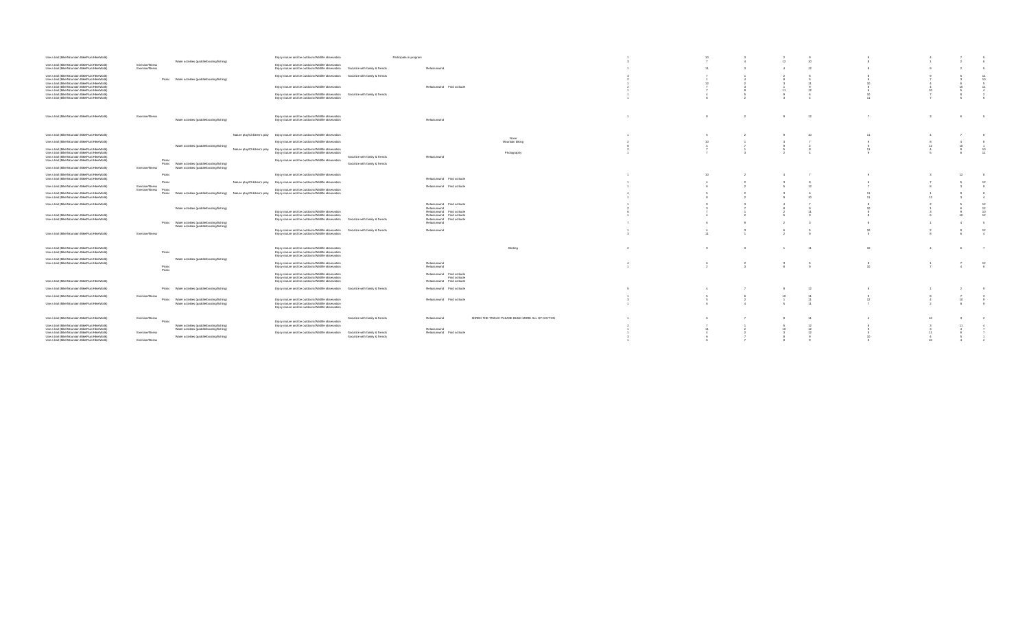| | | | | | | | | | | | | | | | | | | | |
|---|---|---|---|---|---|---|---|---|---|---|---|---|---|---|---|---|---|---|---|
| Use a trail (Bike/Mountain Bike/Run/Hike/Walk) | | | | | Enjoy nature and be outdoors/Wildlife observation | | Participate in program | | | | 1 | 10 | 3 | 2 | 9 | 6 | 4 | 7 | 5 |
| | | | Water activities (paddle/boating/fishing) | | | | | | | | 5 | 7 | 4 | 12 | 10 | 8 | 1 | 2 | 6 |
| Use a trail (Bike/Mountain Bike/Run/Hike/Walk) | Exercise/fitness | | | | Enjoy nature and be outdoors/Wildlife observation | | | | | | | | | | | | | | |
| Use a trail (Bike/Mountain Bike/Run/Hike/Walk) | Exercise/fitness | | | | Enjoy nature and be outdoors/Wildlife observation | Socialize with family & friends | | Relax/unwind | | | 1 | 11 | 3 | 4 | 12 | 8 | 9 | 2 | 5 |
| Use a trail (Bike/Mountain Bike/Run/Hike/Walk) | | | | | Enjoy nature and be outdoors/Wildlife observation | Socialize with family & friends | | | | | 3 | 7 | 1 | 2 | 6 | 8 | 9 | 5 | 11 |
| Use a trail (Bike/Mountain Bike/Run/Hike/Walk) | | Picnic | Water activities (paddle/boating/fishing) | | | | | | | | 2 | 1 | 4 | 8 | 5 | 6 | 7 | 3 | 10 |
| Use a trail (Bike/Mountain Bike/Run/Hike/Walk) | | | | | | | | | | | 1 | 12 | 2 | 2 | 11 | 10 | 4 | 6 | 5 |
| Use a trail (Bike/Mountain Bike/Run/Hike/Walk) | | | | | Enjoy nature and be outdoors/Wildlife observation | | | Relax/unwind | Find solitude | | 2 | 7 | 3 | 1 | 9 | 8 | 4 | 10 | 11 |
| Use a trail (Bike/Mountain Bike/Run/Hike/Walk) | | | | | | | | | | | 1 | 7 | 8 | 11 | 12 | 6 | 10 | 5 | 4 |
| Use a trail (Bike/Mountain Bike/Run/Hike/Walk) | | | | | Enjoy nature and be outdoors/Wildlife observation | Socialize with family & friends | | | | | 1 | 4 | 5 | 9 | 5 | 10 | 7 | 8 | 2 |
| Use a trail (Bike/Mountain Bike/Run/Hike/Walk) | | | | | Enjoy nature and be outdoors/Wildlife observation | | | | | | 1 | 6 | 2 | 3 | 4 | 11 | 7 | 5 | 9 |
| Use a trail (Bike/Mountain Bike/Run/Hike/Walk) | Exercise/fitness | | | | Enjoy nature and be outdoors/Wildlife observation | | | | | | 1 | 5 | 2 | 9 | 12 | 7 | 3 | 6 | 5 |
| | | | Water activities (paddle/boating/fishing) | | Enjoy nature and be outdoors/Wildlife observation | | | Relax/unwind | | | | | | | | | | | |
| Use a trail (Bike/Mountain Bike/Run/Hike/Walk) | | | | Nature play/Children's play | Enjoy nature and be outdoors/Wildlife observation | | | | | | 1 | 5 | 2 | 9 | 10 | 11 | 4 | 7 | 8 |
| | | | | | | | | | | None | | | | | | | | | |
| Use a trail (Bike/Mountain Bike/Run/Hike/Walk) | | | | | Enjoy nature and be outdoors/Wildlife observation | | | | | Mountain biking | 2 | 10 | 1 | 3 | 7 | 8 | 6 | 4 | 9 |
| | | | Water activities (paddle/boating/fishing) | | | | | | | | 6 | 4 | 7 | 9 | 2 | 5 | 12 | 10 | 1 |
| Use a trail (Bike/Mountain Bike/Run/Hike/Walk) | | | | Nature play/Children's play | Enjoy nature and be outdoors/Wildlife observation | | | | | | 2 | 7 | 1 | 5 | 8 | 11 | 4 | 8 | 10 |
| Use a trail (Bike/Mountain Bike/Run/Hike/Walk) | | | | | Enjoy nature and be outdoors/Wildlife observation | | | | | Photography | 1 | 7 | 3 | 2 | 4 | 9 | 5 | 6 | 11 |
| Use a trail (Bike/Mountain Bike/Run/Hike/Walk) | | | | | | Socialize with family & friends | | Relax/unwind | | | | | | | | | | | |
| Use a trail (Bike/Mountain Bike/Run/Hike/Walk) | | Picnic | | | Enjoy nature and be outdoors/Wildlife observation | | | | | | | | | | | | | | |
| | | Picnic | Water activities (paddle/boating/fishing) | | | Socialize with family & friends | | | | | | | | | | | | | |
| Use a trail (Bike/Mountain Bike/Run/Hike/Walk) | Exercise/fitness | | Water activities (paddle/boating/fishing) | | | | | | | | | | | | | | | | |
| Use a trail (Bike/Mountain Bike/Run/Hike/Walk) | | Picnic | | | Enjoy nature and be outdoors/Wildlife observation | | | | | | 1 | 10 | 2 | 4 | 7 | 9 | 3 | 12 | 8 |
| Use a trail (Bike/Mountain Bike/Run/Hike/Walk) | | | | | | | | Relax/unwind | Find solitude | | | | | | | | | | |
| | | Picnic | | Nature play/Children's play | Enjoy nature and be outdoors/Wildlife observation | | | | | | 1 | 4 | 2 | 3 | 8 | 6 | 7 | 5 | 12 |
| Use a trail (Bike/Mountain Bike/Run/Hike/Walk) | Exercise/fitness | | | | | | | Relax/unwind | Find solitude | | 1 | 6 | 2 | 5 | 12 | 7 | 8 | 3 | 9 |
| | Exercise/fitness | Picnic | | | Enjoy nature and be outdoors/Wildlife observation | | | | | | | | | | | | | | |
| Use a trail (Bike/Mountain Bike/Run/Hike/Walk) | | Picnic | Water activities (paddle/boating/fishing) | Nature play/Children's play | Enjoy nature and be outdoors/Wildlife observation | | | | | | 4 | 5 | 2 | 3 | 6 | 11 | 1 | 9 | 8 |
| Use a trail (Bike/Mountain Bike/Run/Hike/Walk) | | | | | | | | | | | 1 | 8 | 2 | 9 | 10 | 11 | 12 | 3 | 4 |
| Use a trail (Bike/Mountain Bike/Run/Hike/Walk) | | | | | | | | Relax/unwind | Find solitude | | 1 | 9 | 3 | 4 | 7 | 8 | 2 | 5 | 12 |
| | | | Water activities (paddle/boating/fishing) | | | | | Relax/unwind | | | 2 | 3 | 7 | 8 | 9 | 10 | 1 | 6 | 12 |
| | | | | | Enjoy nature and be outdoors/Wildlife observation | | | Relax/unwind | Find solitude | | 6 | 7 | 1 | 2 | 11 | 8 | 3 | 9 | 10 |
| Use a trail (Bike/Mountain Bike/Run/Hike/Walk) | | | | | Enjoy nature and be outdoors/Wildlife observation | | | Relax/unwind | Find solitude | | 1 | 4 | 2 | 5 | 3 | 8 | 6 | 10 | 12 |
| Use a trail (Bike/Mountain Bike/Run/Hike/Walk) | | | | | Enjoy nature and be outdoors/Wildlife observation | Socialize with family & friends | | Relax/unwind | Find solitude | | | | | | | | | | |
| | | Picnic | Water activities (paddle/boating/fishing) | | | | | Relax/unwind | | | 7 | 5 | 6 | 2 | 3 | 8 | 1 | 4 | 9 |
| | | | Water activities (paddle/boating/fishing) | | | | | | | | | | | | | | | | |
| | | | | | Enjoy nature and be outdoors/Wildlife observation | Socialize with family & friends | | Relax/unwind | | | 1 | 3 | 3 | 6 | 5 | 10 | 2 | 8 | 12 |
| Use a trail (Bike/Mountain Bike/Run/Hike/Walk) | Exercise/fitness | | | | Enjoy nature and be outdoors/Wildlife observation | | | | | | 3 | 11 | 1 | 2 | 9 | 9 | 8 | 6 | 4 |
| Use a trail (Bike/Mountain Bike/Run/Hike/Walk) | | | | | Enjoy nature and be outdoors/Wildlife observation | | | | | Birding | 2 | 9 | 3 | 1 | 11 | 10 | 4 | 6 | 7 |
| Use a trail (Bike/Mountain Bike/Run/Hike/Walk) | | Picnic | | | Enjoy nature and be outdoors/Wildlife observation | | | | | | | | | | | | | | |
| | | | | | Enjoy nature and be outdoors/Wildlife observation | | | | | | | | | | | | | | |
| Use a trail (Bike/Mountain Bike/Run/Hike/Walk) | | | Water activities (paddle/boating/fishing) | | | | | | | | | | | | | | | | |
| Use a trail (Bike/Mountain Bike/Run/Hike/Walk) | | Picnic | | | Enjoy nature and be outdoors/Wildlife observation | | | Relax/unwind | | | 3 | 6 | 2 | 3 | 5 | 8 | 1 | 7 | 12 |
| | | Picnic | | | Enjoy nature and be outdoors/Wildlife observation | | | Relax/unwind | | | 1 | 2 | 3 | 8 | 9 | 10 | 7 | 4 | 6 |
| | | | | | Enjoy nature and be outdoors/Wildlife observation | | | Relax/unwind | Find solitude | | | | | | | | | | |
| | | | | | Enjoy nature and be outdoors/Wildlife observation | | | | Find solitude | | | | | | | | | | |
| Use a trail (Bike/Mountain Bike/Run/Hike/Walk) | | | | | Enjoy nature and be outdoors/Wildlife observation | | | Relax/unwind | Find solitude | | | | | | | | | | |
| Use a trail (Bike/Mountain Bike/Run/Hike/Walk) | | Picnic | Water activities (paddle/boating/fishing) | | Enjoy nature and be outdoors/Wildlife observation | Socialize with family & friends | | Relax/unwind | Find solitude | | 5 | 4 | 7 | 8 | 12 | 6 | 1 | 2 | 9 |
| Use a trail (Bike/Mountain Bike/Run/Hike/Walk) | Exercise/fitness | | | | | | | | | | 1 | 5 | 6 | 10 | 11 | 9 | 8 | 7 | 3 |
| | | Picnic | Water activities (paddle/boating/fishing) | | Enjoy nature and be outdoors/Wildlife observation | | | Relax/unwind | Find solitude | | 3 | 5 | 2 | 1 | 11 | 12 | 4 | 10 | 9 |
| Use a trail (Bike/Mountain Bike/Run/Hike/Walk) | | | Water activities (paddle/boating/fishing) | | Enjoy nature and be outdoors/Wildlife observation | | | | | | 1 | 6 | 4 | 5 | 11 | 7 | 2 | 8 | 9 |
| | | | | | Enjoy nature and be outdoors/Wildlife observation | | | | | | | | | | | | | | |
| Use a trail (Bike/Mountain Bike/Run/Hike/Walk) | Exercise/fitness | | | | | Socialize with family & friends | | Relax/unwind | | SHRED THE TRAILS! PLEASE BUILD MORE ALL OF DAYTON | 1 | 6 | 7 | 8 | 11 | 3 | 10 | 3 | 2 |
| | | Picnic | | | Enjoy nature and be outdoors/Wildlife observation | | | | | | | | | | | | | | |
| Use a trail (Bike/Mountain Bike/Run/Hike/Walk) | | | Water activities (paddle/boating/fishing) | | Enjoy nature and be outdoors/Wildlife observation | | | | | | 2 | 7 | 1 | 5 | 12 | 8 | 3 | 11 | 4 |
| Use a trail (Bike/Mountain Bike/Run/Hike/Walk) | | | Water activities (paddle/boating/fishing) | | | | | Relax/unwind | | | 1 | 11 | 2 | 10 | 12 | 9 | 3 | 4 | 7 |
| Use a trail (Bike/Mountain Bike/Run/Hike/Walk) | Exercise/fitness | | | | Enjoy nature and be outdoors/Wildlife observation | Socialize with family & friends | | Relax/unwind | Find solitude | | 1 | 4 | 2 | 3 | 12 | 9 | 11 | 8 | 7 |
| Use a trail (Bike/Mountain Bike/Run/Hike/Walk) | | | Water activities (paddle/boating/fishing) | | | Socialize with family & friends | | | | | 3 | 6 | 7 | 8 | 9 | 10 | 4 | 5 | 1 |
| Use a trail (Bike/Mountain Bike/Run/Hike/Walk) | Exercise/fitness | | | | | | | | | | 1 | 6 | 7 | 8 | 9 | 5 | 10 | 4 | 2 |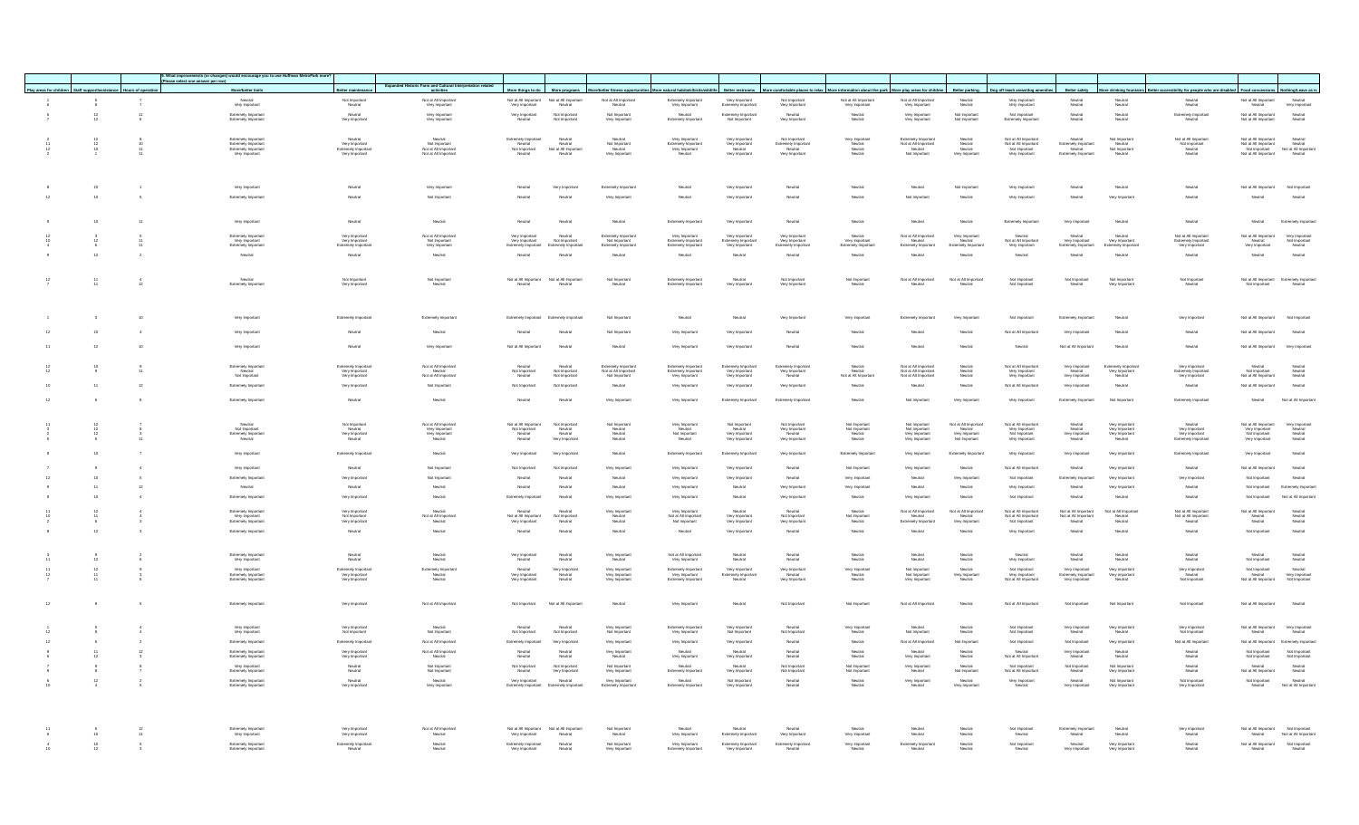| Play area for children | Staff support/assistance | Hours of operation | 9. What improvements (or changes) would encourage you to use Huffman MetroPark more? (Please select one answer per row) More/better trails | Better maintenance | Expanded Historic Farm and Cultural Interpretation related activities | More things to do | More programs | More/better fitness opportunities | More natural habitats/birds/wildlife | Better restrooms | More comfortable places to relax | More information about the park | More play areas for children | Better parking | Dog off leash amenities | Better safety | More drinking fountains | Better accessibility for people who are disabled | Food concessions | Nothing/Leave as is |
|---|---|---|---|---|---|---|---|---|---|---|---|---|---|---|---|---|---|---|---|---|
| 1 | 9 | 7 | Neutral | Not Important | Not at All Important | Not at All Important | Not at All Important | Not at All Important | Extremely Important | Very Important | Not Important | Not at All Important | Not at All Important | Neutral | Very Important | Neutral | Neutral | Neutral | Not at All Important | Neutral |
| 6 | 8 | 7 | Very Important | Neutral | Very Important | Neutral | Neutral | Neutral | Neutral | Extremely Important | Very Important | Very Important | Very Important | Neutral | Very Important | Neutral | Neutral | Neutral | Neutral | Very Important |
| 5 | 12 | 11 | Extremely Important | Neutral | Very Important | Very Important | Not Important | Not Important | Neutral | Extremely Important | Neutral | Neutral | Very Important | Not Important | Not Important | Neutral | Neutral | Extremely Important | Not at All Important | Neutral |
| 7 | 12 | 8 | Extremely Important | Very Important | Very Important | Neutral | Not Important | Very Important | Extremely Important | Not Important | Very Important | Neutral | Very Important | Not Important | Extremely Important | Neutral | Neutral | Neutral | Not at All Important | Neutral |
| 2 | 12 | 8 | Extremely Important | Neutral | Neutral | Extremely Important | Neutral | Neutral | Very Important | Very Important | Not Important | Very Important | Extremely Important | Neutral | Not at All Important | Neutral | Not Important | Not at All Important | Not at All Important | Neutral |
| 11 | 12 | 10 | Extremely Important | Very Important | Not Important | Neutral | Neutral | Not Important | Extremely Important | Very Important | Extremely Important | Neutral | Not at All Important | Neutral | Not at All Important | Extremely Important | Neutral | Not Important | Not at All Important | Neutral |
| 12 | 10 | 11 | Extremely Important | Extremely Important | Not at All Important | Not Important | Not at All Important | Neutral | Very Important | Neutral | Neutral | Neutral | Neutral | Neutral | Not Important | Neutral | Not Important | Neutral | Not Important | Not at All Important |
| 2 | 1 | 11 | Very Important | Very Important | Not at All Important | Neutral | Neutral | Very Important | Neutral | Very Important | Very Important | Neutral | Not Important | Very Important | Very Important | Extremely Important | Neutral | Neutral | Not at All Important | Neutral |
| 8 | 10 | 1 | Very Important | Neutral | Very Important | Neutral | Very Important | Extremely Important | Neutral | Very Important | Neutral | Neutral | Neutral | Not Important | Very Important | Neutral | Neutral | Neutral | Not at All Important | Not Important |
| 12 | 10 | 5 | Extremely Important | Neutral | Not Important | Neutral | Neutral | Very Important | Neutral | Very Important | Neutral | Neutral | Not Important | Neutral | Very Important | Neutral | Very Important | Neutral | Neutral | Neutral |
| 9 | 10 | 11 | Very Important | Neutral | Neutral | Neutral | Neutral | Neutral | Extremely Important | Very Important | Neutral | Neutral | Neutral | Neutral | Extremely Important | Very Important | Neutral | Neutral | Neutral | Extremely Important |
| 12 | 5 | 5 | Extremely Important | Very Important | Not at All Important | Very Important | Neutral | Extremely Important | Very Important | Very Important | Very Important | Neutral | Not at All Important | Very Important | Neutral | Neutral | Neutral | Not at All Important | Not at All Important | Very Important |
| 10 | 12 | 11 | Very Important | Very Important | Not Important | Very Important | Not Important | Not Important | Extremely Important | Extremely Important | Very Important | Very Important | Neutral | Neutral | Not at All Important | Very Important | Very Important | Extremely Important | Neutral | Not Important |
| 4 | 8 | 11 | Extremely Important | Extremely Important | Very Important | Extremely Important | Extremely Important | Extremely Important | Extremely Important | Very Important | Extremely Important | Extremely Important | Extremely Important | Extremely Important | Very Important | Extremely Important | Extremely Important | Very Important | Very Important | Neutral |
| 9 | 12 | 2 | Neutral | Neutral | Neutral | Neutral | Neutral | Neutral | Neutral | Neutral | Neutral | Neutral | Neutral | Neutral | Neutral | Neutral | Neutral | Neutral | Neutral | Neutral |
| 12 | 11 | 4 | Neutral | Not Important | Not Important | Not at All Important | Not at All Important | Not Important | Extremely Important | Neutral | Not Important | Not Important | Not at All Important | Not at All Important | Not Important | Not Important | Not Important | Not Important | Not at All Important | Extremely Important |
| 7 | 11 | 12 | Extremely Important | Very Important | Neutral | Neutral | Neutral | Neutral | Extremely Important | Very Important | Very Important | Neutral | Neutral | Neutral | Not Important | Neutral | Very Important | Neutral | Not Important | Neutral |
| 1 | 3 | 10 | Very Important | Extremely Important | Extremely Important | Extremely Important | Extremely Important | Not Important | Neutral | Neutral | Very Important | Very Important | Extremely Important | Very Important | Not Important | Extremely Important | Neutral | Very Important | Not at All Important | Not Important |
| 12 | 10 | 4 | Very Important | Neutral | Neutral | Neutral | Neutral | Not Important | Very Important | Very Important | Neutral | Neutral | Neutral | Neutral | Not at All Important | Very Important | Neutral | Neutral | Not at All Important | Neutral |
| 11 | 12 | 10 | Very Important | Neutral | Very Important | Not at All Important | Neutral | Neutral | Very Important | Very Important | Neutral | Neutral | Neutral | Neutral | Neutral | Not at All Important | Neutral | Neutral | Not at All Important | Very Important |
| 12 | 10 | 9 | Extremely Important | Extremely Important | Not at All Important | Neutral | Neutral | Extremely Important | Extremely Important | Extremely Important | Extremely Important | Neutral | Not at All Important | Neutral | Not at All Important | Very Important | Extremely Important | Very Important | Neutral | Neutral |
| 12 | 9 | 11 | Neutral | Very Important | Neutral | Not Important | Not Important | Not at All Important | Extremely Important | Very Important | Very Important | Neutral | Not at All Important | Neutral | Very Important | Neutral | Very Important | Extremely Important | Not Important | Neutral |
| | | | Not Important | Very Important | Not at All Important | Neutral | Not Important | Not Important | Very Important | Very Important | Neutral | Not at All Important | Not at All Important | Neutral | Very Important | Very Important | Neutral | Very Important | Not at All Important | Neutral |
| 10 | 11 | 12 | Extremely Important | Very Important | Not Important | Not Important | Not Important | Neutral | Very Important | Very Important | Very Important | Neutral | Neutral | Neutral | Not at All Important | Very Important | Neutral | Neutral | Not at All Important | Neutral |
| 12 | 9 | 8 | Extremely Important | Neutral | Neutral | Neutral | Neutral | Very Important | Neutral | Extremely Important | Extremely Important | Neutral | Not Important | Very Important | Very Important | Extremely Important | Not Important | Extremely Important | Neutral | Not at All Important |
| 11 | 12 | 7 | Neutral | Not Important | Not at All Important | Not at All Important | Not Important | Not Important | Very Important | Not Important | Not Important | Not Important | Not Important | Not at All Important | Not at All Important | Neutral | Very Important | Neutral | Not at All Important | Very Important |
| 3 | 12 | 8 | Not Important | Neutral | Very Important | Not Important | Neutral | Neutral | Neutral | Very Important | Very Important | Not Important | Not Important | Neutral | Very Important | Neutral | Very Important | Very Important | Very Important | Neutral |
| 2 | 12 | 3 | Extremely Important | Very Important | Very Important | Neutral | Neutral | Neutral | Not Important | Very Important | Neutral | Neutral | Very Important | Very Important | Not Important | Very Important | Very Important | Very Important | Very Important | Neutral |
| 5 | 8 | 11 | Neutral | Neutral | Neutral | Neutral | Very Important | Neutral | Neutral | Very Important | Very Important | Neutral | Not Important | Not Important | Very Important | Neutral | Neutral | Extremely Important | Very Important | Neutral |
| 8 | 10 | 7 | Very Important | Extremely Important | Neutral | Very Important | Very Important | Neutral | Extremely Important | Extremely Important | Very Important | Extremely Important | Very Important | Extremely Important | Very Important | Very Important | Very Important | Extremely Important | Very Important | Neutral |
| 7 | 9 | 4 | Very Important | Neutral | Not Important | Not Important | Not Important | Very Important | Very Important | Very Important | Neutral | Not Important | Very Important | Neutral | Not at All Important | Neutral | Very Important | Neutral | Not at All Important | Neutral |
| 12 | 10 | 5 | Extremely Important | Very Important | Not Important | Neutral | Neutral | Neutral | Very Important | Very Important | Neutral | Very Important | Neutral | Very Important | Not Important | Extremely Important | Very Important | Very Important | Not Important | Neutral |
| 9 | 11 | 12 | Neutral | Neutral | Neutral | Neutral | Neutral | Neutral | Very Important | Neutral | Very Important | Very Important | Neutral | Neutral | Very Important | Neutral | Very Important | Neutral | Not Important | Extremely Important |
| 8 | 10 | 4 | Extremely Important | Very Important | Neutral | Extremely Important | Neutral | Very Important | Very Important | Neutral | Very Important | Neutral | Very Important | Neutral | Not Important | Neutral | Neutral | Neutral | Not Important | Not at All Important |
| 11 | 12 | 4 | Extremely Important | Very Important | Neutral | Neutral | Neutral | Very Important | Very Important | Neutral | Neutral | Neutral | Not at All Important | Not at All Important | Not at All Important | Not at All Important | Not at All Important | Not at All Important | Not at All Important | Neutral |
| 10 | 11 | 4 | Very Important | Not Important | Not at All Important | Not at All Important | Not Important | Not Important | Not at All Important | Not Important | Not Important | Not Important | Neutral | Neutral | Not at All Important | Not at All Important | Neutral | Not at All Important | Neutral | Neutral |
| 2 | 6 | 3 | Extremely Important | Very Important | Very Important | Very Important | Not Important | Very Important | Not Important | Very Important | Very Important | Neutral | Extremely Important | Very Important | Not Important | Neutral | Neutral | Neutral | Neutral | Neutral |
| 8 | 12 | 3 | Extremely Important | Neutral | Neutral | Neutral | Neutral | Neutral | Neutral | Neutral | Neutral | Neutral | Neutral | Neutral | Very Important | Neutral | Neutral | Neutral | Not Important | Neutral |
| 3 | 9 | 2 | Extremely Important | Neutral | Neutral | Very Important | Neutral | Very Important | Not at All Important | Neutral | Neutral | Neutral | Neutral | Neutral | Neutral | Neutral | Neutral | Neutral | Neutral | Neutral |
| 11 | 12 | 5 | Very Important | Neutral | Neutral | Neutral | Neutral | Neutral | Neutral | Neutral | Neutral | Neutral | Neutral | Neutral | Very Important | Neutral | Neutral | Neutral | Not Important | Neutral |
| 11 | 12 | 9 | Extremely Important | Extremely Important | Extremely Important | Neutral | Very Important | Very Important | Extremely Important | Very Important | Very Important | Very Important | Not Important | Neutral | Not Important | Very Important | Very Important | Very Important | Not Important | Neutral |
| 12 | 11 | 3 | Extremely Important | Neutral | Neutral | Very Important | Neutral | Very Important | Very Important | Extremely Important | Neutral | Neutral | Not Important | Very Important | Very Important | Extremely Important | Very Important | Neutral | Neutral | Very Important |
| 7 | 11 | 6 | Extremely Important | Very Important | Neutral | Very Important | Neutral | Very Important | Extremely Important | Neutral | Very Important | Neutral | Very Important | Neutral | Not at All Important | Very Important | Neutral | Not Important | Not at All Important | Not Important |
| 12 | 8 | 5 | Extremely Important | Very Important | Not at All Important | Not Important | Not at All Important | Neutral | Very Important | Neutral | Not Important | Not Important | Not at All Important | Neutral | Not at All Important | Not Important | Not Important | Not Important | Not at All Important | Neutral |
| 1 | 9 | 4 | Very Important | Very Important | Neutral | Neutral | Neutral | Very Important | Extremely Important | Very Important | Neutral | Very Important | Neutral | Neutral | Not Important | Very Important | Very Important | Very Important | Not at All Important | Very Important |
| 12 | 8 | 4 | Very Important | Not Important | Not Important | Not Important | Not Important | Not Important | Very Important | Not Important | Not Important | Neutral | Not Important | Neutral | Not Important | Neutral | Neutral | Not Important | Neutral | Neutral |
| 12 | 9 | 2 | Extremely Important | Extremely Important | Not at All Important | Extremely Important | Very Important | Very Important | Very Important | Very Important | Neutral | Neutral | Not at All Important | Not Important | Not Important | Not Important | Very Important | Not at All Important | Not at All Important | Extremely Important |
| 8 | 11 | 12 | Extremely Important | Very Important | Not at All Important | Neutral | Neutral | Very Important | Neutral | Very Important | Neutral | Neutral | Neutral | Neutral | Neutral | Very Important | Neutral | Neutral | Not Important | Not Important |
| 6 | 12 | 3 | Extremely Important | Very Important | Neutral | Neutral | Neutral | Neutral | Extremely Important | Very Important | Neutral | Neutral | Very Important | Neutral | Not at All Important | Neutral | Neutral | Neutral | Not Important | Neutral |
| 7 | 9 | 8 | Very Important | Neutral | Not Important | Not Important | Not Important | Not Important | Neutral | Very Important | Not Important | Not Important | Not Important | Neutral | Not Important | Not Important | Not Important | Neutral | Neutral | Neutral |
| 9 | 8 | 7 | Extremely Important | Neutral | Not Important | Not Important | Very Important | Neutral | Extremely Important | Very Important | Neutral | Neutral | Neutral | Not Important | Not at All Important | Neutral | Very Important | Neutral | Not at All Important | Neutral |
| 6 | 12 | 2 | Extremely Important | Neutral | Neutral | Very Important | Neutral | Very Important | Neutral | Very Important | Neutral | Neutral | Very Important | Neutral | Very Important | Neutral | Not Important | Not Important | Neutral | Neutral |
| 10 | 4 | 5 | Extremely Important | Very Important | Very Important | Extremely Important | Extremely Important | Extremely Important | Extremely Important | Very Important | Neutral | Neutral | Neutral | Very Important | Neutral | Very Important | Very Important | Very Important | Neutral | Not at All Important |
| 11 | 8 | 12 | Extremely Important | Very Important | Not at All Important | Not at All Important | Not at All Important | Not Important | Neutral | Neutral | Neutral | Very Important | Neutral | Neutral | Not Important | Extremely Important | Neutral | Very Important | Not at All Important | Not Important |
| 6 | 10 | 11 | Very Important | Neutral | Neutral | Very Important | Neutral | Neutral | Very Important | Extremely Important | Neutral | Very Important | Neutral | Neutral | Neutral | Neutral | Neutral | Neutral | Neutral | Not at All Important |
| 4 | 10 | 5 | Extremely Important | Extremely Important | Neutral | Extremely Important | Neutral | Very Important | Very Important | Extremely Important | Extremely Important | Very Important | Extremely Important | Neutral | Not Important | Neutral | Very Important | Neutral | Not at All Important | Not Important |
| 10 | 12 | 3 | Extremely Important | Neutral | Neutral | Very Important | Neutral | Very Important | Extremely Important | Very Important | Neutral | Neutral | Neutral | Neutral | Neutral | Very Important | Very Important | Neutral | Neutral | Neutral |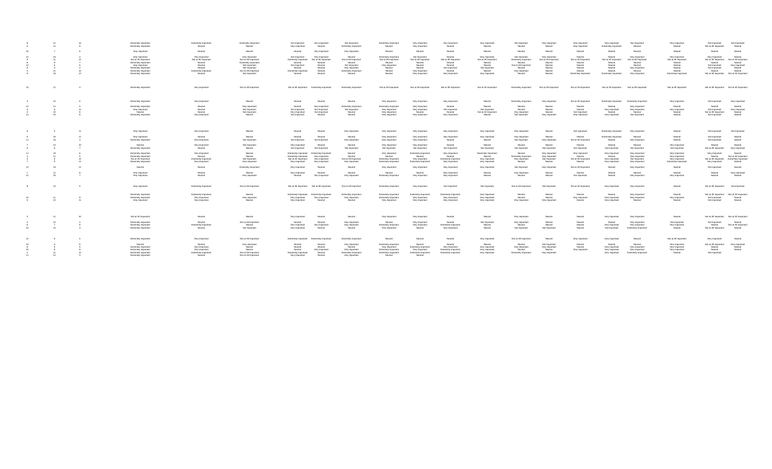| | | | | | | | | | | | | | | | | | | | | |
|---|---|---|---|---|---|---|---|---|---|---|---|---|---|---|---|---|---|---|---|---|
| 8 | 11 | 12 | Extremely Important | Extremely Important | Extremely Important | Not Important | Very Important | Not Important | Extremely Important | Very Important | Very Important | Very Important | Not Important | Very Important | Very Important | Very Important | Not Important | Very Important | Not Important | Not Important |
| 5 | 11 | 9 | Extremely Important | Neutral | Neutral | Very Important | Neutral | Extremely Important | Neutral | Very Important | Neutral | Neutral | Neutral | Neutral | Very Important | Extremely Important | Neutral | Neutral | Not at All Important | Neutral |
| 10 | 7 | 8 | Very Important | Neutral | Neutral | Neutral | Very Important | Very Important | Neutral | Neutral | Neutral | Neutral | Neutral | Neutral | Neutral | Neutral | Neutral | Neutral | Neutral | Neutral |
| 12 | 10 | 4 | Very Important | Very Important | Very Important | Not Important | Very Important | Neutral | Extremely Important | Not Important | Neutral | Very Important | Not Important | Very Important | Neutral | Neutral | Very Important | Very Important | Very Important | Neutral |
| 9 | 11 | 12 | Not at All Important | Not at All Important | Not at All Important | Extremely Important | Not at All Important | Not at All Important | Not at All Important | Not at All Important | Not at All Important | Not at All Important | Extremely Important | Not at All Important | Not at All Important | Not at All Important | Not at All Important | Not at All Important | Not at All Important | Not at All Important |
| 6 | 9 | 7 | Extremely Important | Neutral | Extremely Important | Neutral | Neutral | Neutral | Neutral | Neutral | Neutral | Neutral | Neutral | Neutral | Neutral | Neutral | Neutral | Neutral | Neutral | Neutral |
| 12 | 8 | 5 | Very Important | Neutral | Not Important | Not Important | Neutral | Not Important | Very Important | Neutral | Neutral | Neutral | Not at All Important | Neutral | Neutral | Neutral | Neutral | Neutral | Not Important | Very Important |
| 8 | 3 | 2 | Extremely Important | Neutral | Not Important | Neutral | Neutral | Very Important | Neutral | Neutral | Not Important | Not Important | Neutral | Neutral | Neutral | Neutral | Very Important | Neutral | Not Important | Neutral |
| 3 | 11 | 12 | Extremely Important | Extremely Important | Not at All Important | Extremely Important | Neutral | Extremely Important | Neutral | Very Important | Neutral | Neutral | Very Important | Neutral | Neutral | Neutral | Neutral | Neutral | Neutral | Neutral |
| 9 | 10 | 12 | Extremely Important | Neutral | Not Important | Neutral | Neutral | Neutral | Neutral | Very Important | Very Important | Very Important | Neutral | Neutral | Extremely Important | Extremely Important | Very Important | Extremely Important | Not at All Important | Not at All Important |
| 10 | 11 | 4 | Extremely Important | Very Important | Not at All Important | Not at All Important | Extremely Important | Extremely Important | Not at All Important | Not at All Important | Not at All Important | Not at All Important | Extremely Important | Not at All Important | Not at All Important | Not at All Important | Not at All Important | Not at All Important | Not at All Important | Not at All Important |
| 3 | 12 | 8 | Extremely Important | Very Important | Neutral | Neutral | Neutral | Neutral | Very Important | Very Important | Very Important | Neutral | Extremely Important | Very Important | Not at All Important | Extremely Important | Extremely Important | Very Important | Not Important | Very Important |
| 12 | 11 | 9 | Extremely Important | Neutral | Very Important | Neutral | Very Important | Extremely Important | Extremely Important | Very Important | Neutral | Neutral | Neutral | Neutral | Neutral | Neutral | Very Important | Very Important | Neutral | Neutral |
| 3 | 8 | 11 | Very Important | Neutral | Not Important | Not Important | Not Important | Not Important | Very Important | Very Important | Not Important | Not Important | Neutral | Neutral | Neutral | Very Important | Very Important | Very Important | Not Important | Very Important |
| 3 | 12 | 5 | Neutral | Neutral | Not Important | Very Important | Not Important | Neutral | Very Important | Neutral | Very Important | Not at All Important | Very Important | Neutral | Not Important | Neutral | Very Important | Neutral | Not at All Important | Neutral |
| 12 | 10 | 8 | Extremely Important | Very Important | Neutral | Not Important | Neutral | Neutral | Very Important | Very Important | Very Important | Neutral | Not Important | Very Important | Very Important | Very Important | Not Important | Neutral | Not Important | Neutral |
| 8 | 9 | 11 | Very Important | Very Important | Neutral | Neutral | Neutral | Very Important | Very Important | Very Important | Very Important | Very Important | Very Important | Neutral | Not Important | Extremely Important | Very Important | Neutral | Not Important | Not Important |
| 9 | 10 | 11 | Very Important | Neutral | Neutral | Neutral | Neutral | Neutral | Very Important | Very Important | Very Important | Very Important | Very Important | Neutral | Neutral | Extremely Important | Neutral | Neutral | Not Important | Neutral |
| 11 | 10 | 4 | Extremely Important | Very Important | Not Important | Not Important | Not Important | Very Important | Very Important | Very Important | Neutral | Neutral | Not Important | Very Important | Not at All Important | Neutral | Very Important | Neutral | Not Important | Neutral |
| 7 | 12 | 10 | Neutral | Very Important | Not Important | Very Important | Neutral | Neutral | Very Important | Very Important | Neutral | Neutral | Neutral | Neutral | Neutral | Neutral | Neutral | Very Important | Neutral | Neutral |
| 5 | 6 | 7 | Extremely Important | Neutral | Neutral | Not Important | Not Important | Not Important | Not Important | Not Important | Not Important | Not Important | Not Important | Not Important | Not Important | Not Important | Not Important | Not Important | Not at All Important | Very Important |
| 11 | 10 | 6 | Extremely Important | Very Important | Neutral | Extremely Important | Extremely Important | Neutral | Very Important | Extremely Important | Very Important | Extremely Important | Neutral | Very Important | Very Important | Very Important | Very Important | Very Important | Very Important | Neutral |
| 4 | 11 | 9 | Extremely Important | Neutral | Neutral | Extremely Important | Very Important | Neutral | Neutral | Neutral | Neutral | Neutral | Extremely Important | Very Important | Neutral | Neutral | Very Important | Very Important | Neutral | Not at All Important |
| 4 | 5 | 10 | Not at All Important | Extremely Important | Not Important | Not at All Important | Very Important | Not at All Important | Extremely Important | Very Important | Extremely Important | Very Important | Very Important | Not Important | Not at All Important | Very Important | Not Important | Very Important | Not at All Important | Extremely Important |
| 7 | 9 | 11 | Extremely Important | Very Important | Very Important | Very Important | Very Important | Very Important | Extremely Important | Extremely Important | Very Important | Very Important | Neutral | Neutral | Neutral | Very Important | Very Important | Extremely Important | Very Important | Neutral |
| 12 | 10 | 11 | Neutral | Neutral | Extremely Important | Very Important | Neutral | Neutral | Very Important | Very Important | Very Important | Very Important | Not Important | Very Important | Not at All Important | Neutral | Very Important | Neutral | Not Important | Neutral |
| 7 | 11 | 8 | Very Important | Neutral | Neutral | Very Important | Neutral | Neutral | Neutral | Very Important | Very Important | Neutral | Very Important | Neutral | Neutral | Neutral | Neutral | Neutral | Neutral | Very Important |
| 12 | 10 | 7 | Very Important | Neutral | Very Important | Neutral | Very Important | Very Important | Extremely Important | Very Important | Very Important | Neutral | Neutral | Neutral | Not Important | Neutral | Neutral | Very Important | Neutral | Neutral |
| 8 | 12 | 5 | Very Important | Extremely Important | Not at All Important | Not at All Important | Not at All Important | Not at All Important | Extremely Important | Very Important | Not Important | Not Important | Not at All Important | Not Important | Not at All Important | Very Important | Very Important | Neutral | Not at All Important | Not Important |
| | | | Extremely Important | Extremely Important | Neutral | Extremely Important | Extremely Important | Extremely Important | Extremely Important | Extremely Important | Extremely Important | Very Important | Neutral | Neutral | Neutral | Neutral | Very Important | Neutral | Not at All Important | Not at All Important |
| 10 | 11 | 8 | Extremely Important | Very Important | Very Important | Very Important | Very Important | Very Important | Extremely Important | Very Important | Very Important | Very Important | Neutral | Neutral | Very Important | Very Important | Very Important | Very Important | Not Important | Neutral |
| 5 | 12 | 11 | Very Important | Very Important | Neutral | Very Important | Neutral | Neutral | Very Important | Very Important | Very Important | Very Important | Very Important | Very Important | Neutral | Very Important | Neutral | Neutral | Not Important | Neutral |
| 3 | 11 | 10 | Not at All Important | Neutral | Neutral | Very Important | Neutral | Neutral | Very Important | Very Important | Neutral | Neutral | Very Important | Neutral | Neutral | Very Important | Very Important | Neutral | Not at All Important | Not at All Important |
| 3 | 12 | 2 | Extremely Important | Neutral | Not at All Important | Neutral | Neutral | Very Important | Neutral | Very Important | Neutral | Not Important | Very Important | Neutral | Neutral | Neutral | Very Important | Not Important | Not Important | Neutral |
| 8 | 7 | 6 | Extremely Important | Extremely Important | Neutral | Very Important | Very Important | Very Important | Extremely Important | Very Important | Extremely Important | Neutral | Neutral | Neutral | Neutral | Very Important | Very Important | Very Important | Neutral | Not at All Important |
| 10 | 12 | 3 | Extremely Important | Neutral | Not Important | Very Important | Neutral | Neutral | Very Important | Neutral | Very Important | Neutral | Not Important | Not Important | Neutral | Not Important | Extremely Important | Neutral | Not at All Important | Neutral |
| 12 | 9 | 5 | Extremely Important | Very Important | Not at All Important | Extremely Important | Extremely Important | Extremely Important | Neutral | Neutral | Neutral | Very Important | Not at All Important | Neutral | Very Important | Very Important | Neutral | Not at All Important | Very Important | Neutral |
| 10 | 9 | 6 | Neutral | Neutral | Very Important | Neutral | Neutral | Very Important | Extremely Important | Neutral | Neutral | Neutral | Neutral | Not Important | Neutral | Neutral | Neutral | Very Important | Not at All Important | Very Important |
| 8 | 9 | 5 | Extremely Important | Very Important | Neutral | Neutral | Neutral | Neutral | Very Important | Extremely Important | Very Important | Very Important | Very Important | Very Important | Neutral | Very Important | Very Important | Very Important | Neutral | Neutral |
| 10 | 8 | 9 | Extremely Important | Very Important | Neutral | Neutral | Very Important | Very Important | Extremely Important | Very Important | Extremely Important | Very Important | Neutral | Neutral | Very Important | Very Important | Very Important | Very Important | Neutral | Neutral |
| 2 | 11 | 12 | Extremely Important | Extremely Important | Not at All Important | Extremely Important | Neutral | Extremely Important | Extremely Important | Extremely Important | Extremely Important | Very Important | Extremely Important | Very Important | | Very Important | Extremely Important | Neutral | Not Important | |
| 11 | 12 | 3 | Extremely Important | Neutral | Not at All Important | Very Important | Neutral | Very Important | Neutral | Neutral | | | | | | | | | | |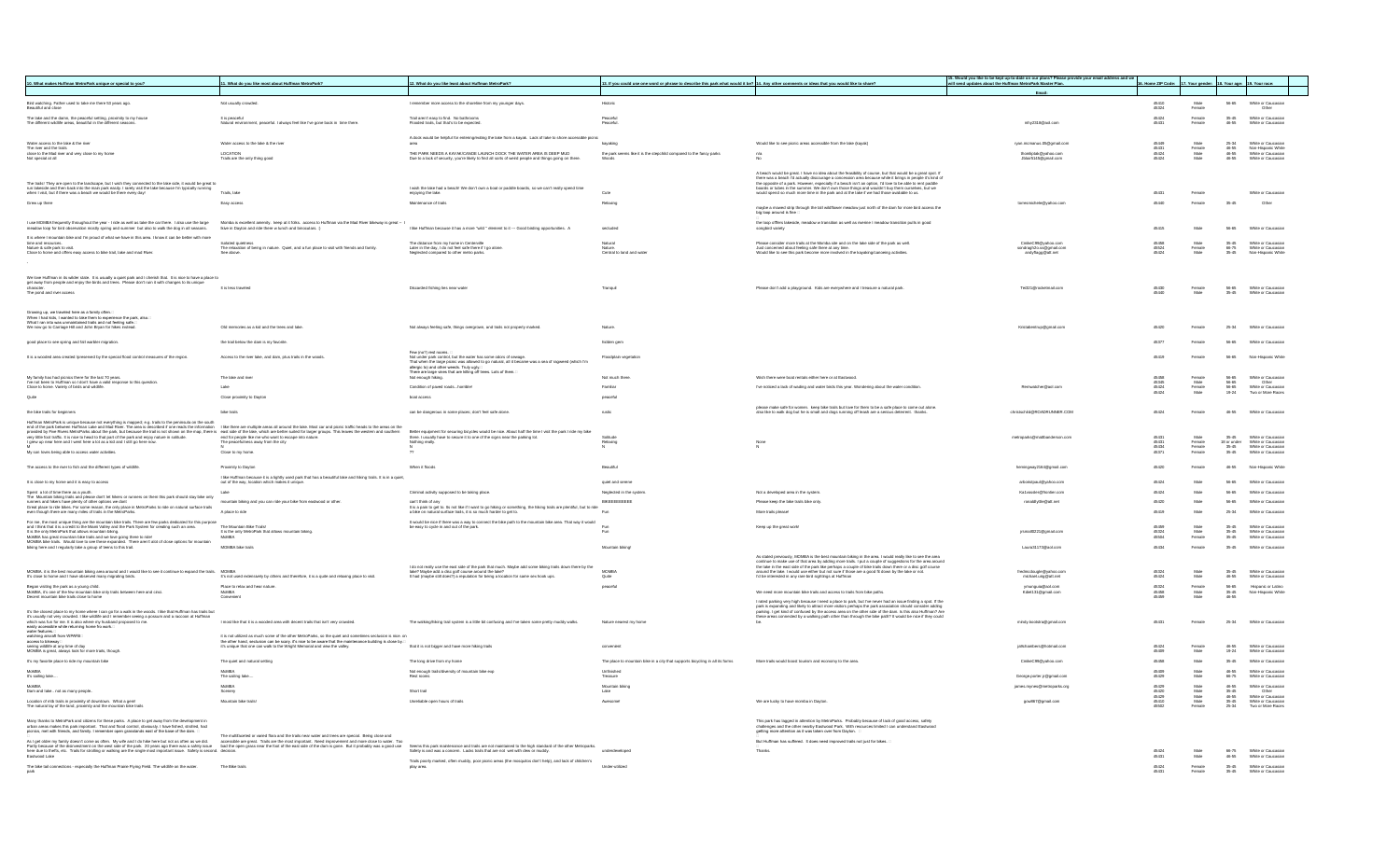| 10. What makes Huffman MetroPark unique or special to you? | 11. What do you like most about Huffman MetroPark? | 12. What do you like least about Huffman MetroPark? | 13. If you could use one word or phrase to describe this park what would it be? | 14. Any other comments or ideas that you would like to share? | 15. Would you like to be kept up-to-date on our plans? Please provide your email address and we will send updates about the Huffman MetroPark Master Plan. Email: | 16. Home ZIP Code | 17. Your gender | 18. Your age | 19. Your race |
|---|---|---|---|---|---|---|---|---|---|
| Bird watching. Father used to take me there 50 years ago. | Not usually crowded. | I remember more access to the shoreline from my younger days. | Historic | | | 45433 | Male | 66-85 | White or Caucasian |
| Beautiful and close | | | | | | 45324 | Female | | Other |
| The lake and the dams, the peaceful setting, proximity to my house | It is peaceful | Trail aren't easy to find. No bathrooms | Peaceful | | | 45324 | Female | 35-45 | White or Caucasian |
| The different wildlife areas, beautiful in the different seasons. | Natural environment, peaceful. I always feel like I've gone back in time there. | Flooded trails, but that's to be expected. | Peaceful, | | kfry2318@aol.com | 45431 | Female | 46-55 | White or Caucasian |
| Water access to the lake & the river | Water access to the lake & the river | A dock would be helpful for entering/exiting the lake from a kayak. Lack of lake to shore accessible picnic area | kayaking | Would like to see picnic areas accessible from the lake (kayak) | ryan.mcnamus.28@gmail.com | 45169 | Male | 25-34 | White or Caucasian |
| The river and the trails | | | | | | 45431 | Female | 46-55 | Non-Hispanic White |
| close to the Mad river and very close to my home | LOCATION | THE PARK NEEDS A KAYAK/CANOE LAUNCH DOCK THE WATER AREA IS DEEP MUD | the park seems like it is the stepchild compared to the fancy parks | n/a | fbicelpiak@yahoo.com | 45324 | Male | 46-55 | White or Caucasian |
| Not special at all | Trails are the only thing good | Due to a lack of security, you're likely to find all sorts of weird people and things going on there. | Woods | No | 2blast5145@gmail.com | 45424 | Male | 46-55 | White or Caucasian |
| The trails! They are open to the landscape, but I wish they connected to the lake side; it would be great to run lakeside and then back into the more park easily. I rarely visit the lake because I'm typically running where I visit, but if there was a beach we would be there every day! | Trails, lake | I wish the lake had a beach! We don't own a boat or paddle boards, so we can't really spend time enjoying the lake. | Cute | A beach would be great. I have no idea about the feasibility of course, but that would be a great spot. If there was a beach I'd actually discourage a concession area because while it brings in people it's kind of the opposite of a park. However, especially if a beach isn't an option, I'd love to be able to rent paddle boards or kayaks in the summer. We don't own those things and wouldn't buy them ourselves, but we would spend so much more time in the park and at the lake if we had those available to us. | | 45431 | Female | | White or Caucasian |
| Grew up there | Easy access | Maintenance of trails | Relaxing | maybe a mowed strip through the tall wildflower meadow just north of the dam for more bird access the big loop around is fine | lamesnechele@yahoo.com | 45440 | Female | 35-45 | Other |
| I use MOMBA frequently throughout the year - I ride as well as take the cut there. I also use the large meadow loop for bird observation mostly spring and summer but also to walk the dog in all seasons. | Momba is excellent amenity, keep at it folks. access to Huffman via the Mad River bikeway is great -- I love to bike in to Dayton and ride there at lunch and bike back. | I like Huffman because it has a more "wild" element to it -- Good birding opportunities. A | secluded | the loop offers lakeside, meadow a transition as well as riverine / meadow transition parts is good coupled variety | | 45431 | Male | 66-85 | White or Caucasian |
| It is where I mountain bike and I'm proud of what we have in this area. I know it can be better with more time and resources. | Isolated quietness | The distance from my home in Centerville | Natural | Please consider more trails at the Momba site and on the lake side of the park as well. | Clarke0366@yahoo.com | 45458 | Male | 35-45 | White or Caucasian |
| Nature & safe park to visit | The relaxation of being in nature. Quiet, and a fun place to visit with friends and family. | Lake in the day. I do not feel safe there if I go alone. | Nature | Just concerned about feeling safe there at any time. | sandrag52xxx@gmail.com | 45324 | Female | 66-75 | White or Caucasian |
| Close to home and offers easy access to bike trail, lake and mad River. | Bike trails | Neglected compared to other metro parks. | Central to land and water | Would like to see this park become more involved in the kayaking/canoeing activities. | andyfleggs@att.net | 45324 | Male | 35-45 | Non-Hispanic White |
| . | | | | | | | | | |
| We love Huffman in its wilder state. It is usually a quiet park and I cherish that. It is nice to have a place to get away from people and enjoy the birds and trees. Please don't ruin it with changes to its unique character. | It is less traveled | Discarded fishing line near water | Tranquil | Please don't add a playground. Kids are everywhere and I treasure a natural park. | Tedd21@redemail.com | 45430 | Female | 66-85 | White or Caucasian |
| The pond and river access | | | | | | 45440 | Male | 35-45 | White or Caucasian |
| Growing up, we traveled here as a family often. When I had kids, I wanted to take them to experience the park, also. What I ran into was unmaintained trails and not feeling safe. We now go to Carriage Hill and John Bryan for hikes instead. | Old memories as a kid and the trees and lake. | Not always feeling safe, things overgrown, and trails not properly marked. | Nature | | Kristabeeimup@gmail.com | 45420 | Female | 25-34 | White or Caucasian |
| good place to see spring and fall warbler migration. | the trail below the dam is my favorite | | hidden gem | | | 45377 | Female | 66-85 | White or Caucasian |
| It is a wooded area created /preserved by the special flood control measures of the region. | Access to the river lake, and dam, plus trails in the woods. | Few (no?) rest rooms. Not under park control, but the water has some odors of sewage. That when the large power was allowed to get natural, all it became was a sea of seaweed (which I'm allergic to) and other weeds. Truly ugly. There are large areas that are sitting off trees. Lots of them. | Floodplain vegetation | | | 45429 | Female | 66-85 | Non-Hispanic White |
| My family has had picnics there for the last 70 years. | The lake and river | Not enough hiking | Not much there | Wish there were boat rentals either here or at Eastwood. | | 45458 | Female | 66-85 | White or Caucasian |
| I've not been to Huffman so I don't have a valid response to this question. | | | | | | 45305 | Male | 66-85 | Other |
| Close to home. Variety of birds and wildlife. | Lake | Condition of paved roads...horrible! | Familiar | I've noticed a lack of wading and water birds this year. Wondering about the water condition. | Renrwatcher@aol.com | 45324 | Female | 66-85 | White or Caucasian |
| Quite | Close proximity to Dayton | boat access | peaceful | | | 45324 | Male | 18-24 | Two or More Races |
| the bike trails for beginners | bike trails | can be dangerous in some places, don't feel safe alone | rustic | please make safe for women. keep bike trails but love for there to be a safe place to come out alone also like to walk dog but he is small and dogs running off leash are a serious deterrent. thanks | christa2468@ROADRUNNER.COM | 45424 | Female | 46-55 | White or Caucasian |
| Huffman MetroPark is unique because not everything is mapped. e.g. trails to the peninsula on the south end of the park between Huffman Lake and Mad River. The area is described if one reads the information provided by FiveRivers MetroParks about the park, but because the trail is not shown on the map, there's very little foot traffic. It is nice to head to that part of the park and enjoy nature in solitude. | I like there are multiple areas all around the lake. Most car and picnic traffic heads to the areas on the east side of the lake, which are better suited for larger groups. This leaves the western and southern end for people like me who want to escape into nature. | Better equipment for securing bicycles would be nice. About half the time I visit the park I ride my bike there. I usually have to secure it to one of the signs near the parking lot. | Solitude | None | metropark@mattbandersen.com | 45431 | Male | 35-45 | White or Caucasian |
| I grew up near here and I went here a lot as a kid and I still go here now. | The peacefulness away from the city | Nothing really. | Relaxing | | | 45431 | Female | 18 or under | White or Caucasian |
| M | N. | N. | N | N | | 45434 | Female | 35-45 | White or Caucasian |
| My son loves being able to access water activities. | Close to my home | ?? | | | | 45371 | Female | 35-45 | White or Caucasian |
| The access to the river to fish and the different types of wildlife. | Proximity to Dayton | When it floods | Beautiful | | lemmingway2164@gmail.com | 45420 | Female | 46-55 | Non-Hispanic White |
| It is close to my home and it is easy to access | I like Huffman because it is a lightly used park that has a beautiful lake and hiking trails. It is in a quiet, out of the way, location which makes it unique. | | quiet and serene | | aficonbjaus@yahoo.com | 45324 | Male | 66-85 | White or Caucasian |
| Spent a lot of time here as a youth. | Lake | Criminal activity supposed to be taking place. | Neglected in the system. | Not a developed area in the system. | Ka1wooden@frontier.com | 45324 | Male | 56-65 | White or Caucasian |
| The Mountain biking trails and please don't let hikers or runners on them this park should stay why runners and hikers have plenty of other options we don't. | mountain biking and you can ride your bike from eastwood or other. | can't think of any | BIKEBIKEBIKEBIKE | Please keep the bike trails bike only. | ronaldfyte@att.net | 45420 | Male | 56-65 | White or Caucasian |
| Great place to ride bikes. For some reason, the only place in MetroParks to ride on natural surface trails even though there are many miles of trails in the MetroParks. | A place to ride | It is a pain to get to. Its not like I want to go hiking or something, the hiking trails are plentiful, but to ride a bike on natural surface trails, it is so much harder to get to. | Fun | More trails please! | | 45419 | Male | 25-34 | White or Caucasian |
| For me, the most unique thing are the mountain bike trails. There are few parks dedicated for this purpose and I think that it is a credit to the Miami Valley and the Park System for creating such an area. | The Mountain Bike Trails! | It would be nice if there was a way to connect the bike path to the mountain bike area. That way it would be easy to cycle to and out of the park. | Fun | Keep up the good work! | | 45458 | Male | 35-45 | White or Caucasian |
| It is the only MetroPark with mountain bike trails | It is the only MetroPark that allows mountain biking. | | Fun | | jmorad0215@gmail.com | 45324 | Male | 35-45 | White or Caucasian |
| MoMBA has great mountain bike trails and we love going there to ride! | MoMBA | | | | | 45504 | Female | 35-45 | White or Caucasian |
| MOMBA bike trails. Would love to see these expanded. There aren't alot of close options for mountain biking here and I regularly take a group of teens to this trail. | MOMBA bike trails | | Mountain biking! | | Laura3117@aol.com | 45434 | Female | 35-45 | White or Caucasian |
| MOMBA, it is the best mountain biking area around and I would like to see it continue to expand the trails. | MOMBA | I do not really use the east side of the park that much. Maybe add some biking trails down there by the lake? Maybe add a disc golf course around the lake? | MOMBA | As stated previously, MOMBA is the best mountain biking in the area. I would really like to see the area continue to make use of that area by adding more trails. I put a couple of suggestions for the area around the lake in the east side of the park like perhaps a couple of bike trails down there or a disc golf course around the lake. I would see either but not sure if those are a good fit down by the lake or not. | thedeccbougle@yahoo.com | 45324 | Male | 35-45 | White or Caucasian |
| It's close to home and I have observed many migrating birds. | It's not used extensively by others and therefore, it is a quite and relaxing place to visit. | It had (maybe still does?) a reputation for being a location for same sex hook ups. | Quite | I'd be interested in any rare bird sightings at Huffman | michael.ueg@att.net | 45424 | Male | 46-55 | White or Caucasian |
| Began visiting the park as a young child. | Place to relax and hear nature. | | peaceful | | jvmangus@aol.com | 45324 | Female | 66-85 | Hispanic or Latino |
| MoMBA; it's one of the few mountain bike only trails between here and cincy. | MoMBA | | | We need more mountain bike trails and access to trails from bike paths. | Kdatt133@gmail.com | 45458 | Male | 35-45 | Non-Hispanic White |
| Decent mountain bike trails close to home | Convenient | | | | | 45458 | Male | 46-55 | White or Caucasian |
| It's the closest place to my home where I can go for a walk in the woods. I like that Huffman has trails but it's usually not very crowded. I like wildlife and I remember seeing a possum and a raccoon at Huffman which was fun for me. It is also where my husband proposed to me. | I would like that it has a wooded area with decent trails that sort very crowded. | The walking/hiking trail system is a little bit confusing and I've taken some pretty muddy walks. | Nature around my home | I rated parking very high because I need a place to park, but I've never had an issue finding a spot. If the park is expanding and likely to attract more visitors perhaps the park association should consider adding parking. I get kind of confused by the access area on the other side of the dam. Is that Huffman? Are these areas connected by a walking path rather than through the bike path? It would be nice if they could be. | mindy.bostdrop@gmail.com | 45431 | Female | 25-34 | White or Caucasian |
| easily accessible while returning home fro work; water features; watching aircraft from WPAFB; access to driveway; seeing wildlife at any time of day | It is not utilized as much some of the other MetroParks, so the quiet and sometimes seclusion is nice. on the other hand, seclusion can be scary. It's nice to be aware that the maintenance building is close by. | | convenient | | johnhandsers@hotmail.com | 45324 | Female | 46-55 | White or Caucasian |
| MOMBA is great, always look for more trails, though | It's unique that one can walk to the Wright Memorial and view the valley. | But it is not bigger and have more hiking trails | | | | 45489 | Male | 18-24 | White or Caucasian |
| It's my favorite place to ride my mountain bike | The quiet and natural setting | The long drive from my home | The place to mountain bike in a city that supports bicycling in all its forms | More trails would boost tourism and economy to the area. | Clarke0366@yahoo.com | 45458 | Male | 35-45 | White or Caucasian |
| MoMBA | MoMBA | Not enough trails/diversity of mountain bike exp | Unfinished | | George.porter.jr@gmail.com | 45409 | Male | 46-55 | White or Caucasian |
| It's sailing lake... | The sailing lake... | Rest rooms | Treasure | | | 45429 | Male | 66-75 | White or Caucasian |
| MoMBA | MoMBA | | Mountain biking | | james.reynes@metroparks.org | 45429 | Male | 46-55 | White or Caucasian |
| Dam and lake...not as many people. | Scenery | Short trail | Lake | | | 45320 | Male | 35-45 | Other |
| Location of mtb trails in proximity of downtown. What a gem! | Mountain bike trails! | Unreliable open hours of trails | Awesome! | We are lucky to have momba in Dayton. | gnoe887@gmail.com | 45429 | Male | 46-55 | White or Caucasian |
| The natural lay of the land, proximity and the mountain bike trails | | | | | | 45410 | Male | 35-45 | White or Caucasian |
| | | | | | | 45502 | Female | 25-34 | Two or More Races |
| Many thanks to MetroPark and citizens for these parks. A place to get away from the development in urban areas makes the park important. That and flood control, obviously. I have fished, climbed, had picnics, met with friends, and family. I remember open grasslands east of the base of the dam. | | | | This park has lagged in attention by MetroParks. Probably because of lack of good access, safety challenges and the other nearby Eastwood Park. With resources limited I can understand Eastwood getting more attention as it was taken over from Dayton. | | | | | |
| As I get older my family doesn't come as often. My wife and I do hike here but not as often as we did. Partly because of the dis-investment on the west side of the park. 20 years ago there was a safety issue here due to traffic, etc. Trails for strolling or walking are the single most important issue. Safety is second. Eastwood Lake. | The eastbound or varied flats and the trails near water and trees are special. Being close and accessible are great. Trails are the most important. Need improvement and more close to water. Too bad the open grass near the foot of the east side of the dam is gone. But it probably was a good use decision. | Seems this park maintenance and trails are not maintained to the high standard of the other Metroparks. Safety is and was a concern. Lacks trails that are not wet with dew or muddy... | underdeveloped | But Huffman has suffered. It does need improved trails not just for bikes. Thanks | | 45324 | Male | 66-75 | White or Caucasian |
| | | | | | | 45431 | Male | 66-75 | White or Caucasian |
| The bike trail connections - especially the Huffman Prairie Flying Field. The wildlife on the water. | The Bike trails | Trails poorly marked, often muddy, poor picnic areas (the mosquitos don't help), and lack of children's play area. | Under-utilized | | | 45424 | Female | 35-45 | White or Caucasian |
| park | | | | | | 45431 | Female | 35-45 | White or Caucasian |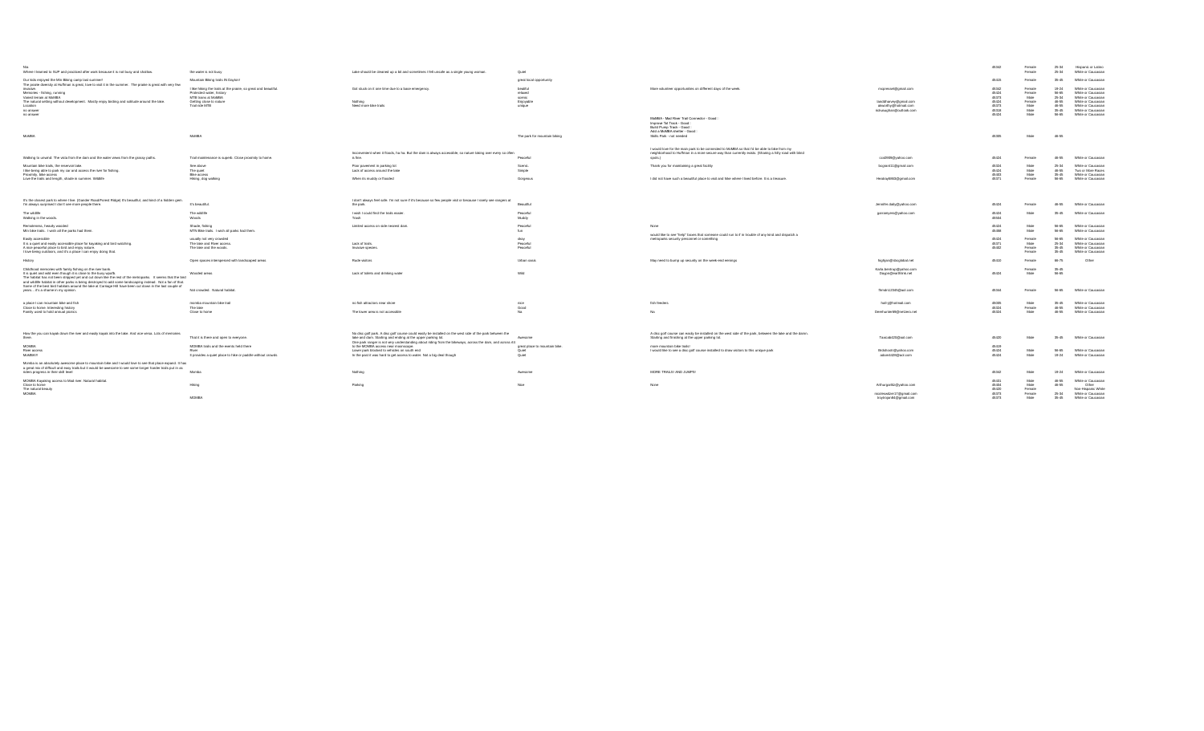| | | | | | | | | | |
|---|---|---|---|---|---|---|---|---|---|
| No | | | | | | 45342 | Female | 25-34 | Hispanic or Latino |
| Where I learned to SUP and practiced after work because it is not busy and shallow. | the water is not busy | Lake should be cleaned up a bit and sometimes I felt unsafe as a single young woman. | Quiet | | | | Female | 25-34 | White or Caucasian |
| Our kids enjoyed the Mt Biking camp last summer! | Mountain Biking trails IN Dayton! | | great local opportunity | | | 45415 | Female | 35-45 | White or Caucasian |
| The prairie diversity at Huffman is great, love to visit it in the summer. The prairie is great with very few invasives | I like hiking the trails at the prairie, so great and beautiful | Got stuck on it one time due to a base emergency. | beatiful | More volunteer opportunities on different days of the week | mopressel@gmail.com | 45342 | Female | 18-24 | White or Caucasian |
| Memories - fishing, running | Protected water, history | | relaxed | | | 45424 | Female | 56-65 | White or Caucasian |
| Varied terrain at MoMBA | MTB trails at MoMBA | | scenic | | | 45373 | Male | 25-34 | White or Caucasian |
| The natural setting without development. Mostly enjoy birding and solitude around the lake. | Getting close to nature | Nothing | Enjoyable | | bendtharvey@gmail.com | 45324 | Female | 46-55 | White or Caucasian |
| Location | Trail ride MTB | Need more bike trails | unique | | alwoodfyy@hotmail.com | 45373 | Male | 46-55 | White or Caucasian |
| no answer | | | | | mdonaughton@outlook.com | 45318 | Male | 35-45 | White or Caucasian |
| no answer | | | | | | 45424 | Male | 56-65 | White or Caucasian |
| MoMBA | MoMBA | | The park for mountain biking | MoMBA - Mad River Trail Connector - Good ; Improve Tat Track - Good ; Build Pump Track - Good ; Add a MoMBA shelter - Good ; Skills Park - not needed | | 45305 | Male | 46-55 | |
| Walking to unwind. The vista from the dam and the water views from the grassy paths. | Trail maintenance is superb. Close proximity to home | Inconvenient when it floods, ha ha. But the dam is always accessible, so nature taking over every so often is fine. | Peaceful | I would love for the main park to be connected to MoMBA so that I'd be able to bike from my neighborhood to Huffman in a more secure way than currently exists. (Showing a hilly road with blind spots.) | cod2699@yahoo.com | 45324 | Female | 46-55 | White or Caucasian |
| Mountain bike trails, the reservoir lake. | See above | Poor pavement in parking lot | Scenic | Thank you for maintaining a great facility | boyce411@gmail.com | 45324 | Male | 25-34 | White or Caucasian |
| I like being able to park my car and access the river for fishing. | The quiet | Lack of access around the lake | Simple | | | 45324 | Male | 46-55 | Two or More Races |
| Proximity, bike access | Bike access | | | | | 45403 | Male | 35-45 | White or Caucasian |
| Love the trails and length, shade in summer. Wildlife | Hiking, dog walking | When its muddy or flooded | Gorgeous | I did not have such a beautiful place to visit and hike where I lived before. It is a treasure. | Heatonj6863@gmail.com | 45371 | Female | 56-65 | White or Caucasian |
| It's the closest park to where I live. (Gander Road/Forest Ridge) It's beautiful, and kind of a hidden gem. I'm always surprised I don't see more people there. | It's beautiful. | I don't always feel safe. I'm not sure if it's because so few people visit or because I rarely see rangers at the park. | Beautiful | | Jennifer.daily@yahoo.com | 45424 | Female | 46-55 | White or Caucasian |
| The wildlife | The wildlife | I wish I could find the trails easier. | Peaceful | | gannenyes@yahoo.com | 45424 | Male | 35-45 | White or Caucasian |
| Walking in the woods. | Woods | Trash | Muddy | | | 45504 | | | |
| Remoteness, heavily wooded | Shade, fishing | Limited access on side nearest dam. | Peaceful | None | | 45424 | Male | 56-65 | White or Caucasian |
| Mtn bike trails . I wish all the parks had them. | MTN Bike trails . I wish all parks had them. | | fun | | | 45498 | Male | 56-65 | White or Caucasian |
| Easily accessible | usually not very crowded | | okay | would like to see "help" boxes that someone could run to if in trouble of any kind and dispatch a metroparks security personnel or something | | 45324 | Female | 56-65 | White or Caucasian |
| It is a quiet and easily accessible place for kayaking and bird watching. | The lake and River access. | Lack of tools. | Peaceful | | | 45371 | Male | 25-34 | White or Caucasian |
| A nice peaceful place to bird and enjoy nature | The lake and the woods. | Invasive species. | Peaceful | | | 45002 | Female | 35-45 | White or Caucasian |
| I love being outdoors, and it's a place I can enjoy doing that. | | | | | | | Female | 35-45 | White or Caucasian |
| History | Open spaces interspersed with landscaped areas | Rude visitors | Urban oasis | May need to bump up security on the week-end evenings | Bigflyer@sbcglobal.net | 45410 | Female | 66-75 | Other |
| Childhood memories with family fishing on the river bank. | | | | | Karla.lewisup@yahoo.com | | Female | 35-45 | |
| Its quiet and wild even though it is close to the busy wpafb. | Wooded areas | Lack of toilets and drinking water | Wild | | Dwyte@earthlink.net | 45324 | Male | 56-65 | |
| The habitat has not been stripped yet and cut down like the rest of the metroparks. It seems that the bird and wildlife habitat in other parks is being destroyed to add some landscaping instead. Not a fan of that. Some of the best bird habitats around the lake at Carriage Hill have been cut down in the last couple of years... it's a shame in my opinion. | Not crowded. Natural habitat. | | | | flimstn1234@aol.com | 45344 | Female | 56-65 | White or Caucasian |
| a place I can mountain bike and fish | momba mountain bike trail | no fish attractors near shore | nice | fish feeders | harry@hotmail.com | 45005 | Male | 35-45 | White or Caucasian |
| Close to home. Interesting history | The lake | | Good | | | 45324 | Female | 46-55 | White or Caucasian |
| Family went to hold annual picnics. | Close to home | The lower area is not accessible | Na | Na | Deerhunter89@netzero.net | 45324 | Male | 46-55 | White or Caucasian |
| How the you can kayak down the river and easily kayak into the lake. And vice versa. Lots of memories there. | That it is there and open to everyone. | No disc golf park. A disc golf course could easily be installed on the west side of the park between the lake and dam. Starting and ending at the upper parking lot. | Awesome | A disc golf course can easily be installed on the west side of the park, between the lake and the damn. Starting and finishing at the upper parking lot. | Taxicab420@aol.com | 45420 | Male | 35-45 | White or Caucasian |
| MOMBA | MOMBA trails and the events held there | One park ranger is not very understanding about riding from the bikeways, across the dam, and across to the MOMBA access near moonscape | great place to mountain bike | more mountain bike trails! | | 45429 | | | |
| River access | River | Lower park blocked to vehicles on south end | Quiet | I would like to see a disc golf course installed to draw visitors to this unique park | Bbdelivoth@yahoo.com | 45324 | Male | 56-65 | White or Caucasian |
| MoMBA!!! | It provides a quiet place to hike or paddle without crowds | In the past it was hard to get access to water. Not a big deal though | Quiet | | adam4329@aol.com | 45424 | Male | 18-24 | White or Caucasian |
| Momba is an absolutely awesome place to mountain bike and I would love to see that place expand. It has a great mix of difficult and easy trails but it would be awesome to see some longer harder trails put in as riders progress in their skill level | Momba | Nothing | Awesome | MORE TRAILS AND JUMPS! | | 45342 | Male | 18-24 | White or Caucasian |
| MOMBA Kayaking access to Mad river. Natural habitat. | | | | | | 45431 | Male | 46-55 | White or Caucasian |
| Close to home | Hiking | Parking | Nice | None | Arthurgordon2@yahoo.com | 45404 | Male | 46-55 | Other |
| The natural beauty | | | | | | 45420 | Female | | Non-Hispanic White |
| MOMBA | | | | | rosiemeadow17@gmail.com | 45373 | Female | 25-34 | White or Caucasian |
| | MOMBA | | | | tnyhope84@gmail.com | 45373 | Male | 35-45 | White or Caucasian |